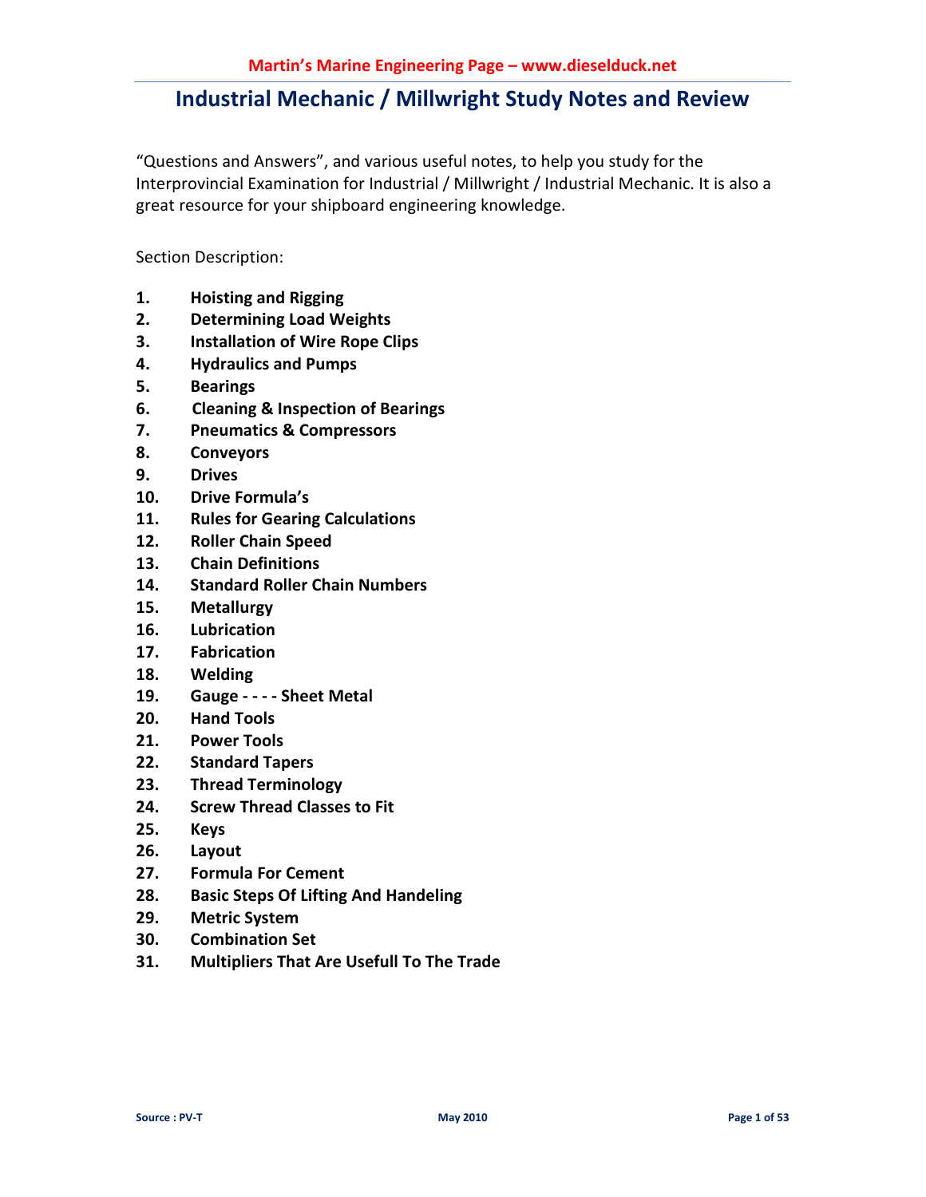# Industrial Mechanic / Millwright Study Notes and Review

"Questions and Answers", and various useful notes, to help you study for the Interprovincial Examination for Industrial / Millwright / Industrial Mechanic. It is also a great resource for your shipboard engineering knowledge.

Section Description:

1. **Hoisting and Rigging**
2. **Determining Load Weights**
3. **Installation of Wire Rope Clips**
4. **Hydraulics and Pumps**
5. **Bearings**
6. **Cleaning & Inspection of Bearings**
7. **Pneumatics & Compressors**
8. **Conveyors**
9. **Drives**
10. **Drive Formula's**
11. **Rules for Gearing Calculations**
12. **Roller Chain Speed**
13. **Chain Definitions**
14. **Standard Roller Chain Numbers**
15. **Metallurgy**
16. **Lubrication**
17. **Fabrication**
18. **Welding**
19. **Gauge - - - - Sheet Metal**
20. **Hand Tools**
21. **Power Tools**
22. **Standard Tapers**
23. **Thread Terminology**
24. **Screw Thread Classes to Fit**
25. **Keys**
26. **Layout**
27. **Formula For Cement**
28. **Basic Steps Of Lifting And Handeling**
29. **Metric System**
30. **Combination Set**
31. **Multipliers That Are Usefull To The Trade**

Source : PV-T  May 2010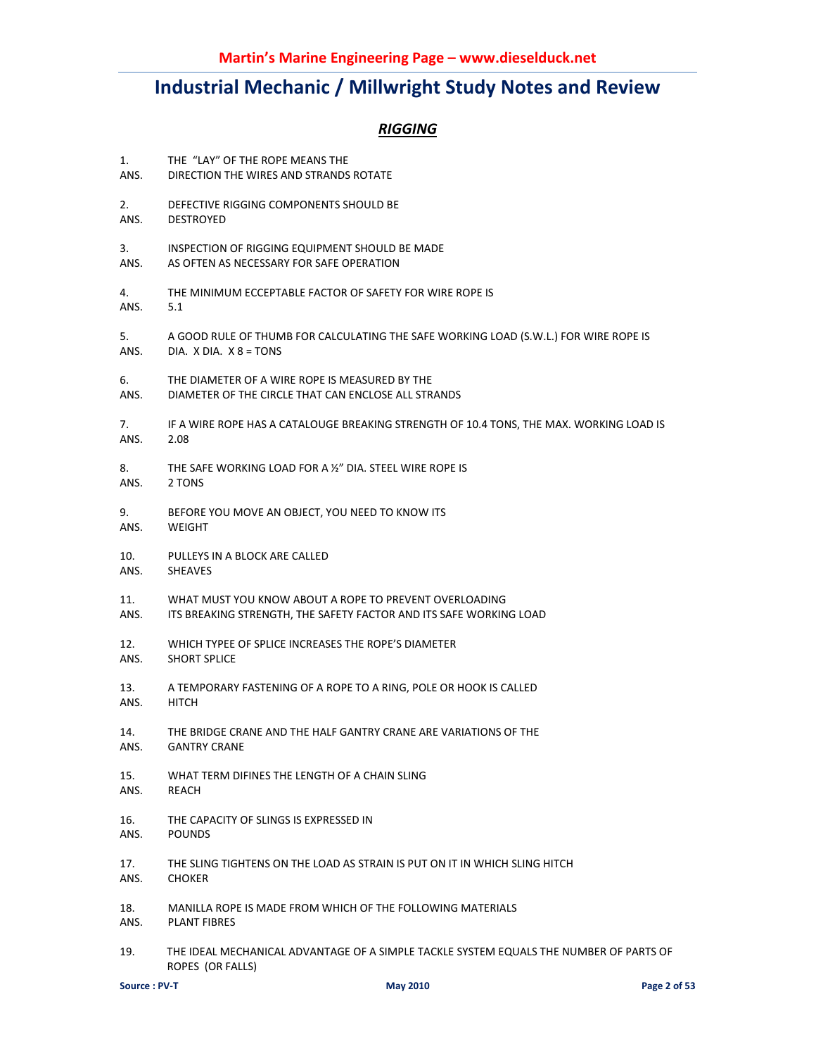# Industrial Mechanic / Millwright Study Notes and Review

## *RIGGING*

1. THE "LAY" OF THE ROPE MEANS THE
ANS. DIRECTION THE WIRES AND STRANDS ROTATE

2. DEFECTIVE RIGGING COMPONENTS SHOULD BE
ANS. DESTROYED

3. INSPECTION OF RIGGING EQUIPMENT SHOULD BE MADE
ANS. AS OFTEN AS NECESSARY FOR SAFE OPERATION

4. THE MINIMUM ECCEPTABLE FACTOR OF SAFETY FOR WIRE ROPE IS
ANS. 5.1

5. A GOOD RULE OF THUMB FOR CALCULATING THE SAFE WORKING LOAD (S.W.L.) FOR WIRE ROPE IS
ANS. DIA. X DIA. X 8 = TONS

6. THE DIAMETER OF A WIRE ROPE IS MEASURED BY THE
ANS. DIAMETER OF THE CIRCLE THAT CAN ENCLOSE ALL STRANDS

7. IF A WIRE ROPE HAS A CATALOUGE BREAKING STRENGTH OF 10.4 TONS, THE MAX. WORKING LOAD IS
ANS. 2.08

8. THE SAFE WORKING LOAD FOR A ½" DIA. STEEL WIRE ROPE IS
ANS. 2 TONS

9. BEFORE YOU MOVE AN OBJECT, YOU NEED TO KNOW ITS
ANS. WEIGHT

10. PULLEYS IN A BLOCK ARE CALLED
ANS. SHEAVES

11. WHAT MUST YOU KNOW ABOUT A ROPE TO PREVENT OVERLOADING
ANS. ITS BREAKING STRENGTH, THE SAFETY FACTOR AND ITS SAFE WORKING LOAD

12. WHICH TYPEE OF SPLICE INCREASES THE ROPE'S DIAMETER
ANS. SHORT SPLICE

13. A TEMPORARY FASTENING OF A ROPE TO A RING, POLE OR HOOK IS CALLED
ANS. HITCH

14. THE BRIDGE CRANE AND THE HALF GANTRY CRANE ARE VARIATIONS OF THE
ANS. GANTRY CRANE

15. WHAT TERM DIFINES THE LENGTH OF A CHAIN SLING
ANS. REACH

16. THE CAPACITY OF SLINGS IS EXPRESSED IN
ANS. POUNDS

17. THE SLING TIGHTENS ON THE LOAD AS STRAIN IS PUT ON IT IN WHICH SLING HITCH
ANS. CHOKER

18. MANILLA ROPE IS MADE FROM WHICH OF THE FOLLOWING MATERIALS
ANS. PLANT FIBRES

19. THE IDEAL MECHANICAL ADVANTAGE OF A SIMPLE TACKLE SYSTEM EQUALS THE NUMBER OF PARTS OF ROPES (OR FALLS)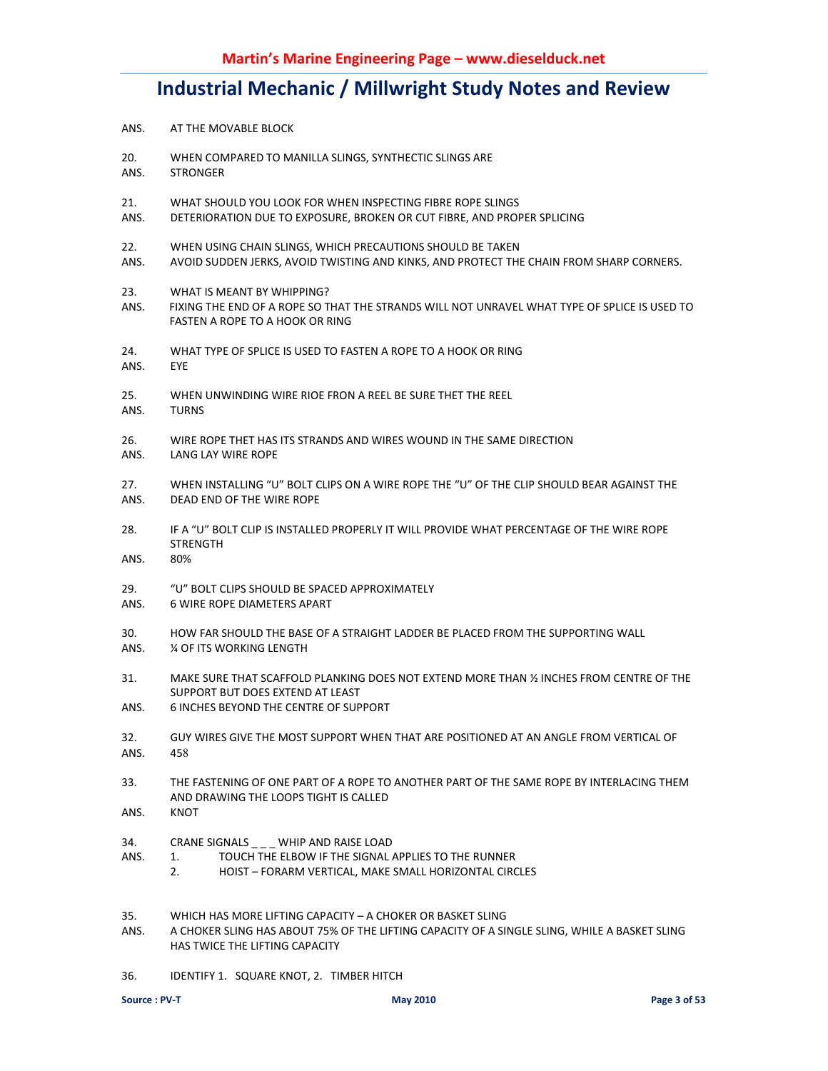ANS. AT THE MOVABLE BLOCK

20. WHEN COMPARED TO MANILLA SLINGS, SYNTHECTIC SLINGS ARE
ANS. STRONGER

21. WHAT SHOULD YOU LOOK FOR WHEN INSPECTING FIBRE ROPE SLINGS
ANS. DETERIORATION DUE TO EXPOSURE, BROKEN OR CUT FIBRE, AND PROPER SPLICING

22. WHEN USING CHAIN SLINGS, WHICH PRECAUTIONS SHOULD BE TAKEN
ANS. AVOID SUDDEN JERKS, AVOID TWISTING AND KINKS, AND PROTECT THE CHAIN FROM SHARP CORNERS.

23. WHAT IS MEANT BY WHIPPING?
ANS. FIXING THE END OF A ROPE SO THAT THE STRANDS WILL NOT UNRAVEL WHAT TYPE OF SPLICE IS USED TO FASTEN A ROPE TO A HOOK OR RING

24. WHAT TYPE OF SPLICE IS USED TO FASTEN A ROPE TO A HOOK OR RING
ANS. EYE

25. WHEN UNWINDING WIRE RIOE FRON A REEL BE SURE THET THE REEL
ANS. TURNS

26. WIRE ROPE THET HAS ITS STRANDS AND WIRES WOUND IN THE SAME DIRECTION
ANS. LANG LAY WIRE ROPE

27. WHEN INSTALLING "U" BOLT CLIPS ON A WIRE ROPE THE "U" OF THE CLIP SHOULD BEAR AGAINST THE
ANS. DEAD END OF THE WIRE ROPE

28. IF A "U" BOLT CLIP IS INSTALLED PROPERLY IT WILL PROVIDE WHAT PERCENTAGE OF THE WIRE ROPE STRENGTH
ANS. 80%

29. "U" BOLT CLIPS SHOULD BE SPACED APPROXIMATELY
ANS. 6 WIRE ROPE DIAMETERS APART

30. HOW FAR SHOULD THE BASE OF A STRAIGHT LADDER BE PLACED FROM THE SUPPORTING WALL
ANS. ¼ OF ITS WORKING LENGTH

31. MAKE SURE THAT SCAFFOLD PLANKING DOES NOT EXTEND MORE THAN ½ INCHES FROM CENTRE OF THE SUPPORT BUT DOES EXTEND AT LEAST
ANS. 6 INCHES BEYOND THE CENTRE OF SUPPORT

32. GUY WIRES GIVE THE MOST SUPPORT WHEN THAT ARE POSITIONED AT AN ANGLE FROM VERTICAL OF
ANS. 458

33. THE FASTENING OF ONE PART OF A ROPE TO ANOTHER PART OF THE SAME ROPE BY INTERLACING THEM AND DRAWING THE LOOPS TIGHT IS CALLED
ANS. KNOT

34. CRANE SIGNALS _ _ _ WHIP AND RAISE LOAD
ANS.
1. TOUCH THE ELBOW IF THE SIGNAL APPLIES TO THE RUNNER
2. HOIST – FORARM VERTICAL, MAKE SMALL HORIZONTAL CIRCLES

35. WHICH HAS MORE LIFTING CAPACITY – A CHOKER OR BASKET SLING
ANS. A CHOKER SLING HAS ABOUT 75% OF THE LIFTING CAPACITY OF A SINGLE SLING, WHILE A BASKET SLING HAS TWICE THE LIFTING CAPACITY

36. IDENTIFY 1. SQUARE KNOT, 2. TIMBER HITCH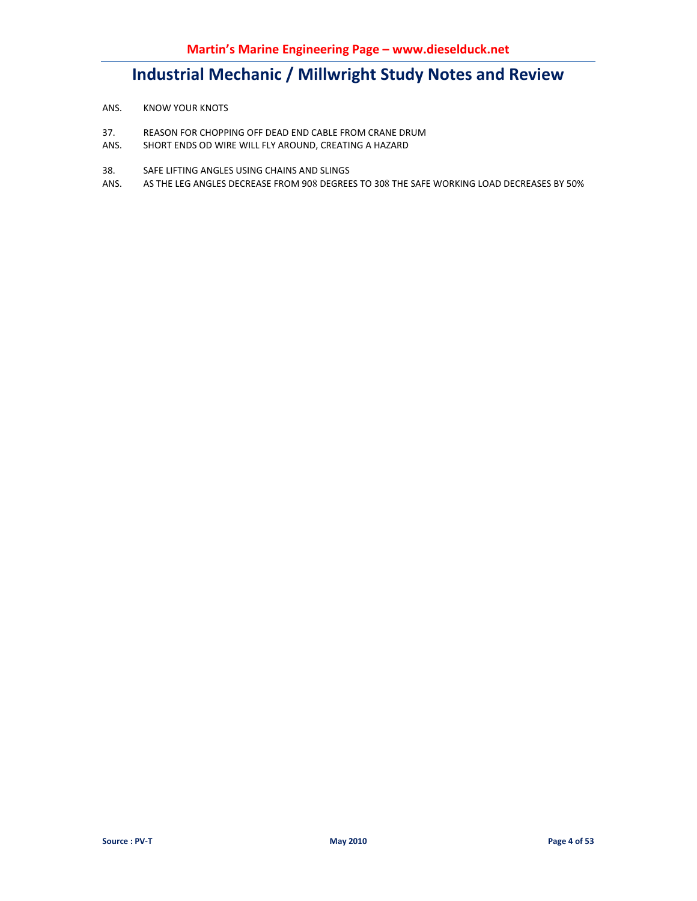ANS. KNOW YOUR KNOTS

37. REASON FOR CHOPPING OFF DEAD END CABLE FROM CRANE DRUM

ANS. SHORT ENDS OD WIRE WILL FLY AROUND, CREATING A HAZARD

38. SAFE LIFTING ANGLES USING CHAINS AND SLINGS

ANS. AS THE LEG ANGLES DECREASE FROM 908 DEGREES TO 308 THE SAFE WORKING LOAD DECREASES BY 50%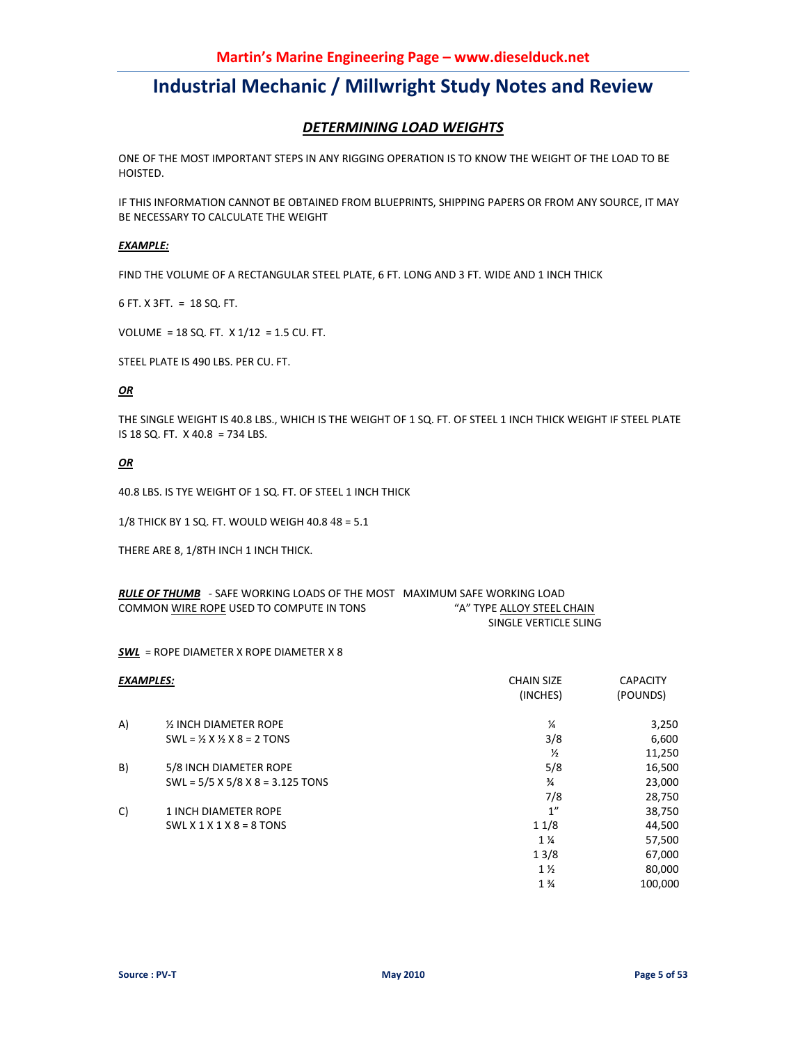## DETERMINING LOAD WEIGHTS

ONE OF THE MOST IMPORTANT STEPS IN ANY RIGGING OPERATION IS TO KNOW THE WEIGHT OF THE LOAD TO BE HOISTED.

IF THIS INFORMATION CANNOT BE OBTAINED FROM BLUEPRINTS, SHIPPING PAPERS OR FROM ANY SOURCE, IT MAY BE NECESSARY TO CALCULATE THE WEIGHT

***EXAMPLE:***

FIND THE VOLUME OF A RECTANGULAR STEEL PLATE, 6 FT. LONG AND 3 FT. WIDE AND 1 INCH THICK

6 FT. X 3FT. = 18 SQ. FT.

VOLUME = 18 SQ. FT. X 1/12 = 1.5 CU. FT.

STEEL PLATE IS 490 LBS. PER CU. FT.

***OR***

THE SINGLE WEIGHT IS 40.8 LBS., WHICH IS THE WEIGHT OF 1 SQ. FT. OF STEEL 1 INCH THICK WEIGHT IF STEEL PLATE IS 18 SQ. FT. X 40.8 = 734 LBS.

***OR***

40.8 LBS. IS TYE WEIGHT OF 1 SQ. FT. OF STEEL 1 INCH THICK

1/8 THICK BY 1 SQ. FT. WOULD WEIGH 40.8 48 = 5.1

THERE ARE 8, 1/8TH INCH 1 INCH THICK.

***RULE OF THUMB*** - SAFE WORKING LOADS OF THE MOST COMMON WIRE ROPE USED TO COMPUTE IN TONS

***SWL*** = ROPE DIAMETER X ROPE DIAMETER X 8

***EXAMPLES:***

A) ½ INCH DIAMETER ROPE
SWL = ½ X ½ X 8 = 2 TONS

B) 5/8 INCH DIAMETER ROPE
SWL = 5/5 X 5/8 X 8 = 3.125 TONS

C) 1 INCH DIAMETER ROPE
SWL X 1 X 1 X 8 = 8 TONS

MAXIMUM SAFE WORKING LOAD
"A" TYPE ALLOY STEEL CHAIN
SINGLE VERTICLE SLING

| CHAIN SIZE (INCHES) | CAPACITY (POUNDS) |
|---|---|
| ¼ | 3,250 |
| 3/8 | 6,600 |
| ½ | 11,250 |
| 5/8 | 16,500 |
| ¾ | 23,000 |
| 7/8 | 28,750 |
| 1" | 38,750 |
| 1 1/8 | 44,500 |
| 1 ¼ | 57,500 |
| 1 3/8 | 67,000 |
| 1 ½ | 80,000 |
| 1 ¾ | 100,000 |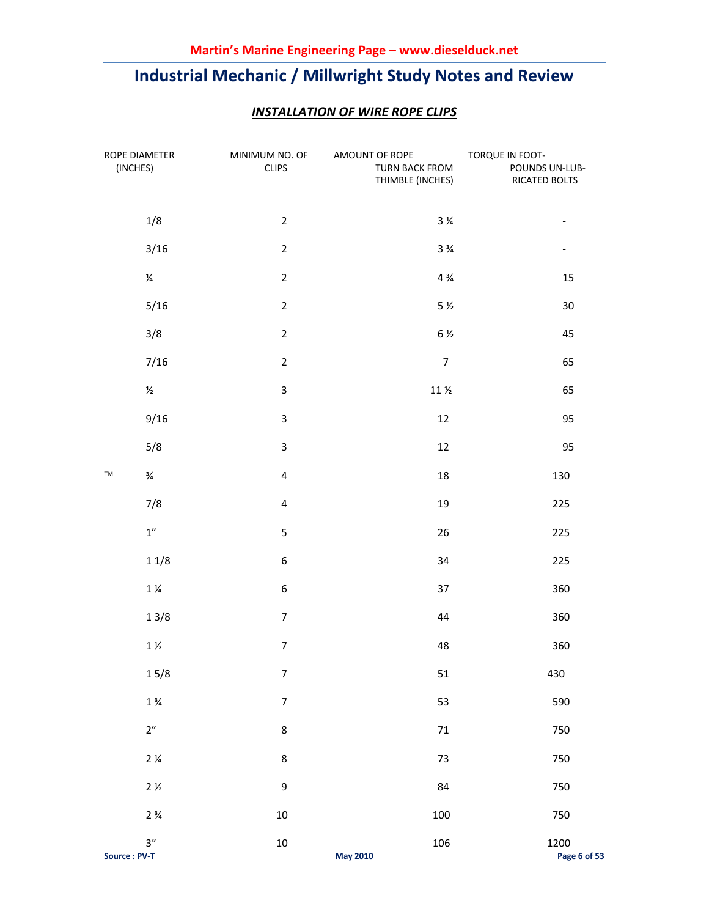## INSTALLATION OF WIRE ROPE CLIPS

| ROPE DIAMETER (INCHES) | MINIMUM NO. OF CLIPS | AMOUNT OF ROPE TURN BACK FROM THIMBLE (INCHES) | TORQUE IN FOOT-POUNDS UN-LUBRICATED BOLTS |
|---|---|---|---|
| 1/8 | 2 | 3 ¼ | - |
| 3/16 | 2 | 3 ¾ | - |
| ¼ | 2 | 4 ¾ | 15 |
| 5/16 | 2 | 5 ½ | 30 |
| 3/8 | 2 | 6 ½ | 45 |
| 7/16 | 2 | 7 | 65 |
| ½ | 3 | 11 ½ | 65 |
| 9/16 | 3 | 12 | 95 |
| 5/8 | 3 | 12 | 95 |
| ¾ | 4 | 18 | 130 |
| 7/8 | 4 | 19 | 225 |
| 1″ | 5 | 26 | 225 |
| 1 1/8 | 6 | 34 | 225 |
| 1 ¼ | 6 | 37 | 360 |
| 1 3/8 | 7 | 44 | 360 |
| 1 ½ | 7 | 48 | 360 |
| 1 5/8 | 7 | 51 | 430 |
| 1 ¾ | 7 | 53 | 590 |
| 2″ | 8 | 71 | 750 |
| 2 ¼ | 8 | 73 | 750 |
| 2 ½ | 9 | 84 | 750 |
| 2 ¾ | 10 | 100 | 750 |
| 3″ | 10 | 106 | 1200 |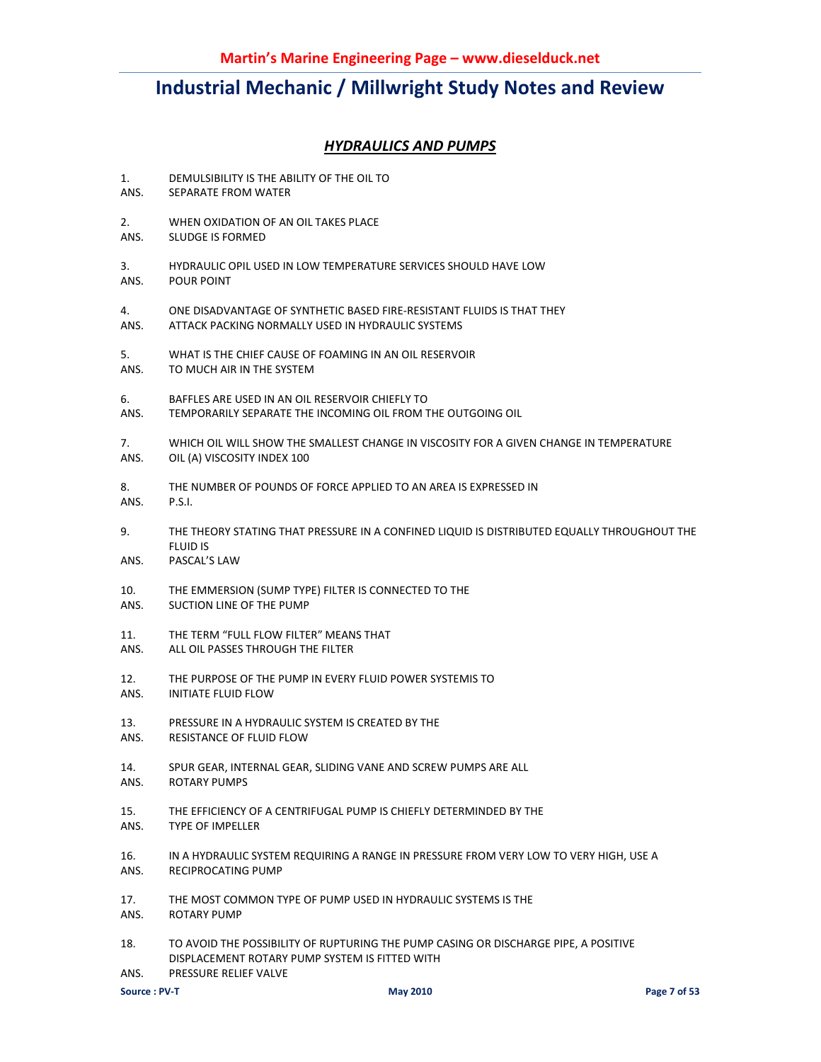# Industrial Mechanic / Millwright Study Notes and Review

## *HYDRAULICS AND PUMPS*

1. DEMULSIBILITY IS THE ABILITY OF THE OIL TO
ANS. SEPARATE FROM WATER

2. WHEN OXIDATION OF AN OIL TAKES PLACE
ANS. SLUDGE IS FORMED

3. HYDRAULIC OPIL USED IN LOW TEMPERATURE SERVICES SHOULD HAVE LOW
ANS. POUR POINT

4. ONE DISADVANTAGE OF SYNTHETIC BASED FIRE-RESISTANT FLUIDS IS THAT THEY
ANS. ATTACK PACKING NORMALLY USED IN HYDRAULIC SYSTEMS

5. WHAT IS THE CHIEF CAUSE OF FOAMING IN AN OIL RESERVOIR
ANS. TO MUCH AIR IN THE SYSTEM

6. BAFFLES ARE USED IN AN OIL RESERVOIR CHIEFLY TO
ANS. TEMPORARILY SEPARATE THE INCOMING OIL FROM THE OUTGOING OIL

7. WHICH OIL WILL SHOW THE SMALLEST CHANGE IN VISCOSITY FOR A GIVEN CHANGE IN TEMPERATURE
ANS. OIL (A) VISCOSITY INDEX 100

8. THE NUMBER OF POUNDS OF FORCE APPLIED TO AN AREA IS EXPRESSED IN
ANS. P.S.I.

9. THE THEORY STATING THAT PRESSURE IN A CONFINED LIQUID IS DISTRIBUTED EQUALLY THROUGHOUT THE FLUID IS
ANS. PASCAL'S LAW

10. THE EMMERSION (SUMP TYPE) FILTER IS CONNECTED TO THE
ANS. SUCTION LINE OF THE PUMP

11. THE TERM "FULL FLOW FILTER" MEANS THAT
ANS. ALL OIL PASSES THROUGH THE FILTER

12. THE PURPOSE OF THE PUMP IN EVERY FLUID POWER SYSTEMIS TO
ANS. INITIATE FLUID FLOW

13. PRESSURE IN A HYDRAULIC SYSTEM IS CREATED BY THE
ANS. RESISTANCE OF FLUID FLOW

14. SPUR GEAR, INTERNAL GEAR, SLIDING VANE AND SCREW PUMPS ARE ALL
ANS. ROTARY PUMPS

15. THE EFFICIENCY OF A CENTRIFUGAL PUMP IS CHIEFLY DETERMINDED BY THE
ANS. TYPE OF IMPELLER

16. IN A HYDRAULIC SYSTEM REQUIRING A RANGE IN PRESSURE FROM VERY LOW TO VERY HIGH, USE A
ANS. RECIPROCATING PUMP

17. THE MOST COMMON TYPE OF PUMP USED IN HYDRAULIC SYSTEMS IS THE
ANS. ROTARY PUMP

18. TO AVOID THE POSSIBILITY OF RUPTURING THE PUMP CASING OR DISCHARGE PIPE, A POSITIVE DISPLACEMENT ROTARY PUMP SYSTEM IS FITTED WITH
ANS. PRESSURE RELIEF VALVE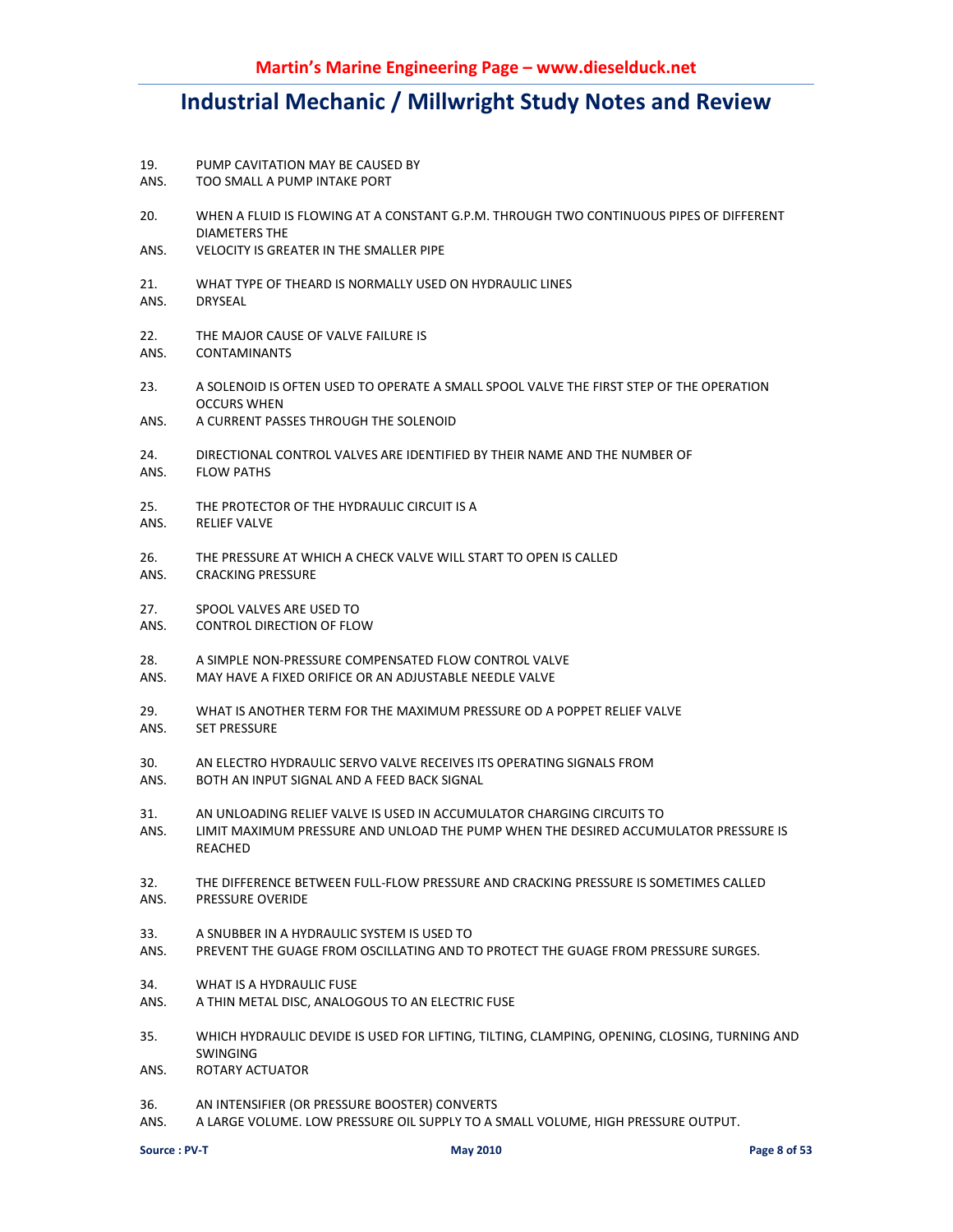19. PUMP CAVITATION MAY BE CAUSED BY
ANS. TOO SMALL A PUMP INTAKE PORT

20. WHEN A FLUID IS FLOWING AT A CONSTANT G.P.M. THROUGH TWO CONTINUOUS PIPES OF DIFFERENT DIAMETERS THE
ANS. VELOCITY IS GREATER IN THE SMALLER PIPE

21. WHAT TYPE OF THEARD IS NORMALLY USED ON HYDRAULIC LINES
ANS. DRYSEAL

22. THE MAJOR CAUSE OF VALVE FAILURE IS
ANS. CONTAMINANTS

23. A SOLENOID IS OFTEN USED TO OPERATE A SMALL SPOOL VALVE THE FIRST STEP OF THE OPERATION OCCURS WHEN
ANS. A CURRENT PASSES THROUGH THE SOLENOID

24. DIRECTIONAL CONTROL VALVES ARE IDENTIFIED BY THEIR NAME AND THE NUMBER OF
ANS. FLOW PATHS

25. THE PROTECTOR OF THE HYDRAULIC CIRCUIT IS A
ANS. RELIEF VALVE

26. THE PRESSURE AT WHICH A CHECK VALVE WILL START TO OPEN IS CALLED
ANS. CRACKING PRESSURE

27. SPOOL VALVES ARE USED TO
ANS. CONTROL DIRECTION OF FLOW

28. A SIMPLE NON-PRESSURE COMPENSATED FLOW CONTROL VALVE
ANS. MAY HAVE A FIXED ORIFICE OR AN ADJUSTABLE NEEDLE VALVE

29. WHAT IS ANOTHER TERM FOR THE MAXIMUM PRESSURE OD A POPPET RELIEF VALVE
ANS. SET PRESSURE

30. AN ELECTRO HYDRAULIC SERVO VALVE RECEIVES ITS OPERATING SIGNALS FROM
ANS. BOTH AN INPUT SIGNAL AND A FEED BACK SIGNAL

31. AN UNLOADING RELIEF VALVE IS USED IN ACCUMULATOR CHARGING CIRCUITS TO
ANS. LIMIT MAXIMUM PRESSURE AND UNLOAD THE PUMP WHEN THE DESIRED ACCUMULATOR PRESSURE IS REACHED

32. THE DIFFERENCE BETWEEN FULL-FLOW PRESSURE AND CRACKING PRESSURE IS SOMETIMES CALLED
ANS. PRESSURE OVERIDE

33. A SNUBBER IN A HYDRAULIC SYSTEM IS USED TO
ANS. PREVENT THE GUAGE FROM OSCILLATING AND TO PROTECT THE GUAGE FROM PRESSURE SURGES.

34. WHAT IS A HYDRAULIC FUSE
ANS. A THIN METAL DISC, ANALOGOUS TO AN ELECTRIC FUSE

35. WHICH HYDRAULIC DEVIDE IS USED FOR LIFTING, TILTING, CLAMPING, OPENING, CLOSING, TURNING AND SWINGING
ANS. ROTARY ACTUATOR

36. AN INTENSIFIER (OR PRESSURE BOOSTER) CONVERTS
ANS. A LARGE VOLUME. LOW PRESSURE OIL SUPPLY TO A SMALL VOLUME, HIGH PRESSURE OUTPUT.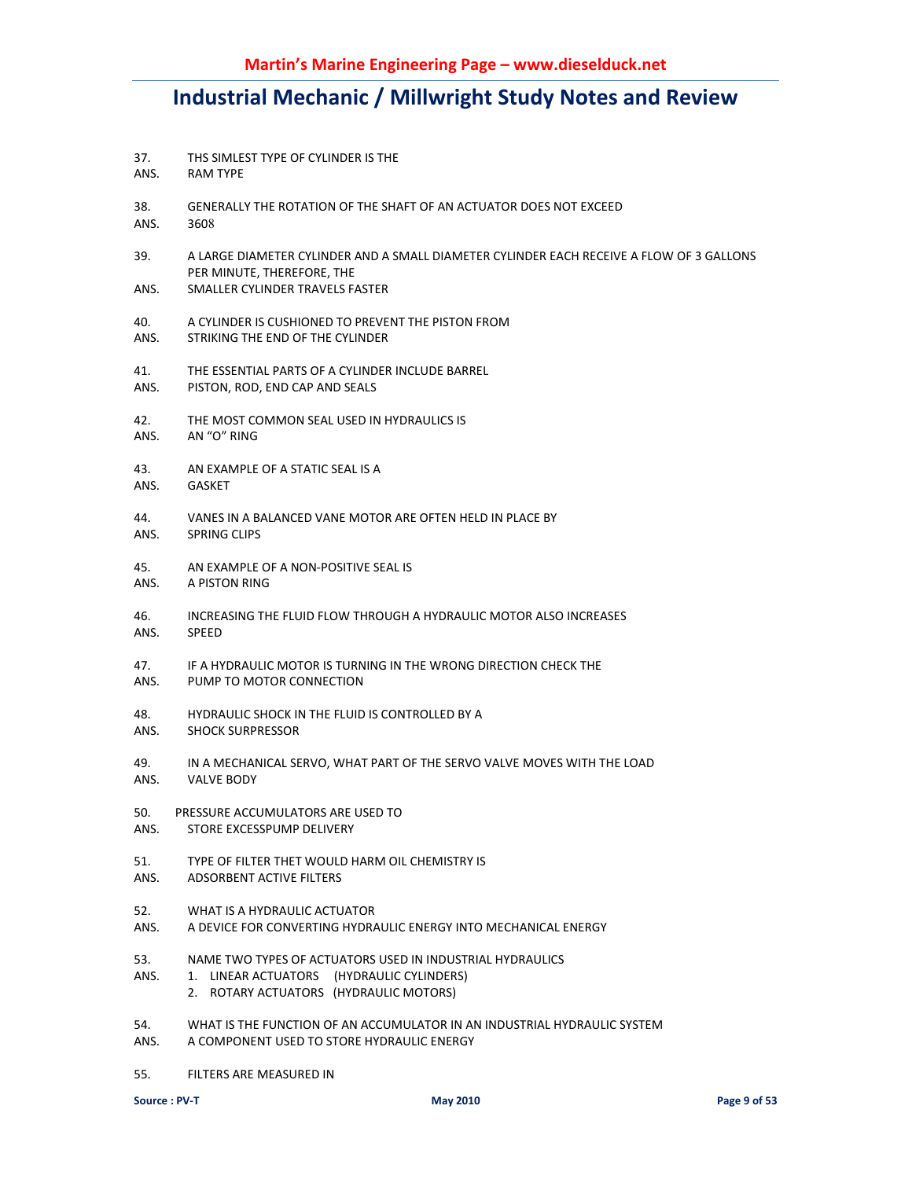37. THS SIMLEST TYPE OF CYLINDER IS THE
ANS. RAM TYPE

38. GENERALLY THE ROTATION OF THE SHAFT OF AN ACTUATOR DOES NOT EXCEED
ANS. 3608

39. A LARGE DIAMETER CYLINDER AND A SMALL DIAMETER CYLINDER EACH RECEIVE A FLOW OF 3 GALLONS PER MINUTE, THEREFORE, THE
ANS. SMALLER CYLINDER TRAVELS FASTER

40. A CYLINDER IS CUSHIONED TO PREVENT THE PISTON FROM
ANS. STRIKING THE END OF THE CYLINDER

41. THE ESSENTIAL PARTS OF A CYLINDER INCLUDE BARREL
ANS. PISTON, ROD, END CAP AND SEALS

42. THE MOST COMMON SEAL USED IN HYDRAULICS IS
ANS. AN "O" RING

43. AN EXAMPLE OF A STATIC SEAL IS A
ANS. GASKET

44. VANES IN A BALANCED VANE MOTOR ARE OFTEN HELD IN PLACE BY
ANS. SPRING CLIPS

45. AN EXAMPLE OF A NON-POSITIVE SEAL IS
ANS. A PISTON RING

46. INCREASING THE FLUID FLOW THROUGH A HYDRAULIC MOTOR ALSO INCREASES
ANS. SPEED

47. IF A HYDRAULIC MOTOR IS TURNING IN THE WRONG DIRECTION CHECK THE
ANS. PUMP TO MOTOR CONNECTION

48. HYDRAULIC SHOCK IN THE FLUID IS CONTROLLED BY A
ANS. SHOCK SURPRESSOR

49. IN A MECHANICAL SERVO, WHAT PART OF THE SERVO VALVE MOVES WITH THE LOAD
ANS. VALVE BODY

50. PRESSURE ACCUMULATORS ARE USED TO
ANS. STORE EXCESSPUMP DELIVERY

51. TYPE OF FILTER THET WOULD HARM OIL CHEMISTRY IS
ANS. ADSORBENT ACTIVE FILTERS

52. WHAT IS A HYDRAULIC ACTUATOR
ANS. A DEVICE FOR CONVERTING HYDRAULIC ENERGY INTO MECHANICAL ENERGY

53. NAME TWO TYPES OF ACTUATORS USED IN INDUSTRIAL HYDRAULICS
ANS.
1. LINEAR ACTUATORS (HYDRAULIC CYLINDERS)
2. ROTARY ACTUATORS (HYDRAULIC MOTORS)

54. WHAT IS THE FUNCTION OF AN ACCUMULATOR IN AN INDUSTRIAL HYDRAULIC SYSTEM
ANS. A COMPONENT USED TO STORE HYDRAULIC ENERGY

55. FILTERS ARE MEASURED IN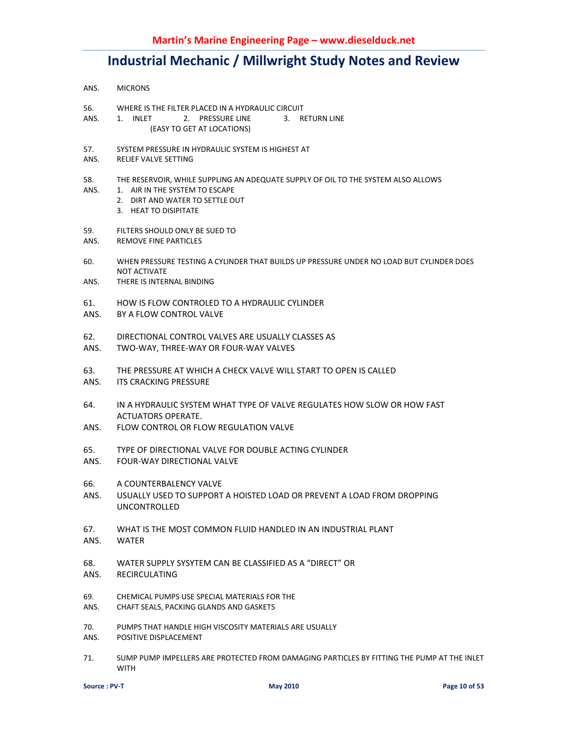ANS. MICRONS

56. WHERE IS THE FILTER PLACED IN A HYDRAULIC CIRCUIT
ANS. 1. INLET 2. PRESSURE LINE 3. RETURN LINE
(EASY TO GET AT LOCATIONS)

57. SYSTEM PRESSURE IN HYDRAULIC SYSTEM IS HIGHEST AT
ANS. RELIEF VALVE SETTING

58. THE RESERVOIR, WHILE SUPPLING AN ADEQUATE SUPPLY OF OIL TO THE SYSTEM ALSO ALLOWS
ANS.
1. AIR IN THE SYSTEM TO ESCAPE
2. DIRT AND WATER TO SETTLE OUT
3. HEAT TO DISIPITATE

59. FILTERS SHOULD ONLY BE SUED TO
ANS. REMOVE FINE PARTICLES

60. WHEN PRESSURE TESTING A CYLINDER THAT BUILDS UP PRESSURE UNDER NO LOAD BUT CYLINDER DOES NOT ACTIVATE
ANS. THERE IS INTERNAL BINDING

61. HOW IS FLOW CONTROLED TO A HYDRAULIC CYLINDER
ANS. BY A FLOW CONTROL VALVE

62. DIRECTIONAL CONTROL VALVES ARE USUALLY CLASSES AS
ANS. TWO-WAY, THREE-WAY OR FOUR-WAY VALVES

63. THE PRESSURE AT WHICH A CHECK VALVE WILL START TO OPEN IS CALLED
ANS. ITS CRACKING PRESSURE

64. IN A HYDRAULIC SYSTEM WHAT TYPE OF VALVE REGULATES HOW SLOW OR HOW FAST ACTUATORS OPERATE.
ANS. FLOW CONTROL OR FLOW REGULATION VALVE

65. TYPE OF DIRECTIONAL VALVE FOR DOUBLE ACTING CYLINDER
ANS. FOUR-WAY DIRECTIONAL VALVE

66. A COUNTERBALENCY VALVE
ANS. USUALLY USED TO SUPPORT A HOISTED LOAD OR PREVENT A LOAD FROM DROPPING UNCONTROLLED

67. WHAT IS THE MOST COMMON FLUID HANDLED IN AN INDUSTRIAL PLANT
ANS. WATER

68. WATER SUPPLY SYSYTEM CAN BE CLASSIFIED AS A “DIRECT” OR
ANS. RECIRCULATING

69. CHEMICAL PUMPS USE SPECIAL MATERIALS FOR THE
ANS. CHAFT SEALS, PACKING GLANDS AND GASKETS

70. PUMPS THAT HANDLE HIGH VISCOSITY MATERIALS ARE USUALLY
ANS. POSITIVE DISPLACEMENT

71. SUMP PUMP IMPELLERS ARE PROTECTED FROM DAMAGING PARTICLES BY FITTING THE PUMP AT THE INLET WITH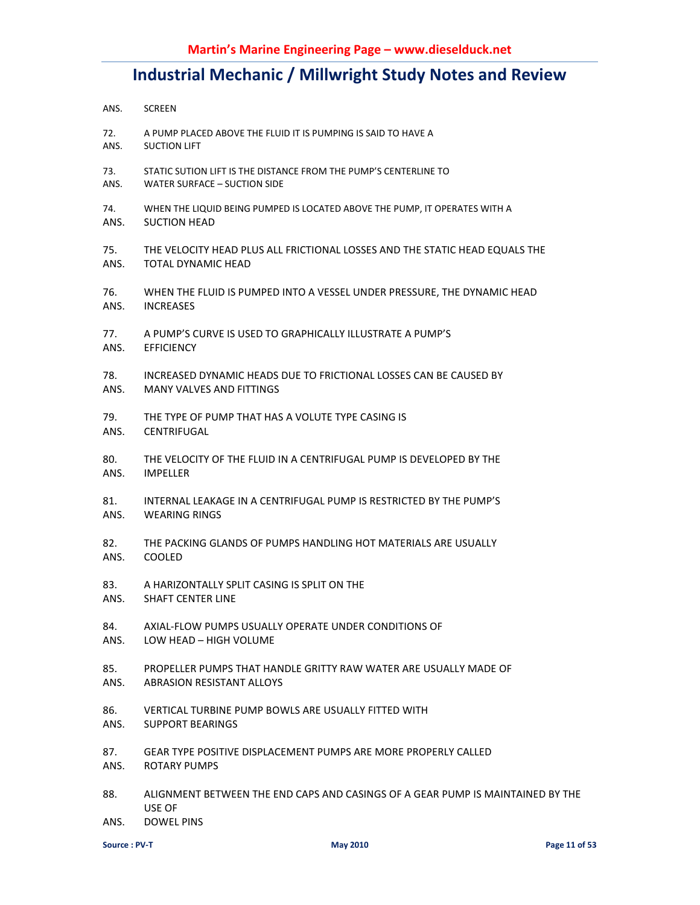ANS. SCREEN

72. A PUMP PLACED ABOVE THE FLUID IT IS PUMPING IS SAID TO HAVE A
ANS. SUCTION LIFT

73. STATIC SUTION LIFT IS THE DISTANCE FROM THE PUMP'S CENTERLINE TO
ANS. WATER SURFACE – SUCTION SIDE

74. WHEN THE LIQUID BEING PUMPED IS LOCATED ABOVE THE PUMP, IT OPERATES WITH A
ANS. SUCTION HEAD

75. THE VELOCITY HEAD PLUS ALL FRICTIONAL LOSSES AND THE STATIC HEAD EQUALS THE
ANS. TOTAL DYNAMIC HEAD

76. WHEN THE FLUID IS PUMPED INTO A VESSEL UNDER PRESSURE, THE DYNAMIC HEAD
ANS. INCREASES

77. A PUMP'S CURVE IS USED TO GRAPHICALLY ILLUSTRATE A PUMP'S
ANS. EFFICIENCY

78. INCREASED DYNAMIC HEADS DUE TO FRICTIONAL LOSSES CAN BE CAUSED BY
ANS. MANY VALVES AND FITTINGS

79. THE TYPE OF PUMP THAT HAS A VOLUTE TYPE CASING IS
ANS. CENTRIFUGAL

80. THE VELOCITY OF THE FLUID IN A CENTRIFUGAL PUMP IS DEVELOPED BY THE
ANS. IMPELLER

81. INTERNAL LEAKAGE IN A CENTRIFUGAL PUMP IS RESTRICTED BY THE PUMP'S
ANS. WEARING RINGS

82. THE PACKING GLANDS OF PUMPS HANDLING HOT MATERIALS ARE USUALLY
ANS. COOLED

83. A HARIZONTALLY SPLIT CASING IS SPLIT ON THE
ANS. SHAFT CENTER LINE

84. AXIAL-FLOW PUMPS USUALLY OPERATE UNDER CONDITIONS OF
ANS. LOW HEAD – HIGH VOLUME

85. PROPELLER PUMPS THAT HANDLE GRITTY RAW WATER ARE USUALLY MADE OF
ANS. ABRASION RESISTANT ALLOYS

86. VERTICAL TURBINE PUMP BOWLS ARE USUALLY FITTED WITH
ANS. SUPPORT BEARINGS

87. GEAR TYPE POSITIVE DISPLACEMENT PUMPS ARE MORE PROPERLY CALLED
ANS. ROTARY PUMPS

88. ALIGNMENT BETWEEN THE END CAPS AND CASINGS OF A GEAR PUMP IS MAINTAINED BY THE USE OF
ANS. DOWEL PINS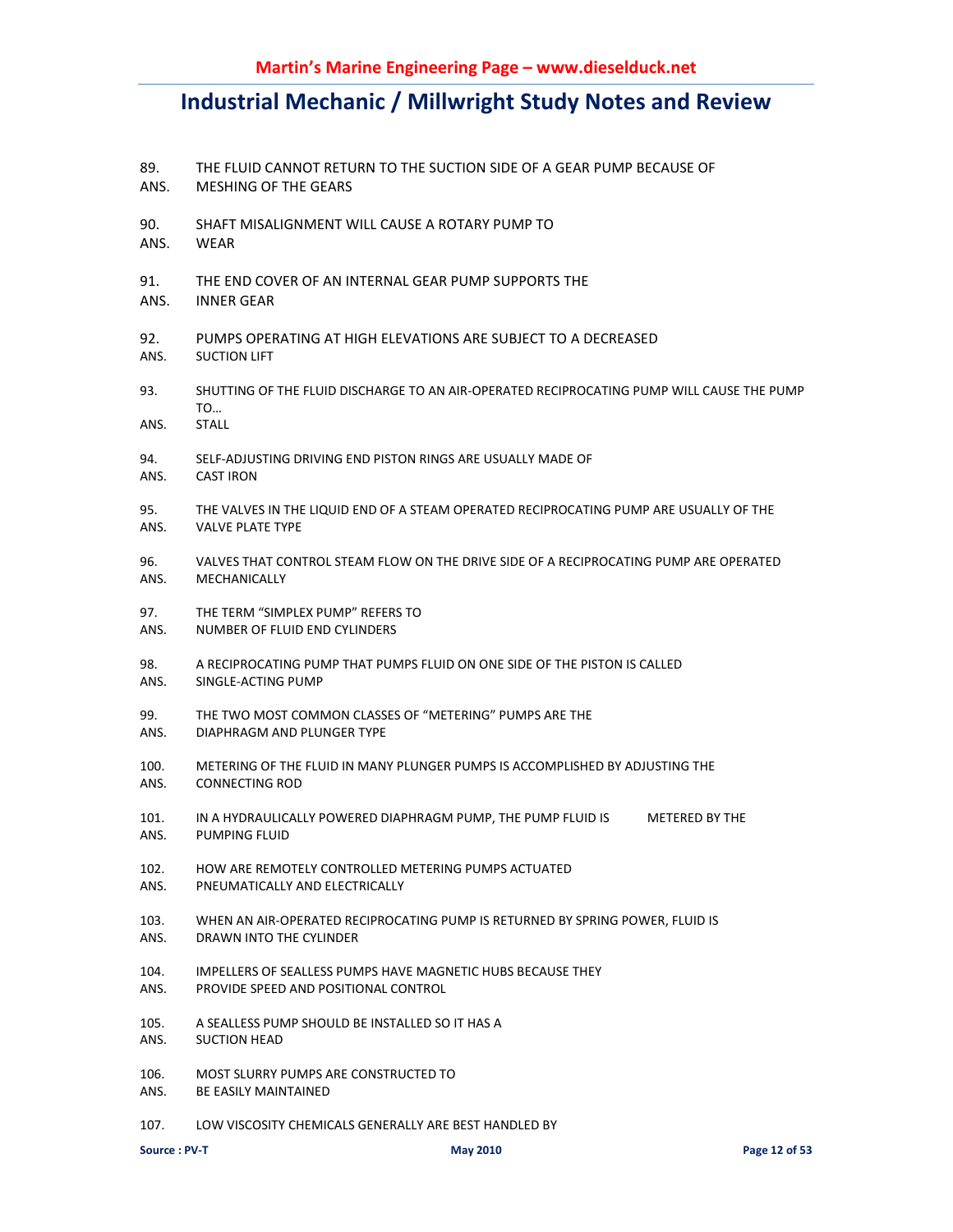89. THE FLUID CANNOT RETURN TO THE SUCTION SIDE OF A GEAR PUMP BECAUSE OF
ANS. MESHING OF THE GEARS

90. SHAFT MISALIGNMENT WILL CAUSE A ROTARY PUMP TO
ANS. WEAR

91. THE END COVER OF AN INTERNAL GEAR PUMP SUPPORTS THE
ANS. INNER GEAR

92. PUMPS OPERATING AT HIGH ELEVATIONS ARE SUBJECT TO A DECREASED
ANS. SUCTION LIFT

93. SHUTTING OF THE FLUID DISCHARGE TO AN AIR-OPERATED RECIPROCATING PUMP WILL CAUSE THE PUMP TO…
ANS. STALL

94. SELF-ADJUSTING DRIVING END PISTON RINGS ARE USUALLY MADE OF
ANS. CAST IRON

95. THE VALVES IN THE LIQUID END OF A STEAM OPERATED RECIPROCATING PUMP ARE USUALLY OF THE
ANS. VALVE PLATE TYPE

96. VALVES THAT CONTROL STEAM FLOW ON THE DRIVE SIDE OF A RECIPROCATING PUMP ARE OPERATED
ANS. MECHANICALLY

97. THE TERM "SIMPLEX PUMP" REFERS TO
ANS. NUMBER OF FLUID END CYLINDERS

98. A RECIPROCATING PUMP THAT PUMPS FLUID ON ONE SIDE OF THE PISTON IS CALLED
ANS. SINGLE-ACTING PUMP

99. THE TWO MOST COMMON CLASSES OF "METERING" PUMPS ARE THE
ANS. DIAPHRAGM AND PLUNGER TYPE

100. METERING OF THE FLUID IN MANY PLUNGER PUMPS IS ACCOMPLISHED BY ADJUSTING THE
ANS. CONNECTING ROD

101. IN A HYDRAULICALLY POWERED DIAPHRAGM PUMP, THE PUMP FLUID IS METERED BY THE
ANS. PUMPING FLUID

102. HOW ARE REMOTELY CONTROLLED METERING PUMPS ACTUATED
ANS. PNEUMATICALLY AND ELECTRICALLY

103. WHEN AN AIR-OPERATED RECIPROCATING PUMP IS RETURNED BY SPRING POWER, FLUID IS
ANS. DRAWN INTO THE CYLINDER

104. IMPELLERS OF SEALLESS PUMPS HAVE MAGNETIC HUBS BECAUSE THEY
ANS. PROVIDE SPEED AND POSITIONAL CONTROL

105. A SEALLESS PUMP SHOULD BE INSTALLED SO IT HAS A
ANS. SUCTION HEAD

106. MOST SLURRY PUMPS ARE CONSTRUCTED TO
ANS. BE EASILY MAINTAINED

107. LOW VISCOSITY CHEMICALS GENERALLY ARE BEST HANDLED BY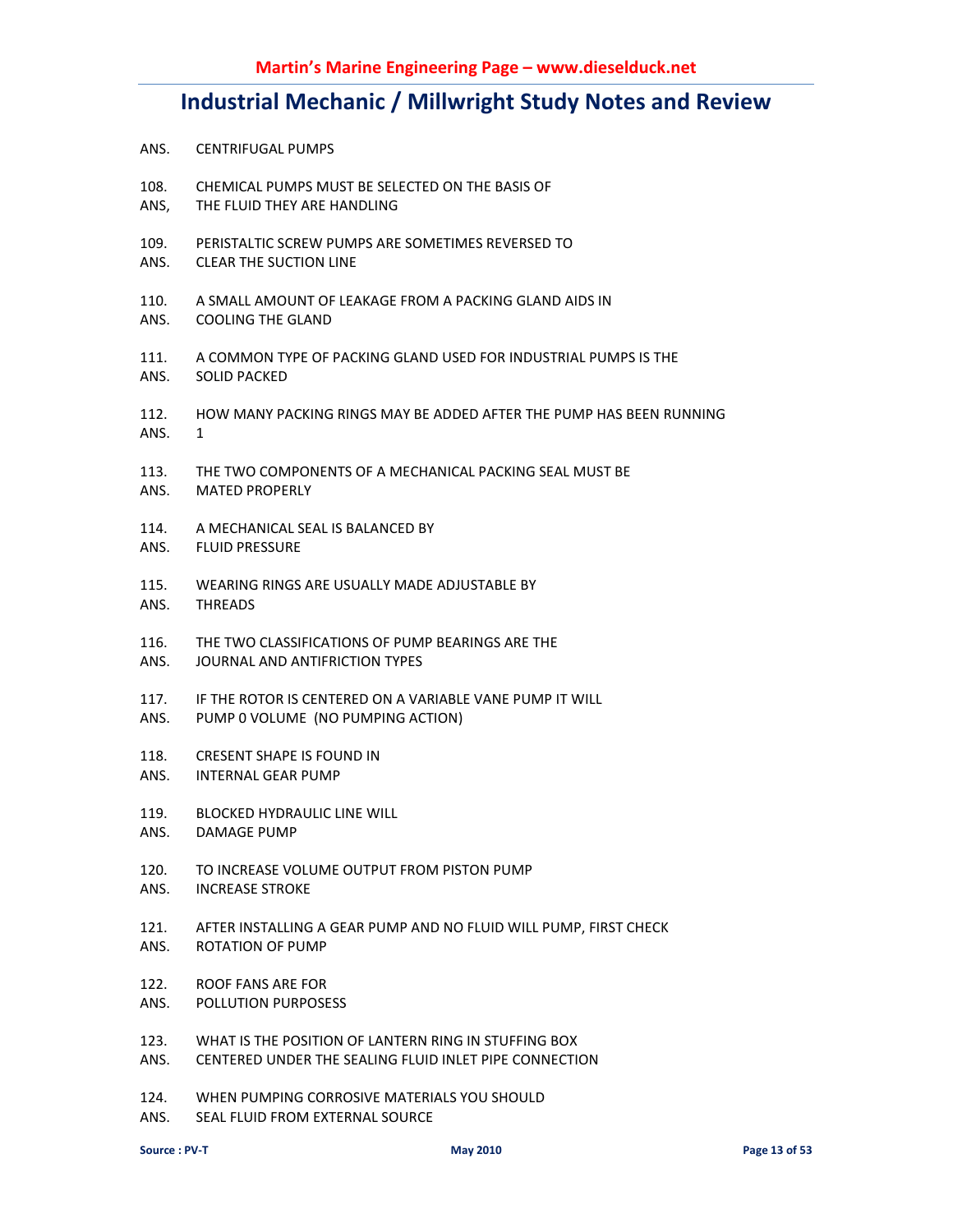ANS. CENTRIFUGAL PUMPS

108. CHEMICAL PUMPS MUST BE SELECTED ON THE BASIS OF
ANS, THE FLUID THEY ARE HANDLING

109. PERISTALTIC SCREW PUMPS ARE SOMETIMES REVERSED TO
ANS. CLEAR THE SUCTION LINE

110. A SMALL AMOUNT OF LEAKAGE FROM A PACKING GLAND AIDS IN
ANS. COOLING THE GLAND

111. A COMMON TYPE OF PACKING GLAND USED FOR INDUSTRIAL PUMPS IS THE
ANS. SOLID PACKED

112. HOW MANY PACKING RINGS MAY BE ADDED AFTER THE PUMP HAS BEEN RUNNING
ANS. 1

113. THE TWO COMPONENTS OF A MECHANICAL PACKING SEAL MUST BE
ANS. MATED PROPERLY

114. A MECHANICAL SEAL IS BALANCED BY
ANS. FLUID PRESSURE

115. WEARING RINGS ARE USUALLY MADE ADJUSTABLE BY
ANS. THREADS

116. THE TWO CLASSIFICATIONS OF PUMP BEARINGS ARE THE
ANS. JOURNAL AND ANTIFRICTION TYPES

117. IF THE ROTOR IS CENTERED ON A VARIABLE VANE PUMP IT WILL
ANS. PUMP 0 VOLUME (NO PUMPING ACTION)

118. CRESENT SHAPE IS FOUND IN
ANS. INTERNAL GEAR PUMP

119. BLOCKED HYDRAULIC LINE WILL
ANS. DAMAGE PUMP

120. TO INCREASE VOLUME OUTPUT FROM PISTON PUMP
ANS. INCREASE STROKE

121. AFTER INSTALLING A GEAR PUMP AND NO FLUID WILL PUMP, FIRST CHECK
ANS. ROTATION OF PUMP

122. ROOF FANS ARE FOR
ANS. POLLUTION PURPOSESS

123. WHAT IS THE POSITION OF LANTERN RING IN STUFFING BOX
ANS. CENTERED UNDER THE SEALING FLUID INLET PIPE CONNECTION

124. WHEN PUMPING CORROSIVE MATERIALS YOU SHOULD
ANS. SEAL FLUID FROM EXTERNAL SOURCE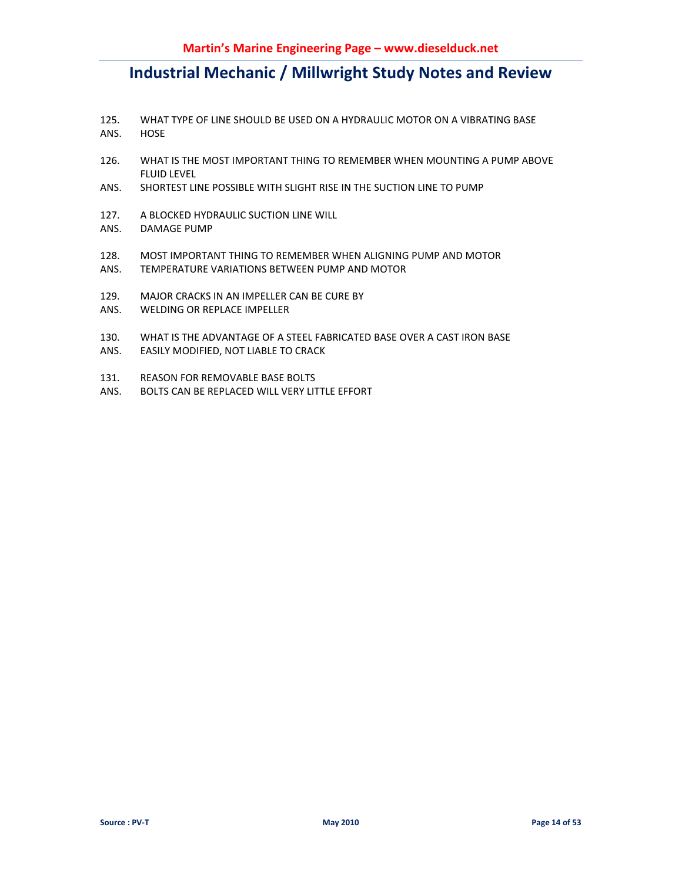125. WHAT TYPE OF LINE SHOULD BE USED ON A HYDRAULIC MOTOR ON A VIBRATING BASE
ANS. HOSE

126. WHAT IS THE MOST IMPORTANT THING TO REMEMBER WHEN MOUNTING A PUMP ABOVE FLUID LEVEL
ANS. SHORTEST LINE POSSIBLE WITH SLIGHT RISE IN THE SUCTION LINE TO PUMP

127. A BLOCKED HYDRAULIC SUCTION LINE WILL
ANS. DAMAGE PUMP

128. MOST IMPORTANT THING TO REMEMBER WHEN ALIGNING PUMP AND MOTOR
ANS. TEMPERATURE VARIATIONS BETWEEN PUMP AND MOTOR

129. MAJOR CRACKS IN AN IMPELLER CAN BE CURE BY
ANS. WELDING OR REPLACE IMPELLER

130. WHAT IS THE ADVANTAGE OF A STEEL FABRICATED BASE OVER A CAST IRON BASE
ANS. EASILY MODIFIED, NOT LIABLE TO CRACK

131. REASON FOR REMOVABLE BASE BOLTS
ANS. BOLTS CAN BE REPLACED WILL VERY LITTLE EFFORT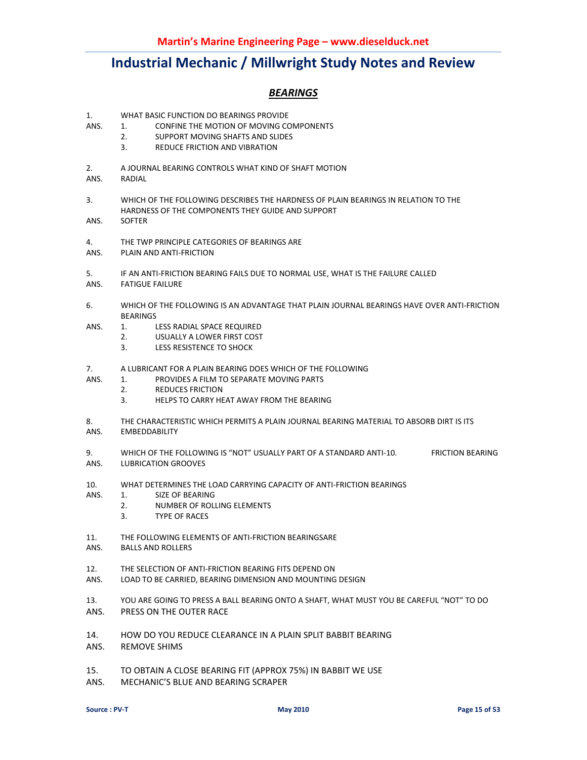## BEARINGS

1. WHAT BASIC FUNCTION DO BEARINGS PROVIDE

ANS.
1. CONFINE THE MOTION OF MOVING COMPONENTS
2. SUPPORT MOVING SHAFTS AND SLIDES
3. REDUCE FRICTION AND VIBRATION

2. A JOURNAL BEARING CONTROLS WHAT KIND OF SHAFT MOTION

ANS. RADIAL

3. WHICH OF THE FOLLOWING DESCRIBES THE HARDNESS OF PLAIN BEARINGS IN RELATION TO THE HARDNESS OF THE COMPONENTS THEY GUIDE AND SUPPORT

ANS. SOFTER

4. THE TWP PRINCIPLE CATEGORIES OF BEARINGS ARE

ANS. PLAIN AND ANTI-FRICTION

5. IF AN ANTI-FRICTION BEARING FAILS DUE TO NORMAL USE, WHAT IS THE FAILURE CALLED

ANS. FATIGUE FAILURE

6. WHICH OF THE FOLLOWING IS AN ADVANTAGE THAT PLAIN JOURNAL BEARINGS HAVE OVER ANTI-FRICTION BEARINGS

ANS.
1. LESS RADIAL SPACE REQUIRED
2. USUALLY A LOWER FIRST COST
3. LESS RESISTENCE TO SHOCK

7. A LUBRICANT FOR A PLAIN BEARING DOES WHICH OF THE FOLLOWING

ANS.
1. PROVIDES A FILM TO SEPARATE MOVING PARTS
2. REDUCES FRICTION
3. HELPS TO CARRY HEAT AWAY FROM THE BEARING

8. THE CHARACTERISTIC WHICH PERMITS A PLAIN JOURNAL BEARING MATERIAL TO ABSORB DIRT IS ITS

ANS. EMBEDDABILITY

9. WHICH OF THE FOLLOWING IS "NOT" USUALLY PART OF A STANDARD ANTI-10. FRICTION BEARING

ANS. LUBRICATION GROOVES

10. WHAT DETERMINES THE LOAD CARRYING CAPACITY OF ANTI-FRICTION BEARINGS

ANS.
1. SIZE OF BEARING
2. NUMBER OF ROLLING ELEMENTS
3. TYPE OF RACES

11. THE FOLLOWING ELEMENTS OF ANTI-FRICTION BEARINGSARE

ANS. BALLS AND ROLLERS

12. THE SELECTION OF ANTI-FRICTION BEARING FITS DEPEND ON

ANS. LOAD TO BE CARRIED, BEARING DIMENSION AND MOUNTING DESIGN

13. YOU ARE GOING TO PRESS A BALL BEARING ONTO A SHAFT, WHAT MUST YOU BE CAREFUL "NOT" TO DO

ANS. PRESS ON THE OUTER RACE

14. HOW DO YOU REDUCE CLEARANCE IN A PLAIN SPLIT BABBIT BEARING

ANS. REMOVE SHIMS

15. TO OBTAIN A CLOSE BEARING FIT (APPROX 75%) IN BABBIT WE USE

ANS. MECHANIC'S BLUE AND BEARING SCRAPER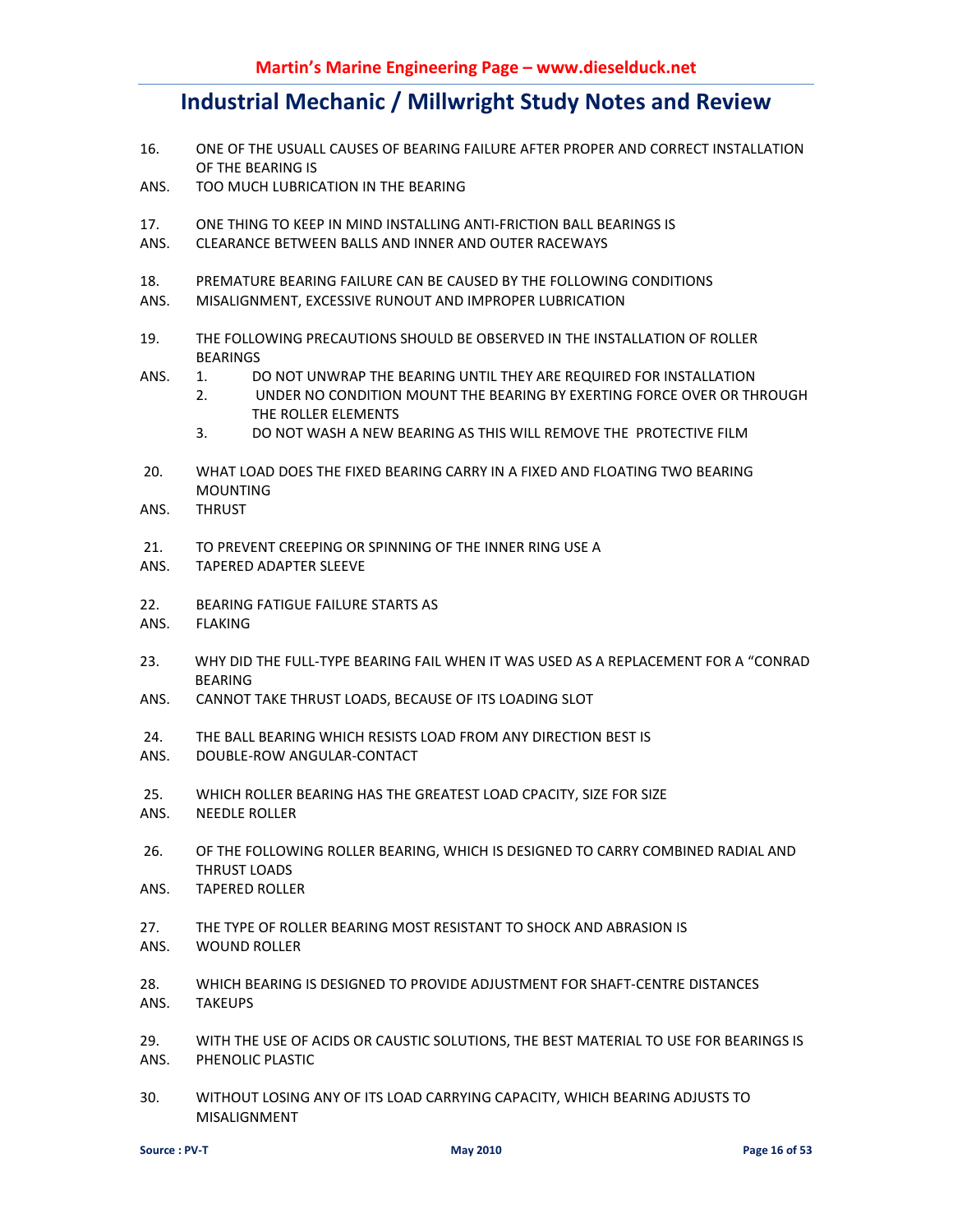# Industrial Mechanic / Millwright Study Notes and Review

16. ONE OF THE USUALL CAUSES OF BEARING FAILURE AFTER PROPER AND CORRECT INSTALLATION OF THE BEARING IS

ANS. TOO MUCH LUBRICATION IN THE BEARING

17. ONE THING TO KEEP IN MIND INSTALLING ANTI-FRICTION BALL BEARINGS IS

ANS. CLEARANCE BETWEEN BALLS AND INNER AND OUTER RACEWAYS

18. PREMATURE BEARING FAILURE CAN BE CAUSED BY THE FOLLOWING CONDITIONS

ANS. MISALIGNMENT, EXCESSIVE RUNOUT AND IMPROPER LUBRICATION

19. THE FOLLOWING PRECAUTIONS SHOULD BE OBSERVED IN THE INSTALLATION OF ROLLER BEARINGS

ANS.
1. DO NOT UNWRAP THE BEARING UNTIL THEY ARE REQUIRED FOR INSTALLATION
2. UNDER NO CONDITION MOUNT THE BEARING BY EXERTING FORCE OVER OR THROUGH THE ROLLER ELEMENTS
3. DO NOT WASH A NEW BEARING AS THIS WILL REMOVE THE PROTECTIVE FILM

20. WHAT LOAD DOES THE FIXED BEARING CARRY IN A FIXED AND FLOATING TWO BEARING MOUNTING

ANS. THRUST

21. TO PREVENT CREEPING OR SPINNING OF THE INNER RING USE A

ANS. TAPERED ADAPTER SLEEVE

22. BEARING FATIGUE FAILURE STARTS AS

ANS. FLAKING

23. WHY DID THE FULL-TYPE BEARING FAIL WHEN IT WAS USED AS A REPLACEMENT FOR A "CONRAD BEARING

ANS. CANNOT TAKE THRUST LOADS, BECAUSE OF ITS LOADING SLOT

24. THE BALL BEARING WHICH RESISTS LOAD FROM ANY DIRECTION BEST IS

ANS. DOUBLE-ROW ANGULAR-CONTACT

25. WHICH ROLLER BEARING HAS THE GREATEST LOAD CPACITY, SIZE FOR SIZE

ANS. NEEDLE ROLLER

26. OF THE FOLLOWING ROLLER BEARING, WHICH IS DESIGNED TO CARRY COMBINED RADIAL AND THRUST LOADS

ANS. TAPERED ROLLER

27. THE TYPE OF ROLLER BEARING MOST RESISTANT TO SHOCK AND ABRASION IS

ANS. WOUND ROLLER

28. WHICH BEARING IS DESIGNED TO PROVIDE ADJUSTMENT FOR SHAFT-CENTRE DISTANCES

ANS. TAKEUPS

29. WITH THE USE OF ACIDS OR CAUSTIC SOLUTIONS, THE BEST MATERIAL TO USE FOR BEARINGS IS

ANS. PHENOLIC PLASTIC

30. WITHOUT LOSING ANY OF ITS LOAD CARRYING CAPACITY, WHICH BEARING ADJUSTS TO MISALIGNMENT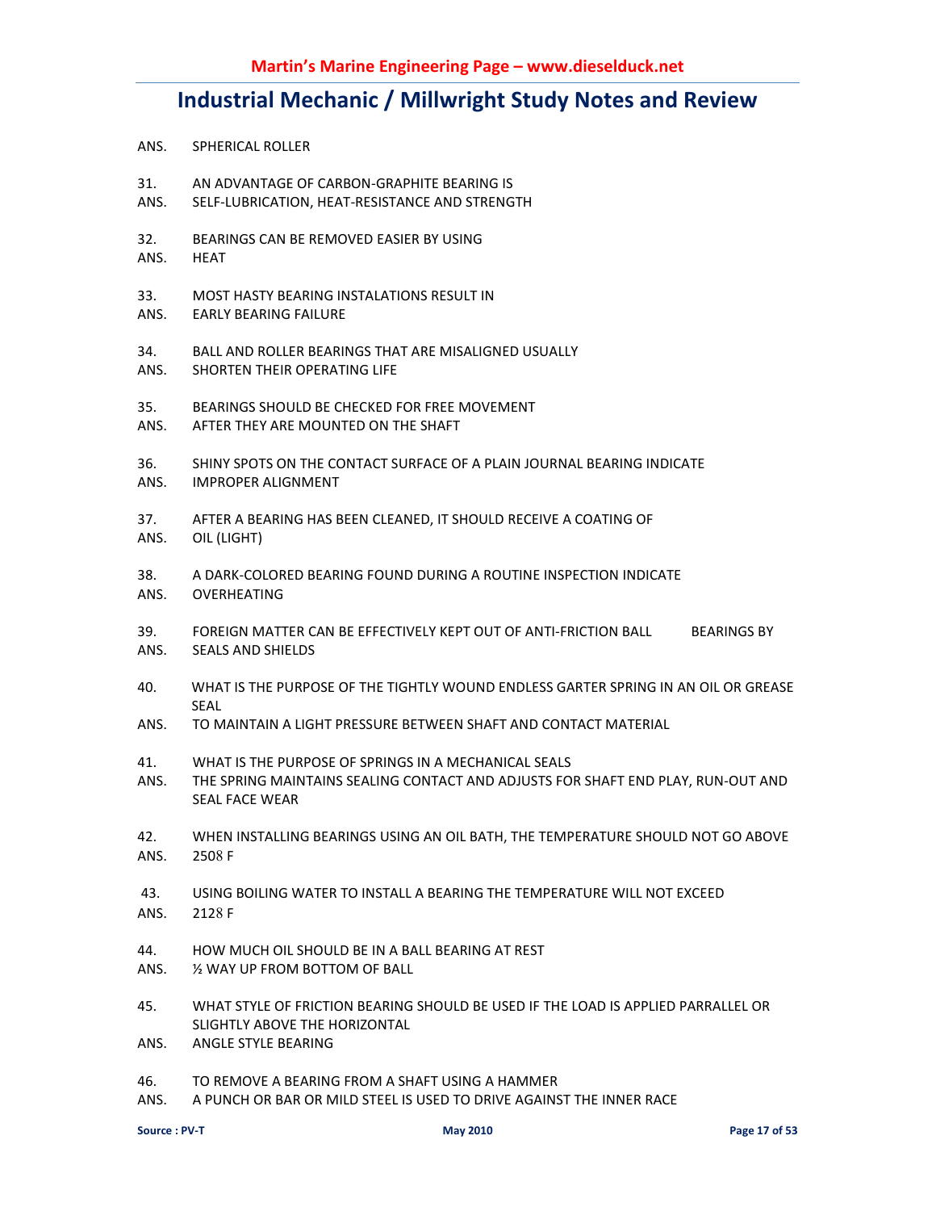ANS. SPHERICAL ROLLER

31. AN ADVANTAGE OF CARBON-GRAPHITE BEARING IS
ANS. SELF-LUBRICATION, HEAT-RESISTANCE AND STRENGTH

32. BEARINGS CAN BE REMOVED EASIER BY USING
ANS. HEAT

33. MOST HASTY BEARING INSTALATIONS RESULT IN
ANS. EARLY BEARING FAILURE

34. BALL AND ROLLER BEARINGS THAT ARE MISALIGNED USUALLY
ANS. SHORTEN THEIR OPERATING LIFE

35. BEARINGS SHOULD BE CHECKED FOR FREE MOVEMENT
ANS. AFTER THEY ARE MOUNTED ON THE SHAFT

36. SHINY SPOTS ON THE CONTACT SURFACE OF A PLAIN JOURNAL BEARING INDICATE
ANS. IMPROPER ALIGNMENT

37. AFTER A BEARING HAS BEEN CLEANED, IT SHOULD RECEIVE A COATING OF
ANS. OIL (LIGHT)

38. A DARK-COLORED BEARING FOUND DURING A ROUTINE INSPECTION INDICATE
ANS. OVERHEATING

39. FOREIGN MATTER CAN BE EFFECTIVELY KEPT OUT OF ANTI-FRICTION BALL BEARINGS BY
ANS. SEALS AND SHIELDS

40. WHAT IS THE PURPOSE OF THE TIGHTLY WOUND ENDLESS GARTER SPRING IN AN OIL OR GREASE SEAL
ANS. TO MAINTAIN A LIGHT PRESSURE BETWEEN SHAFT AND CONTACT MATERIAL

41. WHAT IS THE PURPOSE OF SPRINGS IN A MECHANICAL SEALS
ANS. THE SPRING MAINTAINS SEALING CONTACT AND ADJUSTS FOR SHAFT END PLAY, RUN-OUT AND SEAL FACE WEAR

42. WHEN INSTALLING BEARINGS USING AN OIL BATH, THE TEMPERATURE SHOULD NOT GO ABOVE
ANS. 2508 F

43. USING BOILING WATER TO INSTALL A BEARING THE TEMPERATURE WILL NOT EXCEED
ANS. 2128 F

44. HOW MUCH OIL SHOULD BE IN A BALL BEARING AT REST
ANS. ½ WAY UP FROM BOTTOM OF BALL

45. WHAT STYLE OF FRICTION BEARING SHOULD BE USED IF THE LOAD IS APPLIED PARRALLEL OR SLIGHTLY ABOVE THE HORIZONTAL
ANS. ANGLE STYLE BEARING

46. TO REMOVE A BEARING FROM A SHAFT USING A HAMMER
ANS. A PUNCH OR BAR OR MILD STEEL IS USED TO DRIVE AGAINST THE INNER RACE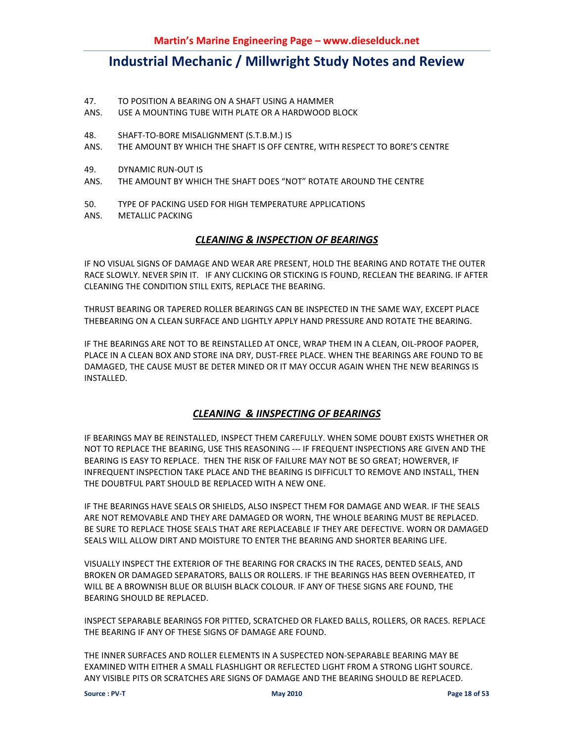47. TO POSITION A BEARING ON A SHAFT USING A HAMMER

ANS. USE A MOUNTING TUBE WITH PLATE OR A HARDWOOD BLOCK

48. SHAFT-TO-BORE MISALIGNMENT (S.T.B.M.) IS

ANS. THE AMOUNT BY WHICH THE SHAFT IS OFF CENTRE, WITH RESPECT TO BORE'S CENTRE

49. DYNAMIC RUN-OUT IS

ANS. THE AMOUNT BY WHICH THE SHAFT DOES "NOT" ROTATE AROUND THE CENTRE

50. TYPE OF PACKING USED FOR HIGH TEMPERATURE APPLICATIONS

ANS. METALLIC PACKING

## *CLEANING & INSPECTION OF BEARINGS*

IF NO VISUAL SIGNS OF DAMAGE AND WEAR ARE PRESENT, HOLD THE BEARING AND ROTATE THE OUTER RACE SLOWLY. NEVER SPIN IT. IF ANY CLICKING OR STICKING IS FOUND, RECLEAN THE BEARING. IF AFTER CLEANING THE CONDITION STILL EXITS, REPLACE THE BEARING.

THRUST BEARING OR TAPERED ROLLER BEARINGS CAN BE INSPECTED IN THE SAME WAY, EXCEPT PLACE THEBEARING ON A CLEAN SURFACE AND LIGHTLY APPLY HAND PRESSURE AND ROTATE THE BEARING.

IF THE BEARINGS ARE NOT TO BE REINSTALLED AT ONCE, WRAP THEM IN A CLEAN, OIL-PROOF PAOPER, PLACE IN A CLEAN BOX AND STORE INA DRY, DUST-FREE PLACE. WHEN THE BEARINGS ARE FOUND TO BE DAMAGED, THE CAUSE MUST BE DETER MINED OR IT MAY OCCUR AGAIN WHEN THE NEW BEARINGS IS INSTALLED.

## *CLEANING & IINSPECTING OF BEARINGS*

IF BEARINGS MAY BE REINSTALLED, INSPECT THEM CAREFULLY. WHEN SOME DOUBT EXISTS WHETHER OR NOT TO REPLACE THE BEARING, USE THIS REASONING --- IF FREQUENT INSPECTIONS ARE GIVEN AND THE BEARING IS EASY TO REPLACE. THEN THE RISK OF FAILURE MAY NOT BE SO GREAT; HOWERVER, IF INFREQUENT INSPECTION TAKE PLACE AND THE BEARING IS DIFFICULT TO REMOVE AND INSTALL, THEN THE DOUBTFUL PART SHOULD BE REPLACED WITH A NEW ONE.

IF THE BEARINGS HAVE SEALS OR SHIELDS, ALSO INSPECT THEM FOR DAMAGE AND WEAR. IF THE SEALS ARE NOT REMOVABLE AND THEY ARE DAMAGED OR WORN, THE WHOLE BEARING MUST BE REPLACED. BE SURE TO REPLACE THOSE SEALS THAT ARE REPLACEABLE IF THEY ARE DEFECTIVE. WORN OR DAMAGED SEALS WILL ALLOW DIRT AND MOISTURE TO ENTER THE BEARING AND SHORTER BEARING LIFE.

VISUALLY INSPECT THE EXTERIOR OF THE BEARING FOR CRACKS IN THE RACES, DENTED SEALS, AND BROKEN OR DAMAGED SEPARATORS, BALLS OR ROLLERS. IF THE BEARINGS HAS BEEN OVERHEATED, IT WILL BE A BROWNISH BLUE OR BLUISH BLACK COLOUR. IF ANY OF THESE SIGNS ARE FOUND, THE BEARING SHOULD BE REPLACED.

INSPECT SEPARABLE BEARINGS FOR PITTED, SCRATCHED OR FLAKED BALLS, ROLLERS, OR RACES. REPLACE THE BEARING IF ANY OF THESE SIGNS OF DAMAGE ARE FOUND.

THE INNER SURFACES AND ROLLER ELEMENTS IN A SUSPECTED NON-SEPARABLE BEARING MAY BE EXAMINED WITH EITHER A SMALL FLASHLIGHT OR REFLECTED LIGHT FROM A STRONG LIGHT SOURCE. ANY VISIBLE PITS OR SCRATCHES ARE SIGNS OF DAMAGE AND THE BEARING SHOULD BE REPLACED.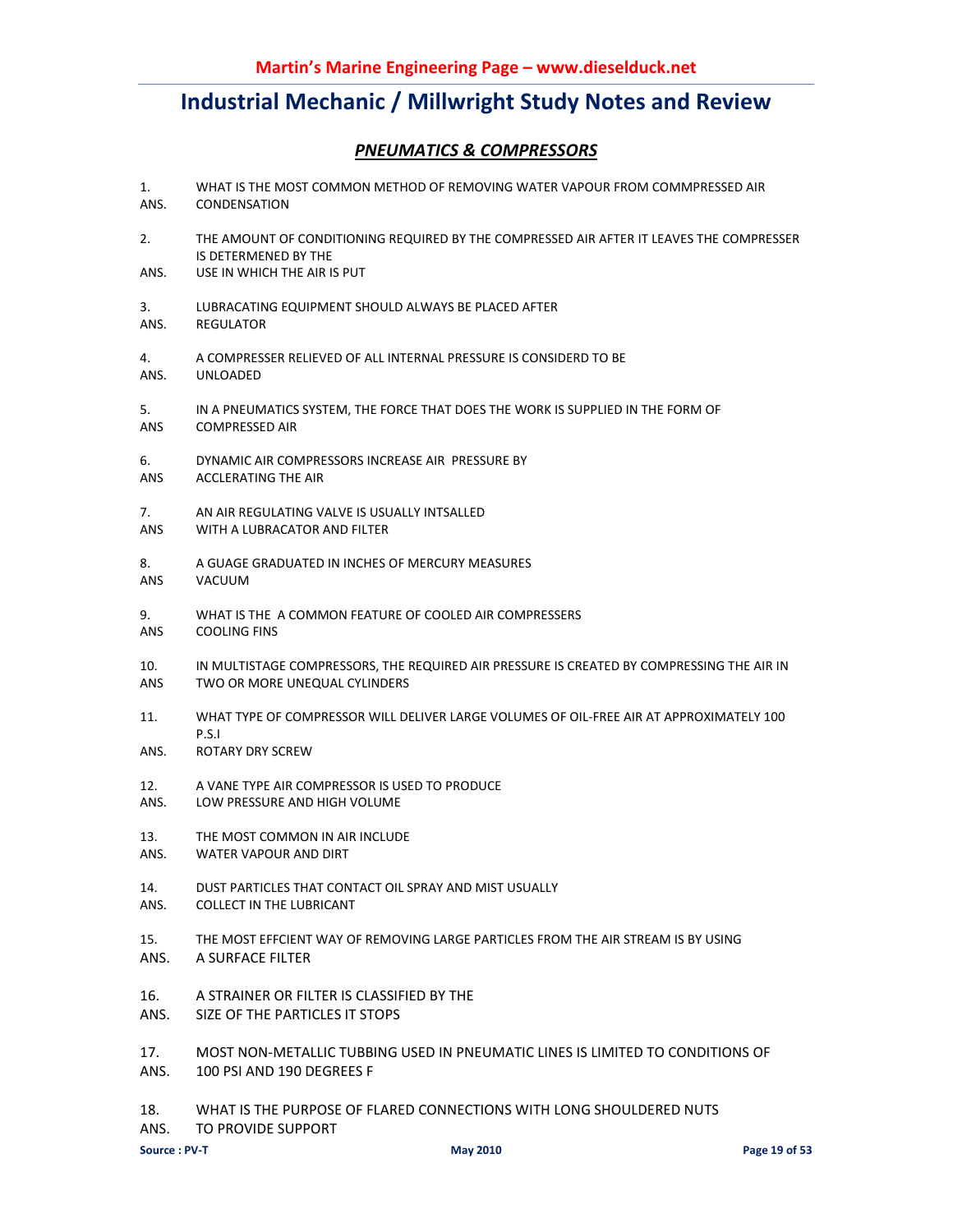# Industrial Mechanic / Millwright Study Notes and Review

## *PNEUMATICS & COMPRESSORS*

1. WHAT IS THE MOST COMMON METHOD OF REMOVING WATER VAPOUR FROM COMMPRESSED AIR
ANS. CONDENSATION

2. THE AMOUNT OF CONDITIONING REQUIRED BY THE COMPRESSED AIR AFTER IT LEAVES THE COMPRESSER IS DETERMENED BY THE
ANS. USE IN WHICH THE AIR IS PUT

3. LUBRACATING EQUIPMENT SHOULD ALWAYS BE PLACED AFTER
ANS. REGULATOR

4. A COMPRESSER RELIEVED OF ALL INTERNAL PRESSURE IS CONSIDERD TO BE
ANS. UNLOADED

5. IN A PNEUMATICS SYSTEM, THE FORCE THAT DOES THE WORK IS SUPPLIED IN THE FORM OF
ANS COMPRESSED AIR

6. DYNAMIC AIR COMPRESSORS INCREASE AIR PRESSURE BY
ANS ACCLERATING THE AIR

7. AN AIR REGULATING VALVE IS USUALLY INTSALLED
ANS WITH A LUBRACATOR AND FILTER

8. A GUAGE GRADUATED IN INCHES OF MERCURY MEASURES
ANS VACUUM

9. WHAT IS THE A COMMON FEATURE OF COOLED AIR COMPRESSERS
ANS COOLING FINS

10. IN MULTISTAGE COMPRESSORS, THE REQUIRED AIR PRESSURE IS CREATED BY COMPRESSING THE AIR IN
ANS TWO OR MORE UNEQUAL CYLINDERS

11. WHAT TYPE OF COMPRESSOR WILL DELIVER LARGE VOLUMES OF OIL-FREE AIR AT APPROXIMATELY 100 P.S.I
ANS. ROTARY DRY SCREW

12. A VANE TYPE AIR COMPRESSOR IS USED TO PRODUCE
ANS. LOW PRESSURE AND HIGH VOLUME

13. THE MOST COMMON IN AIR INCLUDE
ANS. WATER VAPOUR AND DIRT

14. DUST PARTICLES THAT CONTACT OIL SPRAY AND MIST USUALLY
ANS. COLLECT IN THE LUBRICANT

15. THE MOST EFFCIENT WAY OF REMOVING LARGE PARTICLES FROM THE AIR STREAM IS BY USING
ANS. A SURFACE FILTER

16. A STRAINER OR FILTER IS CLASSIFIED BY THE
ANS. SIZE OF THE PARTICLES IT STOPS

17. MOST NON-METALLIC TUBBING USED IN PNEUMATIC LINES IS LIMITED TO CONDITIONS OF
ANS. 100 PSI AND 190 DEGREES F

18. WHAT IS THE PURPOSE OF FLARED CONNECTIONS WITH LONG SHOULDERED NUTS
ANS. TO PROVIDE SUPPORT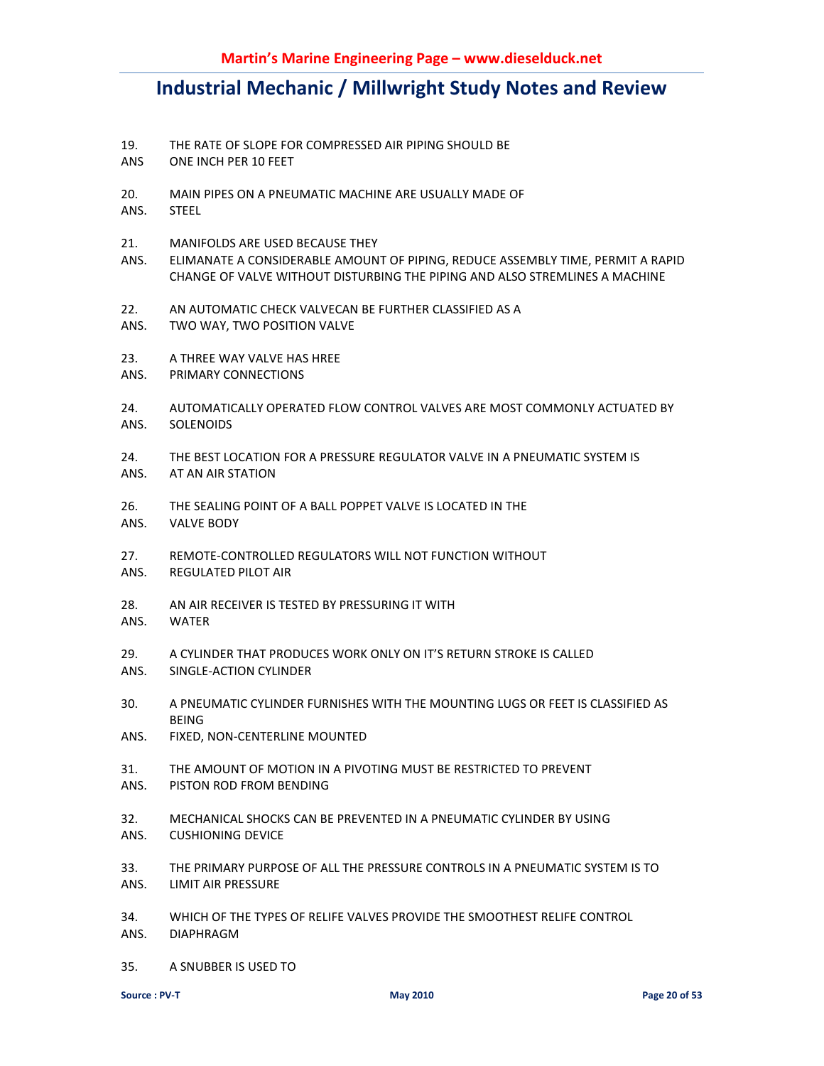19. THE RATE OF SLOPE FOR COMPRESSED AIR PIPING SHOULD BE
ANS ONE INCH PER 10 FEET

20. MAIN PIPES ON A PNEUMATIC MACHINE ARE USUALLY MADE OF
ANS. STEEL

21. MANIFOLDS ARE USED BECAUSE THEY
ANS. ELIMANATE A CONSIDERABLE AMOUNT OF PIPING, REDUCE ASSEMBLY TIME, PERMIT A RAPID CHANGE OF VALVE WITHOUT DISTURBING THE PIPING AND ALSO STREMLINES A MACHINE

22. AN AUTOMATIC CHECK VALVECAN BE FURTHER CLASSIFIED AS A
ANS. TWO WAY, TWO POSITION VALVE

23. A THREE WAY VALVE HAS HREE
ANS. PRIMARY CONNECTIONS

24. AUTOMATICALLY OPERATED FLOW CONTROL VALVES ARE MOST COMMONLY ACTUATED BY
ANS. SOLENOIDS

24. THE BEST LOCATION FOR A PRESSURE REGULATOR VALVE IN A PNEUMATIC SYSTEM IS
ANS. AT AN AIR STATION

26. THE SEALING POINT OF A BALL POPPET VALVE IS LOCATED IN THE
ANS. VALVE BODY

27. REMOTE-CONTROLLED REGULATORS WILL NOT FUNCTION WITHOUT
ANS. REGULATED PILOT AIR

28. AN AIR RECEIVER IS TESTED BY PRESSURING IT WITH
ANS. WATER

29. A CYLINDER THAT PRODUCES WORK ONLY ON IT'S RETURN STROKE IS CALLED
ANS. SINGLE-ACTION CYLINDER

30. A PNEUMATIC CYLINDER FURNISHES WITH THE MOUNTING LUGS OR FEET IS CLASSIFIED AS BEING
ANS. FIXED, NON-CENTERLINE MOUNTED

31. THE AMOUNT OF MOTION IN A PIVOTING MUST BE RESTRICTED TO PREVENT
ANS. PISTON ROD FROM BENDING

32. MECHANICAL SHOCKS CAN BE PREVENTED IN A PNEUMATIC CYLINDER BY USING
ANS. CUSHIONING DEVICE

33. THE PRIMARY PURPOSE OF ALL THE PRESSURE CONTROLS IN A PNEUMATIC SYSTEM IS TO
ANS. LIMIT AIR PRESSURE

34. WHICH OF THE TYPES OF RELIFE VALVES PROVIDE THE SMOOTHEST RELIFE CONTROL
ANS. DIAPHRAGM

35. A SNUBBER IS USED TO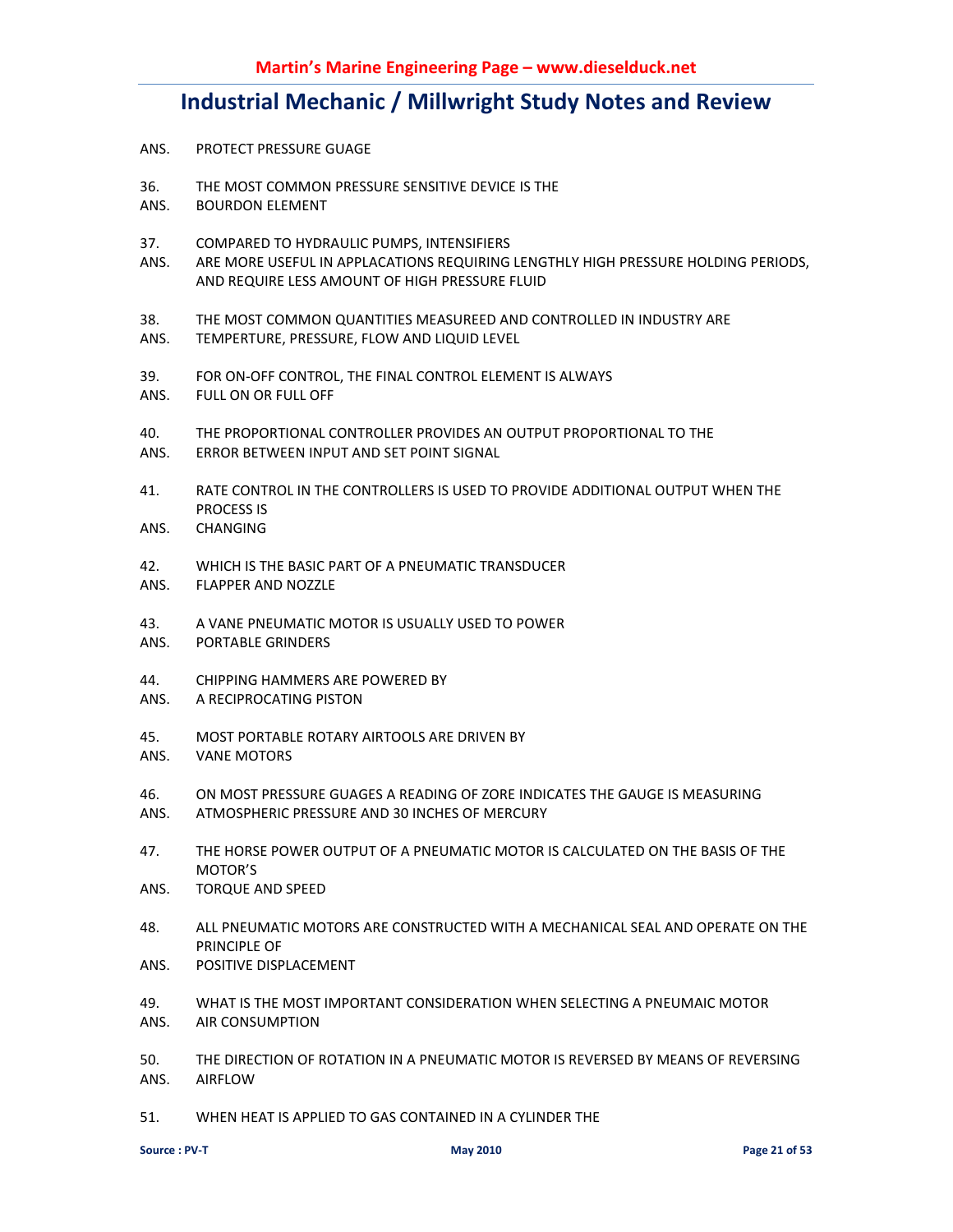ANS. PROTECT PRESSURE GUAGE

36. THE MOST COMMON PRESSURE SENSITIVE DEVICE IS THE
ANS. BOURDON ELEMENT

37. COMPARED TO HYDRAULIC PUMPS, INTENSIFIERS
ANS. ARE MORE USEFUL IN APPLACATIONS REQUIRING LENGTHLY HIGH PRESSURE HOLDING PERIODS, AND REQUIRE LESS AMOUNT OF HIGH PRESSURE FLUID

38. THE MOST COMMON QUANTITIES MEASUREED AND CONTROLLED IN INDUSTRY ARE
ANS. TEMPERTURE, PRESSURE, FLOW AND LIQUID LEVEL

39. FOR ON-OFF CONTROL, THE FINAL CONTROL ELEMENT IS ALWAYS
ANS. FULL ON OR FULL OFF

40. THE PROPORTIONAL CONTROLLER PROVIDES AN OUTPUT PROPORTIONAL TO THE
ANS. ERROR BETWEEN INPUT AND SET POINT SIGNAL

41. RATE CONTROL IN THE CONTROLLERS IS USED TO PROVIDE ADDITIONAL OUTPUT WHEN THE PROCESS IS
ANS. CHANGING

42. WHICH IS THE BASIC PART OF A PNEUMATIC TRANSDUCER
ANS. FLAPPER AND NOZZLE

43. A VANE PNEUMATIC MOTOR IS USUALLY USED TO POWER
ANS. PORTABLE GRINDERS

44. CHIPPING HAMMERS ARE POWERED BY
ANS. A RECIPROCATING PISTON

45. MOST PORTABLE ROTARY AIRTOOLS ARE DRIVEN BY
ANS. VANE MOTORS

46. ON MOST PRESSURE GUAGES A READING OF ZORE INDICATES THE GAUGE IS MEASURING
ANS. ATMOSPHERIC PRESSURE AND 30 INCHES OF MERCURY

47. THE HORSE POWER OUTPUT OF A PNEUMATIC MOTOR IS CALCULATED ON THE BASIS OF THE MOTOR'S
ANS. TORQUE AND SPEED

48. ALL PNEUMATIC MOTORS ARE CONSTRUCTED WITH A MECHANICAL SEAL AND OPERATE ON THE PRINCIPLE OF
ANS. POSITIVE DISPLACEMENT

49. WHAT IS THE MOST IMPORTANT CONSIDERATION WHEN SELECTING A PNEUMAIC MOTOR
ANS. AIR CONSUMPTION

50. THE DIRECTION OF ROTATION IN A PNEUMATIC MOTOR IS REVERSED BY MEANS OF REVERSING
ANS. AIRFLOW

51. WHEN HEAT IS APPLIED TO GAS CONTAINED IN A CYLINDER THE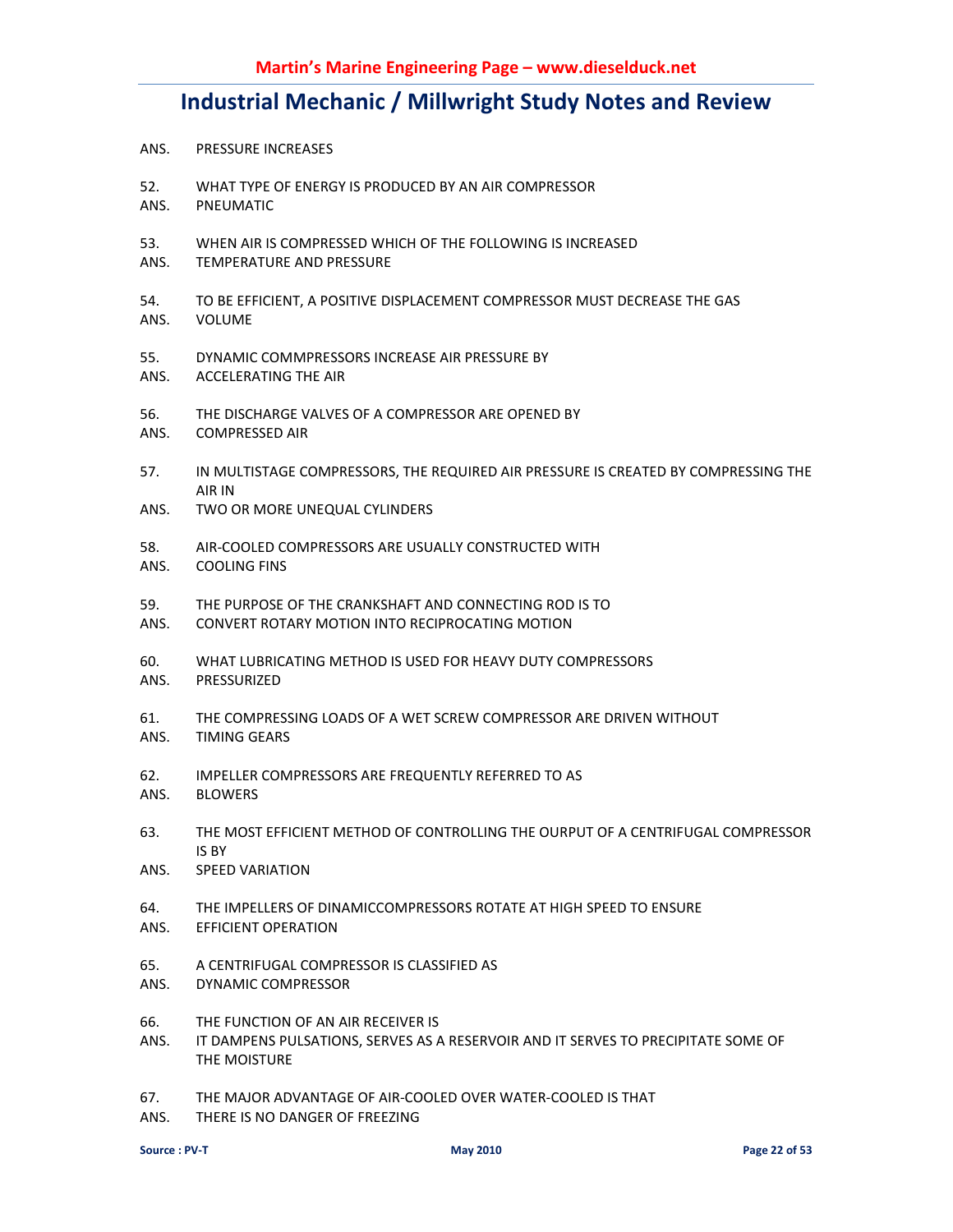ANS. PRESSURE INCREASES

52. WHAT TYPE OF ENERGY IS PRODUCED BY AN AIR COMPRESSOR
ANS. PNEUMATIC

53. WHEN AIR IS COMPRESSED WHICH OF THE FOLLOWING IS INCREASED
ANS. TEMPERATURE AND PRESSURE

54. TO BE EFFICIENT, A POSITIVE DISPLACEMENT COMPRESSOR MUST DECREASE THE GAS
ANS. VOLUME

55. DYNAMIC COMMPRESSORS INCREASE AIR PRESSURE BY
ANS. ACCELERATING THE AIR

56. THE DISCHARGE VALVES OF A COMPRESSOR ARE OPENED BY
ANS. COMPRESSED AIR

57. IN MULTISTAGE COMPRESSORS, THE REQUIRED AIR PRESSURE IS CREATED BY COMPRESSING THE AIR IN
ANS. TWO OR MORE UNEQUAL CYLINDERS

58. AIR-COOLED COMPRESSORS ARE USUALLY CONSTRUCTED WITH
ANS. COOLING FINS

59. THE PURPOSE OF THE CRANKSHAFT AND CONNECTING ROD IS TO
ANS. CONVERT ROTARY MOTION INTO RECIPROCATING MOTION

60. WHAT LUBRICATING METHOD IS USED FOR HEAVY DUTY COMPRESSORS
ANS. PRESSURIZED

61. THE COMPRESSING LOADS OF A WET SCREW COMPRESSOR ARE DRIVEN WITHOUT
ANS. TIMING GEARS

62. IMPELLER COMPRESSORS ARE FREQUENTLY REFERRED TO AS
ANS. BLOWERS

63. THE MOST EFFICIENT METHOD OF CONTROLLING THE OURPUT OF A CENTRIFUGAL COMPRESSOR IS BY
ANS. SPEED VARIATION

64. THE IMPELLERS OF DINAMICCOMPRESSORS ROTATE AT HIGH SPEED TO ENSURE
ANS. EFFICIENT OPERATION

65. A CENTRIFUGAL COMPRESSOR IS CLASSIFIED AS
ANS. DYNAMIC COMPRESSOR

66. THE FUNCTION OF AN AIR RECEIVER IS
ANS. IT DAMPENS PULSATIONS, SERVES AS A RESERVOIR AND IT SERVES TO PRECIPITATE SOME OF THE MOISTURE

67. THE MAJOR ADVANTAGE OF AIR-COOLED OVER WATER-COOLED IS THAT
ANS. THERE IS NO DANGER OF FREEZING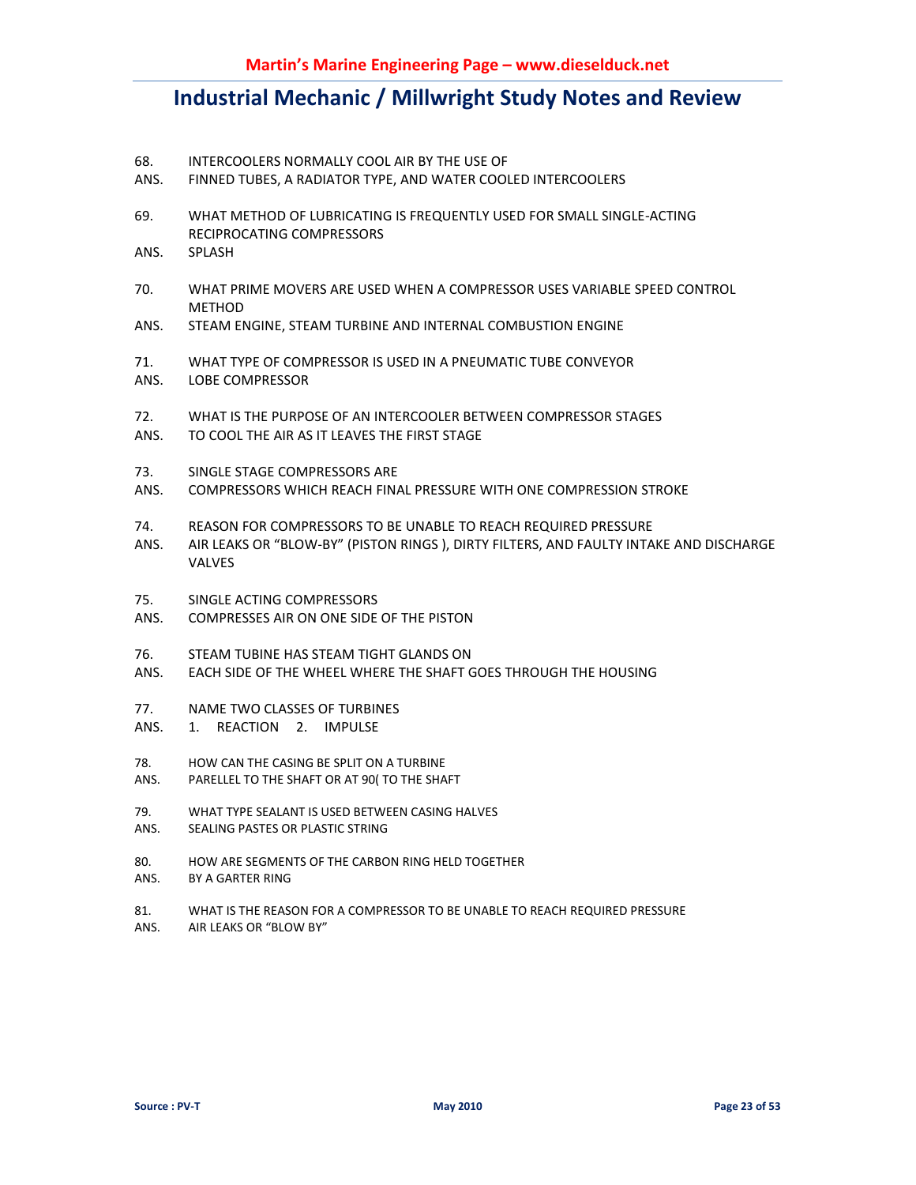68. INTERCOOLERS NORMALLY COOL AIR BY THE USE OF
ANS. FINNED TUBES, A RADIATOR TYPE, AND WATER COOLED INTERCOOLERS

69. WHAT METHOD OF LUBRICATING IS FREQUENTLY USED FOR SMALL SINGLE-ACTING RECIPROCATING COMPRESSORS
ANS. SPLASH

70. WHAT PRIME MOVERS ARE USED WHEN A COMPRESSOR USES VARIABLE SPEED CONTROL METHOD
ANS. STEAM ENGINE, STEAM TURBINE AND INTERNAL COMBUSTION ENGINE

71. WHAT TYPE OF COMPRESSOR IS USED IN A PNEUMATIC TUBE CONVEYOR
ANS. LOBE COMPRESSOR

72. WHAT IS THE PURPOSE OF AN INTERCOOLER BETWEEN COMPRESSOR STAGES
ANS. TO COOL THE AIR AS IT LEAVES THE FIRST STAGE

73. SINGLE STAGE COMPRESSORS ARE
ANS. COMPRESSORS WHICH REACH FINAL PRESSURE WITH ONE COMPRESSION STROKE

74. REASON FOR COMPRESSORS TO BE UNABLE TO REACH REQUIRED PRESSURE
ANS. AIR LEAKS OR "BLOW-BY" (PISTON RINGS ), DIRTY FILTERS, AND FAULTY INTAKE AND DISCHARGE VALVES

75. SINGLE ACTING COMPRESSORS
ANS. COMPRESSES AIR ON ONE SIDE OF THE PISTON

76. STEAM TUBINE HAS STEAM TIGHT GLANDS ON
ANS. EACH SIDE OF THE WHEEL WHERE THE SHAFT GOES THROUGH THE HOUSING

77. NAME TWO CLASSES OF TURBINES
ANS. 1. REACTION 2. IMPULSE

78. HOW CAN THE CASING BE SPLIT ON A TURBINE
ANS. PARELLEL TO THE SHAFT OR AT 90( TO THE SHAFT

79. WHAT TYPE SEALANT IS USED BETWEEN CASING HALVES
ANS. SEALING PASTES OR PLASTIC STRING

80. HOW ARE SEGMENTS OF THE CARBON RING HELD TOGETHER
ANS. BY A GARTER RING

81. WHAT IS THE REASON FOR A COMPRESSOR TO BE UNABLE TO REACH REQUIRED PRESSURE
ANS. AIR LEAKS OR "BLOW BY"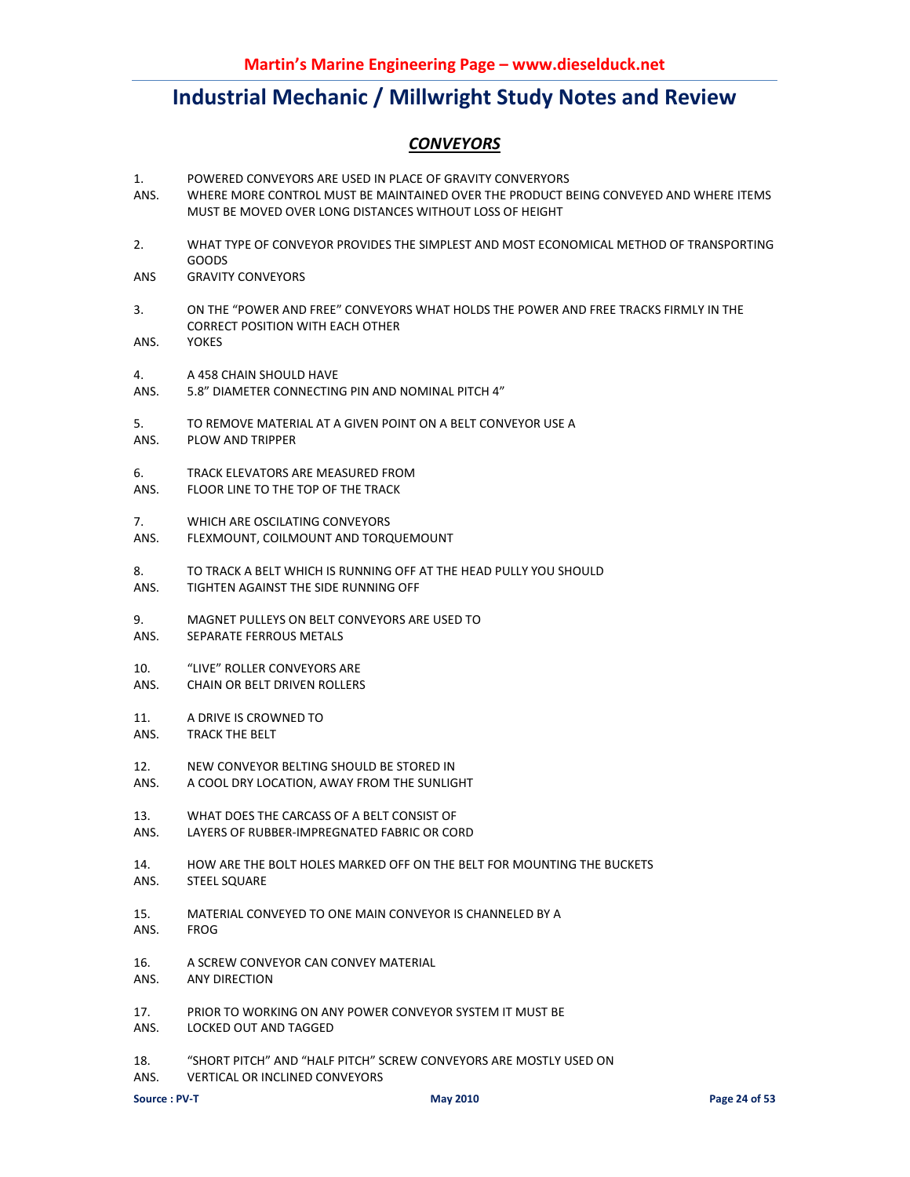## Industrial Mechanic / Millwright Study Notes and Review

### *CONVEYORS*

1. POWERED CONVEYORS ARE USED IN PLACE OF GRAVITY CONVERYORS
ANS. WHERE MORE CONTROL MUST BE MAINTAINED OVER THE PRODUCT BEING CONVEYED AND WHERE ITEMS MUST BE MOVED OVER LONG DISTANCES WITHOUT LOSS OF HEIGHT

2. WHAT TYPE OF CONVEYOR PROVIDES THE SIMPLEST AND MOST ECONOMICAL METHOD OF TRANSPORTING GOODS
ANS GRAVITY CONVEYORS

3. ON THE "POWER AND FREE" CONVEYORS WHAT HOLDS THE POWER AND FREE TRACKS FIRMLY IN THE CORRECT POSITION WITH EACH OTHER
ANS. YOKES

4. A 458 CHAIN SHOULD HAVE
ANS. 5.8" DIAMETER CONNECTING PIN AND NOMINAL PITCH 4"

5. TO REMOVE MATERIAL AT A GIVEN POINT ON A BELT CONVEYOR USE A
ANS. PLOW AND TRIPPER

6. TRACK ELEVATORS ARE MEASURED FROM
ANS. FLOOR LINE TO THE TOP OF THE TRACK

7. WHICH ARE OSCILATING CONVEYORS
ANS. FLEXMOUNT, COILMOUNT AND TORQUEMOUNT

8. TO TRACK A BELT WHICH IS RUNNING OFF AT THE HEAD PULLY YOU SHOULD
ANS. TIGHTEN AGAINST THE SIDE RUNNING OFF

9. MAGNET PULLEYS ON BELT CONVEYORS ARE USED TO
ANS. SEPARATE FERROUS METALS

10. "LIVE" ROLLER CONVEYORS ARE
ANS. CHAIN OR BELT DRIVEN ROLLERS

11. A DRIVE IS CROWNED TO
ANS. TRACK THE BELT

12. NEW CONVEYOR BELTING SHOULD BE STORED IN
ANS. A COOL DRY LOCATION, AWAY FROM THE SUNLIGHT

13. WHAT DOES THE CARCASS OF A BELT CONSIST OF
ANS. LAYERS OF RUBBER-IMPREGNATED FABRIC OR CORD

14. HOW ARE THE BOLT HOLES MARKED OFF ON THE BELT FOR MOUNTING THE BUCKETS
ANS. STEEL SQUARE

15. MATERIAL CONVEYED TO ONE MAIN CONVEYOR IS CHANNELED BY A
ANS. FROG

16. A SCREW CONVEYOR CAN CONVEY MATERIAL
ANS. ANY DIRECTION

17. PRIOR TO WORKING ON ANY POWER CONVEYOR SYSTEM IT MUST BE
ANS. LOCKED OUT AND TAGGED

18. "SHORT PITCH" AND "HALF PITCH" SCREW CONVEYORS ARE MOSTLY USED ON
ANS. VERTICAL OR INCLINED CONVEYORS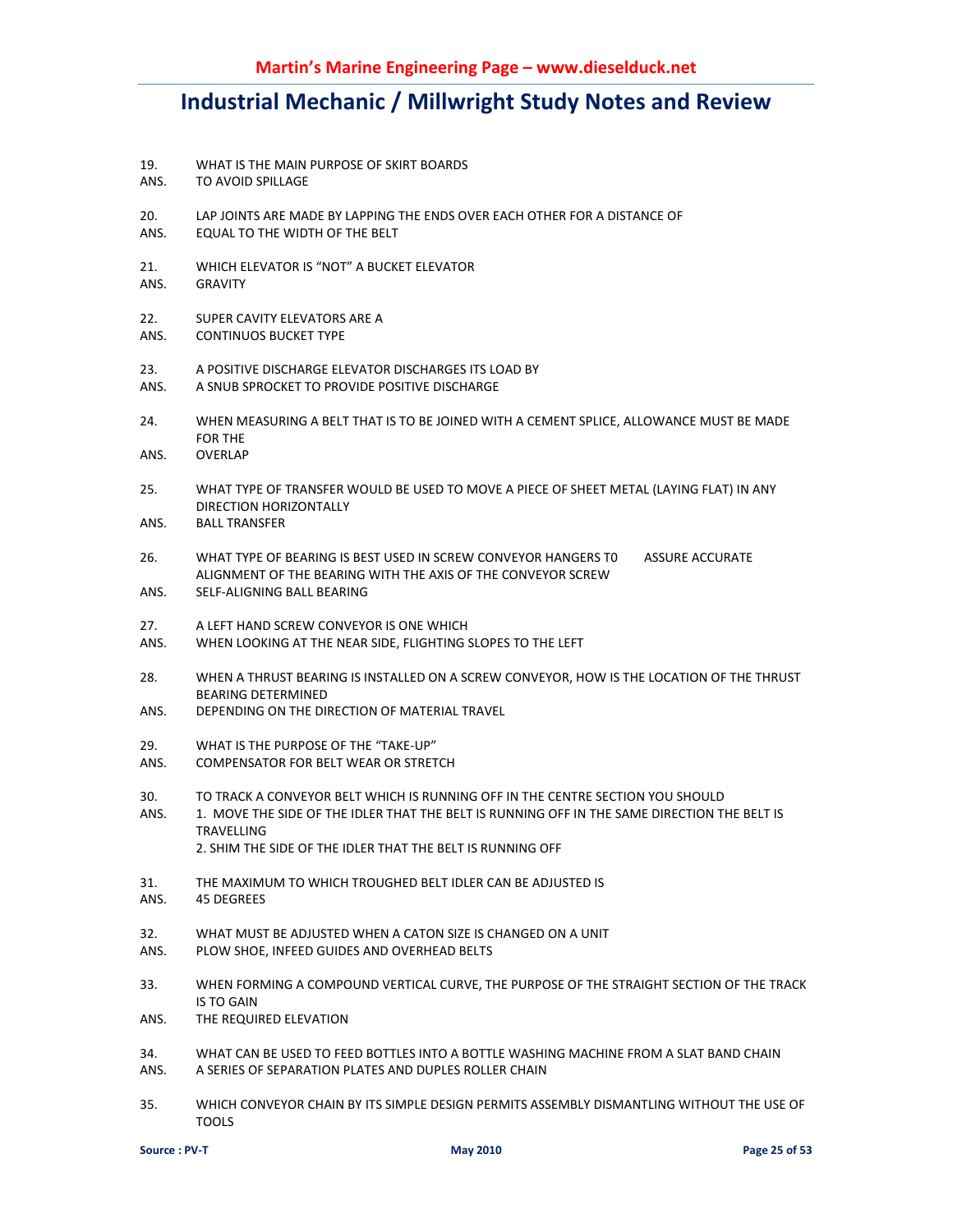19. WHAT IS THE MAIN PURPOSE OF SKIRT BOARDS
ANS. TO AVOID SPILLAGE

20. LAP JOINTS ARE MADE BY LAPPING THE ENDS OVER EACH OTHER FOR A DISTANCE OF
ANS. EQUAL TO THE WIDTH OF THE BELT

21. WHICH ELEVATOR IS "NOT" A BUCKET ELEVATOR
ANS. GRAVITY

22. SUPER CAVITY ELEVATORS ARE A
ANS. CONTINUOS BUCKET TYPE

23. A POSITIVE DISCHARGE ELEVATOR DISCHARGES ITS LOAD BY
ANS. A SNUB SPROCKET TO PROVIDE POSITIVE DISCHARGE

24. WHEN MEASURING A BELT THAT IS TO BE JOINED WITH A CEMENT SPLICE, ALLOWANCE MUST BE MADE FOR THE
ANS. OVERLAP

25. WHAT TYPE OF TRANSFER WOULD BE USED TO MOVE A PIECE OF SHEET METAL (LAYING FLAT) IN ANY DIRECTION HORIZONTALLY
ANS. BALL TRANSFER

26. WHAT TYPE OF BEARING IS BEST USED IN SCREW CONVEYOR HANGERS T0 ASSURE ACCURATE ALIGNMENT OF THE BEARING WITH THE AXIS OF THE CONVEYOR SCREW
ANS. SELF-ALIGNING BALL BEARING

27. A LEFT HAND SCREW CONVEYOR IS ONE WHICH
ANS. WHEN LOOKING AT THE NEAR SIDE, FLIGHTING SLOPES TO THE LEFT

28. WHEN A THRUST BEARING IS INSTALLED ON A SCREW CONVEYOR, HOW IS THE LOCATION OF THE THRUST BEARING DETERMINED
ANS. DEPENDING ON THE DIRECTION OF MATERIAL TRAVEL

29. WHAT IS THE PURPOSE OF THE "TAKE-UP"
ANS. COMPENSATOR FOR BELT WEAR OR STRETCH

30. TO TRACK A CONVEYOR BELT WHICH IS RUNNING OFF IN THE CENTRE SECTION YOU SHOULD
ANS. 1. MOVE THE SIDE OF THE IDLER THAT THE BELT IS RUNNING OFF IN THE SAME DIRECTION THE BELT IS TRAVELLING
2. SHIM THE SIDE OF THE IDLER THAT THE BELT IS RUNNING OFF

31. THE MAXIMUM TO WHICH TROUGHED BELT IDLER CAN BE ADJUSTED IS
ANS. 45 DEGREES

32. WHAT MUST BE ADJUSTED WHEN A CATON SIZE IS CHANGED ON A UNIT
ANS. PLOW SHOE, INFEED GUIDES AND OVERHEAD BELTS

33. WHEN FORMING A COMPOUND VERTICAL CURVE, THE PURPOSE OF THE STRAIGHT SECTION OF THE TRACK IS TO GAIN
ANS. THE REQUIRED ELEVATION

34. WHAT CAN BE USED TO FEED BOTTLES INTO A BOTTLE WASHING MACHINE FROM A SLAT BAND CHAIN
ANS. A SERIES OF SEPARATION PLATES AND DUPLES ROLLER CHAIN

35. WHICH CONVEYOR CHAIN BY ITS SIMPLE DESIGN PERMITS ASSEMBLY DISMANTLING WITHOUT THE USE OF TOOLS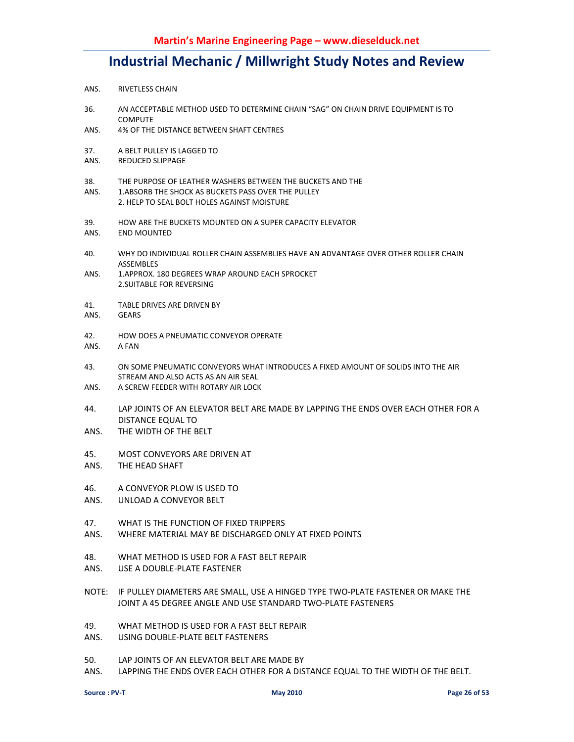ANS. RIVETLESS CHAIN

36. AN ACCEPTABLE METHOD USED TO DETERMINE CHAIN "SAG" ON CHAIN DRIVE EQUIPMENT IS TO COMPUTE

ANS. 4% OF THE DISTANCE BETWEEN SHAFT CENTRES

37. A BELT PULLEY IS LAGGED TO

ANS. REDUCED SLIPPAGE

38. THE PURPOSE OF LEATHER WASHERS BETWEEN THE BUCKETS AND THE

ANS. 1.ABSORB THE SHOCK AS BUCKETS PASS OVER THE PULLEY
2. HELP TO SEAL BOLT HOLES AGAINST MOISTURE

39. HOW ARE THE BUCKETS MOUNTED ON A SUPER CAPACITY ELEVATOR

ANS. END MOUNTED

40. WHY DO INDIVIDUAL ROLLER CHAIN ASSEMBLIES HAVE AN ADVANTAGE OVER OTHER ROLLER CHAIN ASSEMBLES

ANS. 1.APPROX. 180 DEGREES WRAP AROUND EACH SPROCKET
2.SUITABLE FOR REVERSING

41. TABLE DRIVES ARE DRIVEN BY

ANS. GEARS

42. HOW DOES A PNEUMATIC CONVEYOR OPERATE

ANS. A FAN

43. ON SOME PNEUMATIC CONVEYORS WHAT INTRODUCES A FIXED AMOUNT OF SOLIDS INTO THE AIR STREAM AND ALSO ACTS AS AN AIR SEAL

ANS. A SCREW FEEDER WITH ROTARY AIR LOCK

44. LAP JOINTS OF AN ELEVATOR BELT ARE MADE BY LAPPING THE ENDS OVER EACH OTHER FOR A DISTANCE EQUAL TO

ANS. THE WIDTH OF THE BELT

45. MOST CONVEYORS ARE DRIVEN AT

ANS. THE HEAD SHAFT

46. A CONVEYOR PLOW IS USED TO

ANS. UNLOAD A CONVEYOR BELT

47. WHAT IS THE FUNCTION OF FIXED TRIPPERS

ANS. WHERE MATERIAL MAY BE DISCHARGED ONLY AT FIXED POINTS

48. WHAT METHOD IS USED FOR A FAST BELT REPAIR

ANS. USE A DOUBLE-PLATE FASTENER

NOTE: IF PULLEY DIAMETERS ARE SMALL, USE A HINGED TYPE TWO-PLATE FASTENER OR MAKE THE JOINT A 45 DEGREE ANGLE AND USE STANDARD TWO-PLATE FASTENERS

49. WHAT METHOD IS USED FOR A FAST BELT REPAIR

ANS. USING DOUBLE-PLATE BELT FASTENERS

50. LAP JOINTS OF AN ELEVATOR BELT ARE MADE BY

ANS. LAPPING THE ENDS OVER EACH OTHER FOR A DISTANCE EQUAL TO THE WIDTH OF THE BELT.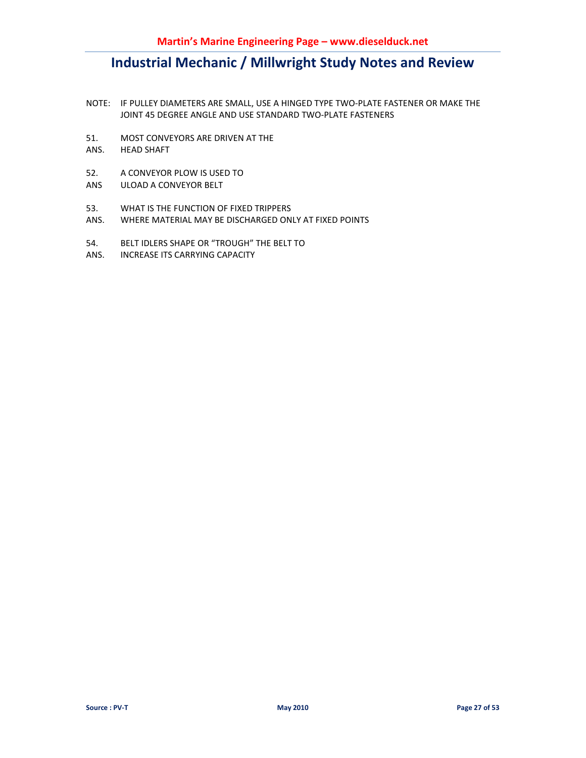NOTE: IF PULLEY DIAMETERS ARE SMALL, USE A HINGED TYPE TWO-PLATE FASTENER OR MAKE THE JOINT 45 DEGREE ANGLE AND USE STANDARD TWO-PLATE FASTENERS

51. MOST CONVEYORS ARE DRIVEN AT THE
ANS. HEAD SHAFT

52. A CONVEYOR PLOW IS USED TO
ANS ULOAD A CONVEYOR BELT

53. WHAT IS THE FUNCTION OF FIXED TRIPPERS
ANS. WHERE MATERIAL MAY BE DISCHARGED ONLY AT FIXED POINTS

54. BELT IDLERS SHAPE OR "TROUGH" THE BELT TO
ANS. INCREASE ITS CARRYING CAPACITY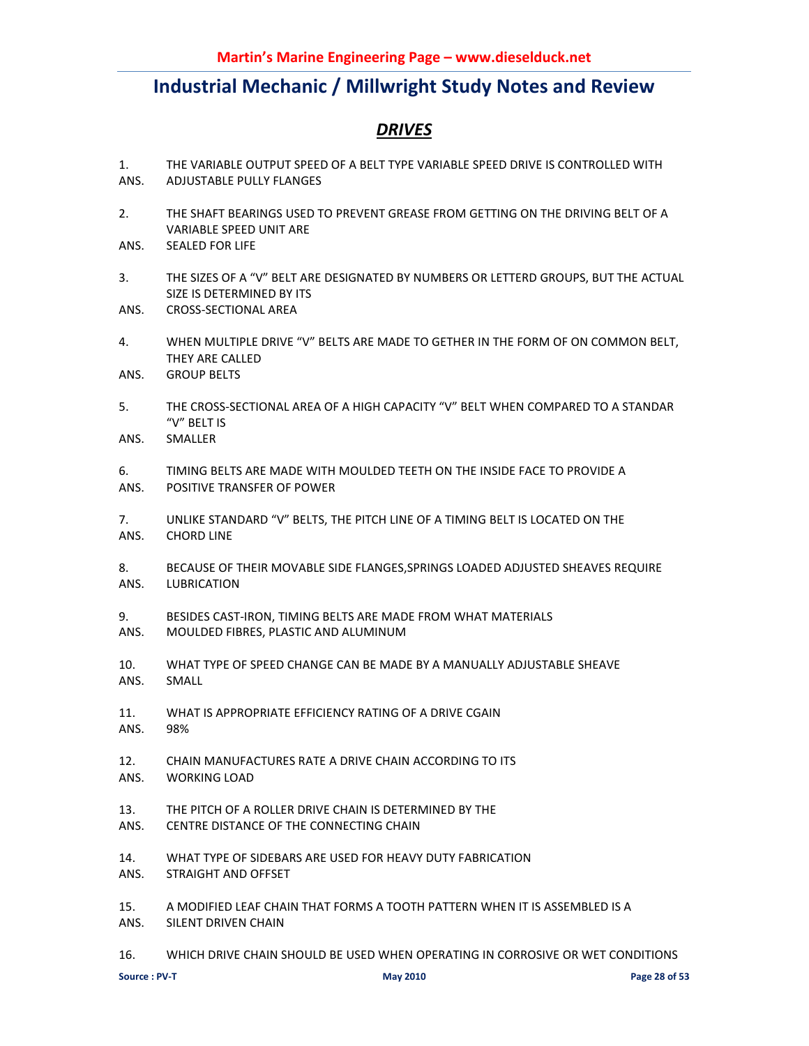# Industrial Mechanic / Millwright Study Notes and Review

## *DRIVES*

1. THE VARIABLE OUTPUT SPEED OF A BELT TYPE VARIABLE SPEED DRIVE IS CONTROLLED WITH
ANS. ADJUSTABLE PULLY FLANGES

2. THE SHAFT BEARINGS USED TO PREVENT GREASE FROM GETTING ON THE DRIVING BELT OF A VARIABLE SPEED UNIT ARE
ANS. SEALED FOR LIFE

3. THE SIZES OF A "V" BELT ARE DESIGNATED BY NUMBERS OR LETTERD GROUPS, BUT THE ACTUAL SIZE IS DETERMINED BY ITS
ANS. CROSS-SECTIONAL AREA

4. WHEN MULTIPLE DRIVE "V" BELTS ARE MADE TO GETHER IN THE FORM OF ON COMMON BELT, THEY ARE CALLED
ANS. GROUP BELTS

5. THE CROSS-SECTIONAL AREA OF A HIGH CAPACITY "V" BELT WHEN COMPARED TO A STANDAR "V" BELT IS
ANS. SMALLER

6. TIMING BELTS ARE MADE WITH MOULDED TEETH ON THE INSIDE FACE TO PROVIDE A
ANS. POSITIVE TRANSFER OF POWER

7. UNLIKE STANDARD "V" BELTS, THE PITCH LINE OF A TIMING BELT IS LOCATED ON THE
ANS. CHORD LINE

8. BECAUSE OF THEIR MOVABLE SIDE FLANGES,SPRINGS LOADED ADJUSTED SHEAVES REQUIRE
ANS. LUBRICATION

9. BESIDES CAST-IRON, TIMING BELTS ARE MADE FROM WHAT MATERIALS
ANS. MOULDED FIBRES, PLASTIC AND ALUMINUM

10. WHAT TYPE OF SPEED CHANGE CAN BE MADE BY A MANUALLY ADJUSTABLE SHEAVE
ANS. SMALL

11. WHAT IS APPROPRIATE EFFICIENCY RATING OF A DRIVE CGAIN
ANS. 98%

12. CHAIN MANUFACTURES RATE A DRIVE CHAIN ACCORDING TO ITS
ANS. WORKING LOAD

13. THE PITCH OF A ROLLER DRIVE CHAIN IS DETERMINED BY THE
ANS. CENTRE DISTANCE OF THE CONNECTING CHAIN

14. WHAT TYPE OF SIDEBARS ARE USED FOR HEAVY DUTY FABRICATION
ANS. STRAIGHT AND OFFSET

15. A MODIFIED LEAF CHAIN THAT FORMS A TOOTH PATTERN WHEN IT IS ASSEMBLED IS A
ANS. SILENT DRIVEN CHAIN

16. WHICH DRIVE CHAIN SHOULD BE USED WHEN OPERATING IN CORROSIVE OR WET CONDITIONS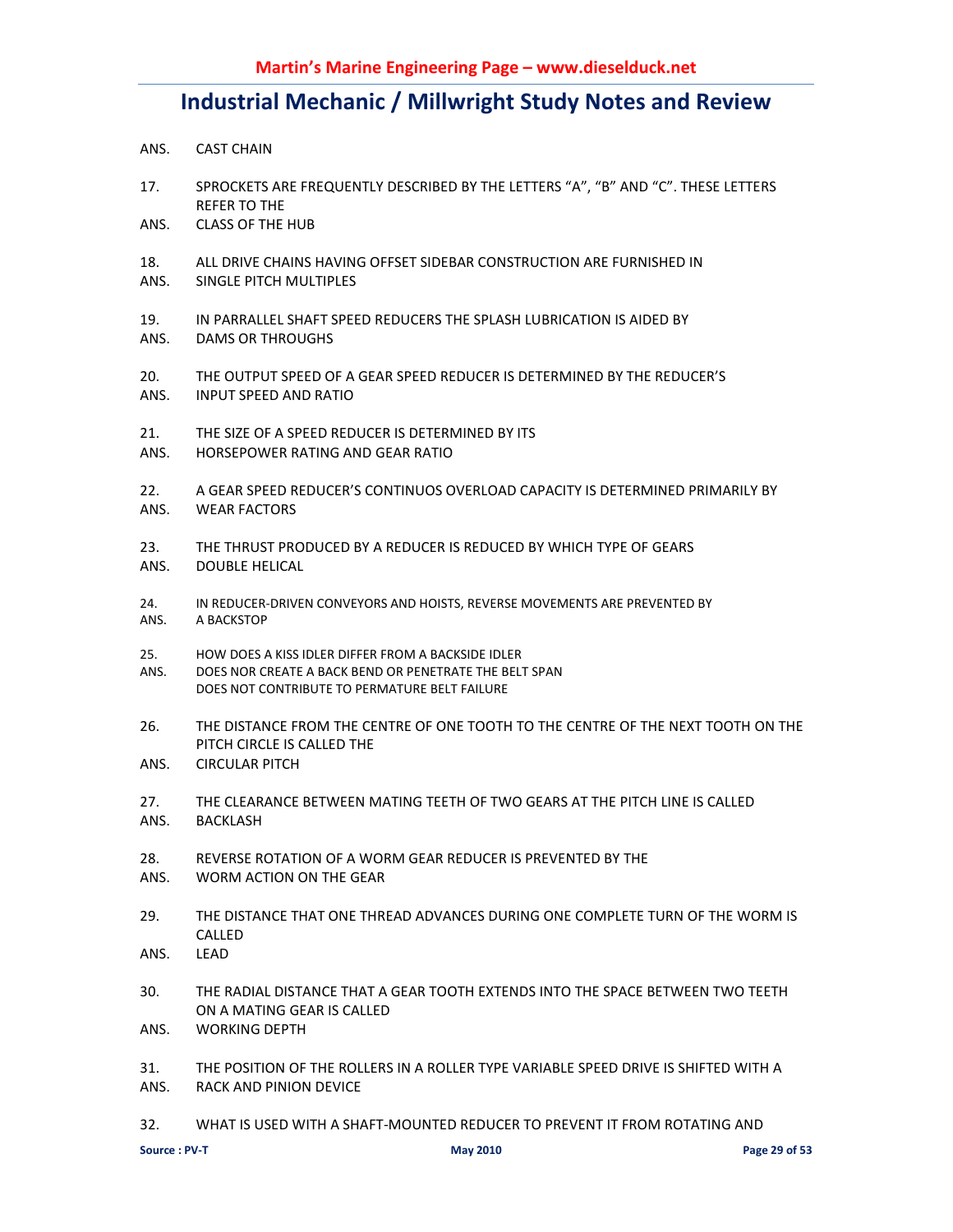ANS. CAST CHAIN

17. SPROCKETS ARE FREQUENTLY DESCRIBED BY THE LETTERS "A", "B" AND "C". THESE LETTERS REFER TO THE
ANS. CLASS OF THE HUB

18. ALL DRIVE CHAINS HAVING OFFSET SIDEBAR CONSTRUCTION ARE FURNISHED IN
ANS. SINGLE PITCH MULTIPLES

19. IN PARRALLEL SHAFT SPEED REDUCERS THE SPLASH LUBRICATION IS AIDED BY
ANS. DAMS OR THROUGHS

20. THE OUTPUT SPEED OF A GEAR SPEED REDUCER IS DETERMINED BY THE REDUCER'S
ANS. INPUT SPEED AND RATIO

21. THE SIZE OF A SPEED REDUCER IS DETERMINED BY ITS
ANS. HORSEPOWER RATING AND GEAR RATIO

22. A GEAR SPEED REDUCER'S CONTINUOS OVERLOAD CAPACITY IS DETERMINED PRIMARILY BY
ANS. WEAR FACTORS

23. THE THRUST PRODUCED BY A REDUCER IS REDUCED BY WHICH TYPE OF GEARS
ANS. DOUBLE HELICAL

24. IN REDUCER-DRIVEN CONVEYORS AND HOISTS, REVERSE MOVEMENTS ARE PREVENTED BY
ANS. A BACKSTOP

25. HOW DOES A KISS IDLER DIFFER FROM A BACKSIDE IDLER
ANS. DOES NOR CREATE A BACK BEND OR PENETRATE THE BELT SPAN
DOES NOT CONTRIBUTE TO PERMATURE BELT FAILURE

26. THE DISTANCE FROM THE CENTRE OF ONE TOOTH TO THE CENTRE OF THE NEXT TOOTH ON THE PITCH CIRCLE IS CALLED THE
ANS. CIRCULAR PITCH

27. THE CLEARANCE BETWEEN MATING TEETH OF TWO GEARS AT THE PITCH LINE IS CALLED
ANS. BACKLASH

28. REVERSE ROTATION OF A WORM GEAR REDUCER IS PREVENTED BY THE
ANS. WORM ACTION ON THE GEAR

29. THE DISTANCE THAT ONE THREAD ADVANCES DURING ONE COMPLETE TURN OF THE WORM IS CALLED
ANS. LEAD

30. THE RADIAL DISTANCE THAT A GEAR TOOTH EXTENDS INTO THE SPACE BETWEEN TWO TEETH ON A MATING GEAR IS CALLED
ANS. WORKING DEPTH

31. THE POSITION OF THE ROLLERS IN A ROLLER TYPE VARIABLE SPEED DRIVE IS SHIFTED WITH A
ANS. RACK AND PINION DEVICE

32. WHAT IS USED WITH A SHAFT-MOUNTED REDUCER TO PREVENT IT FROM ROTATING AND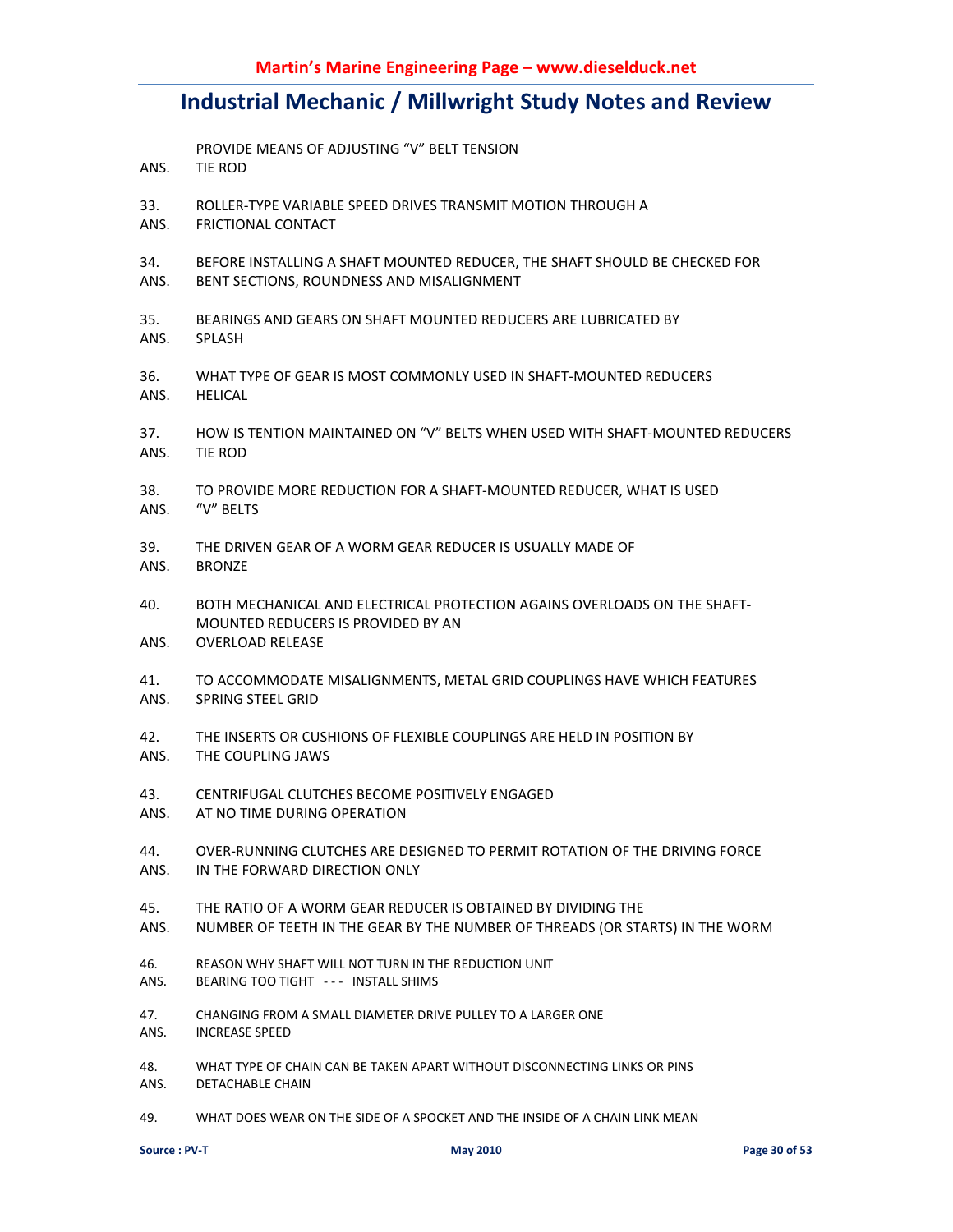PROVIDE MEANS OF ADJUSTING "V" BELT TENSION
ANS. TIE ROD

33. ROLLER-TYPE VARIABLE SPEED DRIVES TRANSMIT MOTION THROUGH A
ANS. FRICTIONAL CONTACT

34. BEFORE INSTALLING A SHAFT MOUNTED REDUCER, THE SHAFT SHOULD BE CHECKED FOR
ANS. BENT SECTIONS, ROUNDNESS AND MISALIGNMENT

35. BEARINGS AND GEARS ON SHAFT MOUNTED REDUCERS ARE LUBRICATED BY
ANS. SPLASH

36. WHAT TYPE OF GEAR IS MOST COMMONLY USED IN SHAFT-MOUNTED REDUCERS
ANS. HELICAL

37. HOW IS TENTION MAINTAINED ON "V" BELTS WHEN USED WITH SHAFT-MOUNTED REDUCERS
ANS. TIE ROD

38. TO PROVIDE MORE REDUCTION FOR A SHAFT-MOUNTED REDUCER, WHAT IS USED
ANS. "V" BELTS

39. THE DRIVEN GEAR OF A WORM GEAR REDUCER IS USUALLY MADE OF
ANS. BRONZE

40. BOTH MECHANICAL AND ELECTRICAL PROTECTION AGAINS OVERLOADS ON THE SHAFT-MOUNTED REDUCERS IS PROVIDED BY AN
ANS. OVERLOAD RELEASE

41. TO ACCOMMODATE MISALIGNMENTS, METAL GRID COUPLINGS HAVE WHICH FEATURES
ANS. SPRING STEEL GRID

42. THE INSERTS OR CUSHIONS OF FLEXIBLE COUPLINGS ARE HELD IN POSITION BY
ANS. THE COUPLING JAWS

43. CENTRIFUGAL CLUTCHES BECOME POSITIVELY ENGAGED
ANS. AT NO TIME DURING OPERATION

44. OVER-RUNNING CLUTCHES ARE DESIGNED TO PERMIT ROTATION OF THE DRIVING FORCE
ANS. IN THE FORWARD DIRECTION ONLY

45. THE RATIO OF A WORM GEAR REDUCER IS OBTAINED BY DIVIDING THE
ANS. NUMBER OF TEETH IN THE GEAR BY THE NUMBER OF THREADS (OR STARTS) IN THE WORM

46. REASON WHY SHAFT WILL NOT TURN IN THE REDUCTION UNIT
ANS. BEARING TOO TIGHT --- INSTALL SHIMS

47. CHANGING FROM A SMALL DIAMETER DRIVE PULLEY TO A LARGER ONE
ANS. INCREASE SPEED

48. WHAT TYPE OF CHAIN CAN BE TAKEN APART WITHOUT DISCONNECTING LINKS OR PINS
ANS. DETACHABLE CHAIN

49. WHAT DOES WEAR ON THE SIDE OF A SPOCKET AND THE INSIDE OF A CHAIN LINK MEAN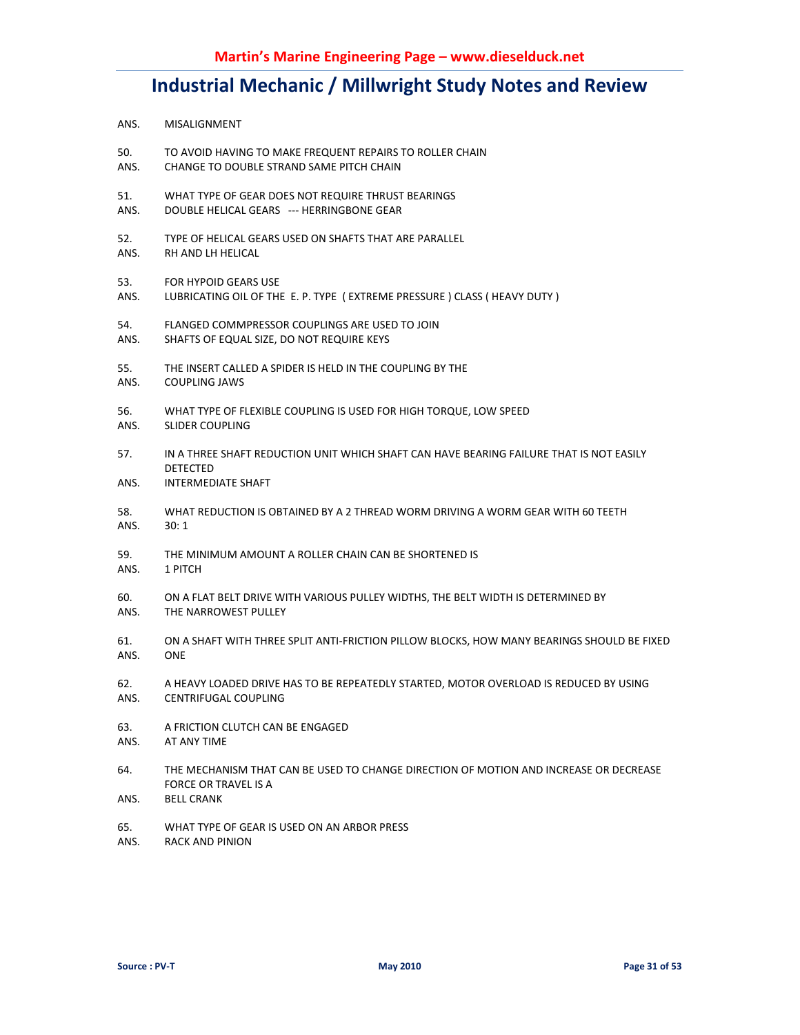ANS. MISALIGNMENT

50. TO AVOID HAVING TO MAKE FREQUENT REPAIRS TO ROLLER CHAIN
ANS. CHANGE TO DOUBLE STRAND SAME PITCH CHAIN

51. WHAT TYPE OF GEAR DOES NOT REQUIRE THRUST BEARINGS
ANS. DOUBLE HELICAL GEARS --- HERRINGBONE GEAR

52. TYPE OF HELICAL GEARS USED ON SHAFTS THAT ARE PARALLEL
ANS. RH AND LH HELICAL

53. FOR HYPOID GEARS USE
ANS. LUBRICATING OIL OF THE E. P. TYPE ( EXTREME PRESSURE ) CLASS ( HEAVY DUTY )

54. FLANGED COMMPRESSOR COUPLINGS ARE USED TO JOIN
ANS. SHAFTS OF EQUAL SIZE, DO NOT REQUIRE KEYS

55. THE INSERT CALLED A SPIDER IS HELD IN THE COUPLING BY THE
ANS. COUPLING JAWS

56. WHAT TYPE OF FLEXIBLE COUPLING IS USED FOR HIGH TORQUE, LOW SPEED
ANS. SLIDER COUPLING

57. IN A THREE SHAFT REDUCTION UNIT WHICH SHAFT CAN HAVE BEARING FAILURE THAT IS NOT EASILY DETECTED
ANS. INTERMEDIATE SHAFT

58. WHAT REDUCTION IS OBTAINED BY A 2 THREAD WORM DRIVING A WORM GEAR WITH 60 TEETH
ANS. 30: 1

59. THE MINIMUM AMOUNT A ROLLER CHAIN CAN BE SHORTENED IS
ANS. 1 PITCH

60. ON A FLAT BELT DRIVE WITH VARIOUS PULLEY WIDTHS, THE BELT WIDTH IS DETERMINED BY
ANS. THE NARROWEST PULLEY

61. ON A SHAFT WITH THREE SPLIT ANTI-FRICTION PILLOW BLOCKS, HOW MANY BEARINGS SHOULD BE FIXED
ANS. ONE

62. A HEAVY LOADED DRIVE HAS TO BE REPEATEDLY STARTED, MOTOR OVERLOAD IS REDUCED BY USING
ANS. CENTRIFUGAL COUPLING

63. A FRICTION CLUTCH CAN BE ENGAGED
ANS. AT ANY TIME

64. THE MECHANISM THAT CAN BE USED TO CHANGE DIRECTION OF MOTION AND INCREASE OR DECREASE FORCE OR TRAVEL IS A
ANS. BELL CRANK

65. WHAT TYPE OF GEAR IS USED ON AN ARBOR PRESS
ANS. RACK AND PINION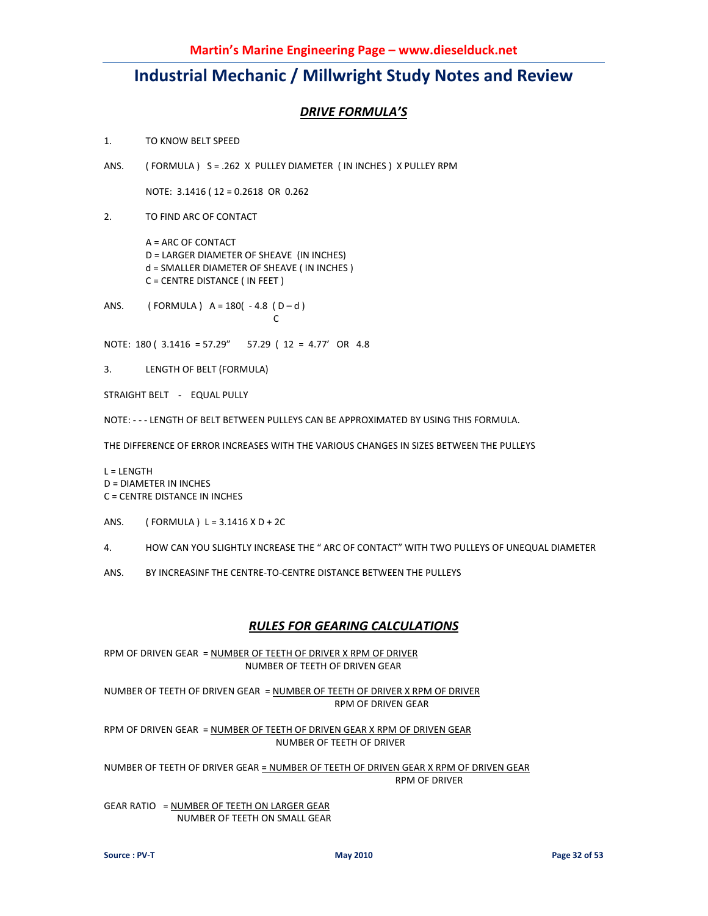# Industrial Mechanic / Millwright Study Notes and Review

## *DRIVE FORMULA'S*

1. TO KNOW BELT SPEED

ANS. ( FORMULA ) S = .262 X PULLEY DIAMETER ( IN INCHES ) X PULLEY RPM

NOTE: 3.1416 ( 12 = 0.2618 OR 0.262

2. TO FIND ARC OF CONTACT

A = ARC OF CONTACT
D = LARGER DIAMETER OF SHEAVE (IN INCHES)
d = SMALLER DIAMETER OF SHEAVE ( IN INCHES )
C = CENTRE DISTANCE ( IN FEET )

ANS. ( FORMULA ) $A = 180( - 4.8 \frac{( D – d )}{C}$

NOTE: 180 ( 3.1416 = 57.29" 57.29 ( 12 = 4.77' OR 4.8

3. LENGTH OF BELT (FORMULA)

STRAIGHT BELT - EQUAL PULLY

NOTE: - - - LENGTH OF BELT BETWEEN PULLEYS CAN BE APPROXIMATED BY USING THIS FORMULA.

THE DIFFERENCE OF ERROR INCREASES WITH THE VARIOUS CHANGES IN SIZES BETWEEN THE PULLEYS

L = LENGTH
D = DIAMETER IN INCHES
C = CENTRE DISTANCE IN INCHES

ANS. ( FORMULA ) L = 3.1416 X D + 2C

4. HOW CAN YOU SLIGHTLY INCREASE THE " ARC OF CONTACT" WITH TWO PULLEYS OF UNEQUAL DIAMETER

ANS. BY INCREASINF THE CENTRE-TO-CENTRE DISTANCE BETWEEN THE PULLEYS

## *RULES FOR GEARING CALCULATIONS*

$$\text{RPM OF DRIVEN GEAR} = \frac{\text{NUMBER OF TEETH OF DRIVER X RPM OF DRIVER}}{\text{NUMBER OF TEETH OF DRIVEN GEAR}}$$

$$\text{NUMBER OF TEETH OF DRIVEN GEAR} = \frac{\text{NUMBER OF TEETH OF DRIVER X RPM OF DRIVER}}{\text{RPM OF DRIVEN GEAR}}$$

$$\text{RPM OF DRIVEN GEAR} = \frac{\text{NUMBER OF TEETH OF DRIVEN GEAR X RPM OF DRIVEN GEAR}}{\text{NUMBER OF TEETH OF DRIVER}}$$

$$\text{NUMBER OF TEETH OF DRIVER GEAR} = \frac{\text{NUMBER OF TEETH OF DRIVEN GEAR X RPM OF DRIVEN GEAR}}{\text{RPM OF DRIVER}}$$

$$\text{GEAR RATIO} = \frac{\text{NUMBER OF TEETH ON LARGER GEAR}}{\text{NUMBER OF TEETH ON SMALL GEAR}}$$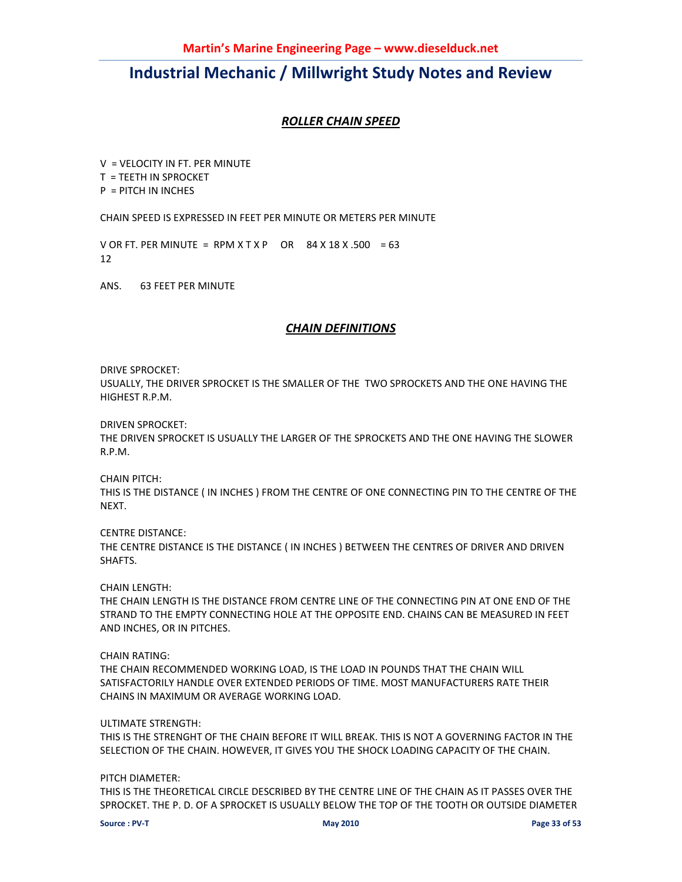## *ROLLER CHAIN SPEED*

V = VELOCITY IN FT. PER MINUTE
T = TEETH IN SPROCKET
P = PITCH IN INCHES

CHAIN SPEED IS EXPRESSED IN FEET PER MINUTE OR METERS PER MINUTE

V OR FT. PER MINUTE = RPM X T X P OR 84 X 18 X .500 = 63
12

ANS. 63 FEET PER MINUTE

## *CHAIN DEFINITIONS*

DRIVE SPROCKET:
USUALLY, THE DRIVER SPROCKET IS THE SMALLER OF THE TWO SPROCKETS AND THE ONE HAVING THE HIGHEST R.P.M.

DRIVEN SPROCKET:
THE DRIVEN SPROCKET IS USUALLY THE LARGER OF THE SPROCKETS AND THE ONE HAVING THE SLOWER R.P.M.

CHAIN PITCH:
THIS IS THE DISTANCE ( IN INCHES ) FROM THE CENTRE OF ONE CONNECTING PIN TO THE CENTRE OF THE NEXT.

CENTRE DISTANCE:
THE CENTRE DISTANCE IS THE DISTANCE ( IN INCHES ) BETWEEN THE CENTRES OF DRIVER AND DRIVEN SHAFTS.

CHAIN LENGTH:
THE CHAIN LENGTH IS THE DISTANCE FROM CENTRE LINE OF THE CONNECTING PIN AT ONE END OF THE STRAND TO THE EMPTY CONNECTING HOLE AT THE OPPOSITE END. CHAINS CAN BE MEASURED IN FEET AND INCHES, OR IN PITCHES.

CHAIN RATING:
THE CHAIN RECOMMENDED WORKING LOAD, IS THE LOAD IN POUNDS THAT THE CHAIN WILL SATISFACTORILY HANDLE OVER EXTENDED PERIODS OF TIME. MOST MANUFACTURERS RATE THEIR CHAINS IN MAXIMUM OR AVERAGE WORKING LOAD.

ULTIMATE STRENGTH:
THIS IS THE STRENGHT OF THE CHAIN BEFORE IT WILL BREAK. THIS IS NOT A GOVERNING FACTOR IN THE SELECTION OF THE CHAIN. HOWEVER, IT GIVES YOU THE SHOCK LOADING CAPACITY OF THE CHAIN.

PITCH DIAMETER:
THIS IS THE THEORETICAL CIRCLE DESCRIBED BY THE CENTRE LINE OF THE CHAIN AS IT PASSES OVER THE SPROCKET. THE P. D. OF A SPROCKET IS USUALLY BELOW THE TOP OF THE TOOTH OR OUTSIDE DIAMETER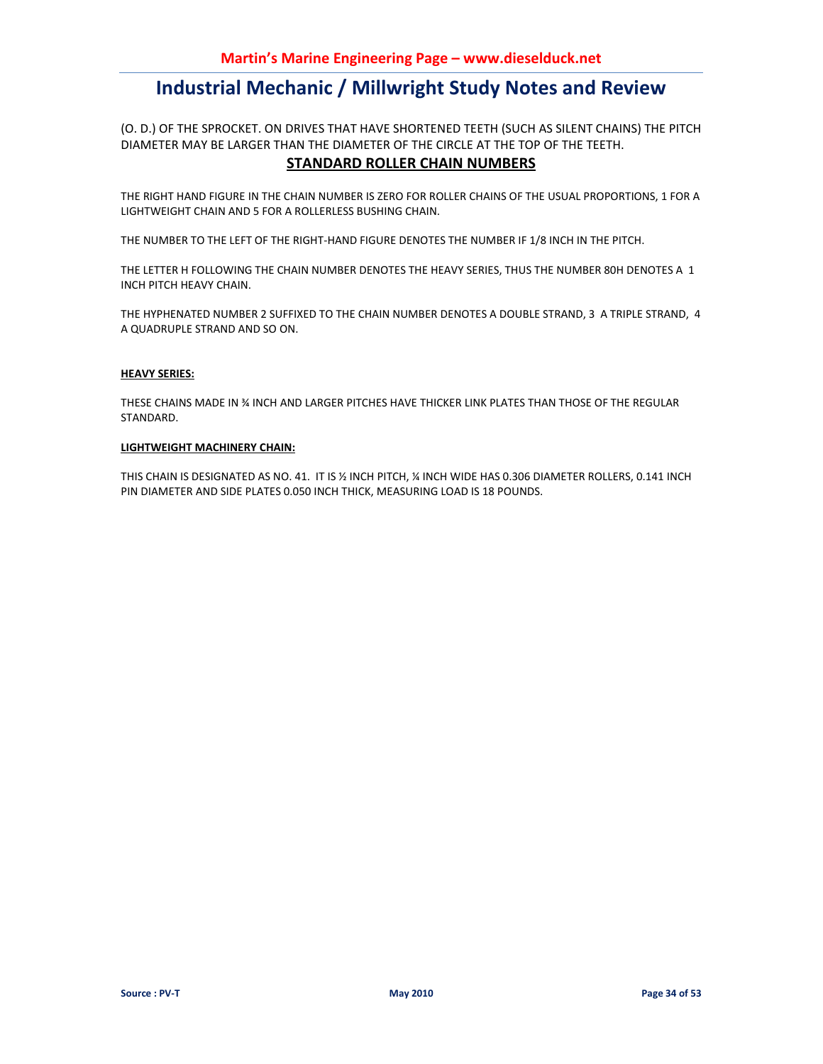(O. D.) OF THE SPROCKET. ON DRIVES THAT HAVE SHORTENED TEETH (SUCH AS SILENT CHAINS) THE PITCH DIAMETER MAY BE LARGER THAN THE DIAMETER OF THE CIRCLE AT THE TOP OF THE TEETH.

## STANDARD ROLLER CHAIN NUMBERS

THE RIGHT HAND FIGURE IN THE CHAIN NUMBER IS ZERO FOR ROLLER CHAINS OF THE USUAL PROPORTIONS, 1 FOR A LIGHTWEIGHT CHAIN AND 5 FOR A ROLLERLESS BUSHING CHAIN.

THE NUMBER TO THE LEFT OF THE RIGHT-HAND FIGURE DENOTES THE NUMBER IF 1/8 INCH IN THE PITCH.

THE LETTER H FOLLOWING THE CHAIN NUMBER DENOTES THE HEAVY SERIES, THUS THE NUMBER 80H DENOTES A 1 INCH PITCH HEAVY CHAIN.

THE HYPHENATED NUMBER 2 SUFFIXED TO THE CHAIN NUMBER DENOTES A DOUBLE STRAND, 3 A TRIPLE STRAND, 4 A QUADRUPLE STRAND AND SO ON.

**HEAVY SERIES:**

THESE CHAINS MADE IN ¾ INCH AND LARGER PITCHES HAVE THICKER LINK PLATES THAN THOSE OF THE REGULAR STANDARD.

**LIGHTWEIGHT MACHINERY CHAIN:**

THIS CHAIN IS DESIGNATED AS NO. 41. IT IS ½ INCH PITCH, ¼ INCH WIDE HAS 0.306 DIAMETER ROLLERS, 0.141 INCH PIN DIAMETER AND SIDE PLATES 0.050 INCH THICK, MEASURING LOAD IS 18 POUNDS.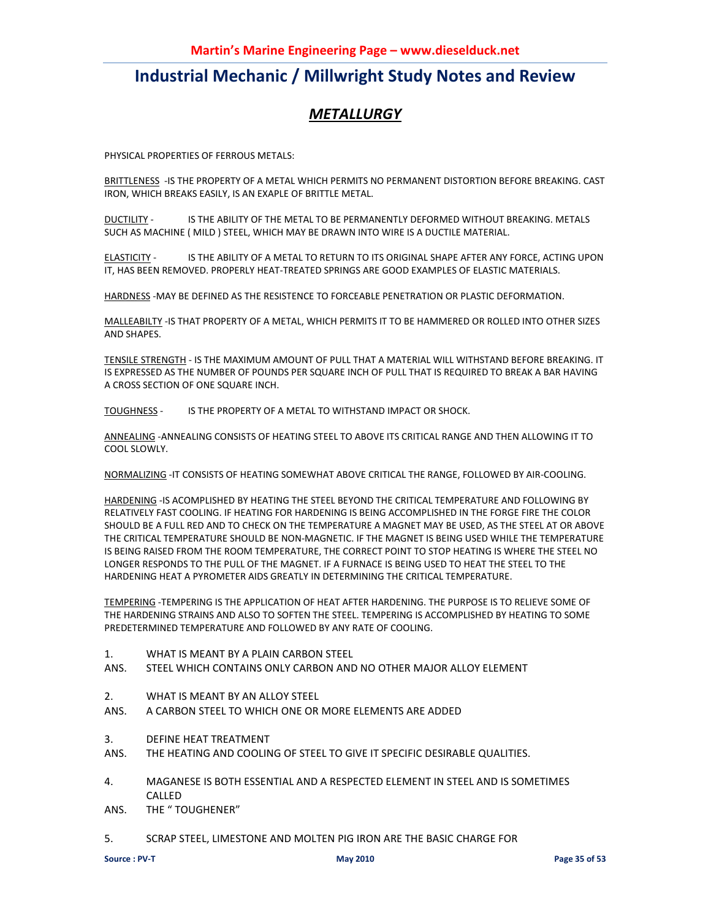# Industrial Mechanic / Millwright Study Notes and Review

## *METALLURGY*

PHYSICAL PROPERTIES OF FERROUS METALS:

BRITTLENESS -IS THE PROPERTY OF A METAL WHICH PERMITS NO PERMANENT DISTORTION BEFORE BREAKING. CAST IRON, WHICH BREAKS EASILY, IS AN EXAPLE OF BRITTLE METAL.

DUCTILITY - IS THE ABILITY OF THE METAL TO BE PERMANENTLY DEFORMED WITHOUT BREAKING. METALS SUCH AS MACHINE ( MILD ) STEEL, WHICH MAY BE DRAWN INTO WIRE IS A DUCTILE MATERIAL.

ELASTICITY - IS THE ABILITY OF A METAL TO RETURN TO ITS ORIGINAL SHAPE AFTER ANY FORCE, ACTING UPON IT, HAS BEEN REMOVED. PROPERLY HEAT-TREATED SPRINGS ARE GOOD EXAMPLES OF ELASTIC MATERIALS.

HARDNESS -MAY BE DEFINED AS THE RESISTENCE TO FORCEABLE PENETRATION OR PLASTIC DEFORMATION.

MALLEABILTY -IS THAT PROPERTY OF A METAL, WHICH PERMITS IT TO BE HAMMERED OR ROLLED INTO OTHER SIZES AND SHAPES.

TENSILE STRENGTH - IS THE MAXIMUM AMOUNT OF PULL THAT A MATERIAL WILL WITHSTAND BEFORE BREAKING. IT IS EXPRESSED AS THE NUMBER OF POUNDS PER SQUARE INCH OF PULL THAT IS REQUIRED TO BREAK A BAR HAVING A CROSS SECTION OF ONE SQUARE INCH.

TOUGHNESS - IS THE PROPERTY OF A METAL TO WITHSTAND IMPACT OR SHOCK.

ANNEALING -ANNEALING CONSISTS OF HEATING STEEL TO ABOVE ITS CRITICAL RANGE AND THEN ALLOWING IT TO COOL SLOWLY.

NORMALIZING -IT CONSISTS OF HEATING SOMEWHAT ABOVE CRITICAL THE RANGE, FOLLOWED BY AIR-COOLING.

HARDENING -IS ACOMPLISHED BY HEATING THE STEEL BEYOND THE CRITICAL TEMPERATURE AND FOLLOWING BY RELATIVELY FAST COOLING. IF HEATING FOR HARDENING IS BEING ACCOMPLISHED IN THE FORGE FIRE THE COLOR SHOULD BE A FULL RED AND TO CHECK ON THE TEMPERATURE A MAGNET MAY BE USED, AS THE STEEL AT OR ABOVE THE CRITICAL TEMPERATURE SHOULD BE NON-MAGNETIC. IF THE MAGNET IS BEING USED WHILE THE TEMPERATURE IS BEING RAISED FROM THE ROOM TEMPERATURE, THE CORRECT POINT TO STOP HEATING IS WHERE THE STEEL NO LONGER RESPONDS TO THE PULL OF THE MAGNET. IF A FURNACE IS BEING USED TO HEAT THE STEEL TO THE HARDENING HEAT A PYROMETER AIDS GREATLY IN DETERMINING THE CRITICAL TEMPERATURE.

TEMPERING -TEMPERING IS THE APPLICATION OF HEAT AFTER HARDENING. THE PURPOSE IS TO RELIEVE SOME OF THE HARDENING STRAINS AND ALSO TO SOFTEN THE STEEL. TEMPERING IS ACCOMPLISHED BY HEATING TO SOME PREDETERMINED TEMPERATURE AND FOLLOWED BY ANY RATE OF COOLING.

1. WHAT IS MEANT BY A PLAIN CARBON STEEL

ANS. STEEL WHICH CONTAINS ONLY CARBON AND NO OTHER MAJOR ALLOY ELEMENT

2. WHAT IS MEANT BY AN ALLOY STEEL

ANS. A CARBON STEEL TO WHICH ONE OR MORE ELEMENTS ARE ADDED

3. DEFINE HEAT TREATMENT

ANS. THE HEATING AND COOLING OF STEEL TO GIVE IT SPECIFIC DESIRABLE QUALITIES.

4. MAGANESE IS BOTH ESSENTIAL AND A RESPECTED ELEMENT IN STEEL AND IS SOMETIMES CALLED

ANS. THE “ TOUGHENER”

5. SCRAP STEEL, LIMESTONE AND MOLTEN PIG IRON ARE THE BASIC CHARGE FOR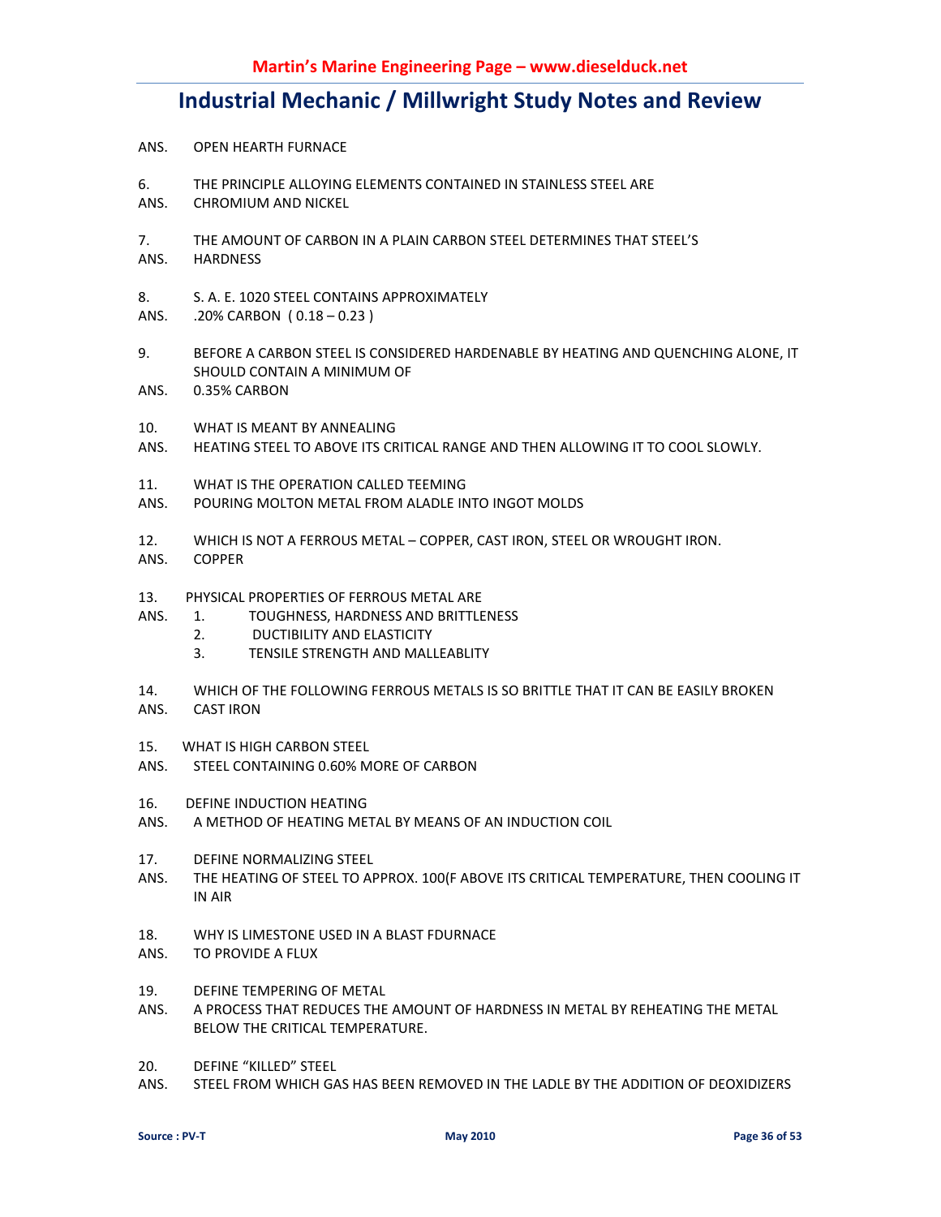ANS. OPEN HEARTH FURNACE

6. THE PRINCIPLE ALLOYING ELEMENTS CONTAINED IN STAINLESS STEEL ARE
ANS. CHROMIUM AND NICKEL

7. THE AMOUNT OF CARBON IN A PLAIN CARBON STEEL DETERMINES THAT STEEL'S
ANS. HARDNESS

8. S. A. E. 1020 STEEL CONTAINS APPROXIMATELY
ANS. .20% CARBON ( 0.18 – 0.23 )

9. BEFORE A CARBON STEEL IS CONSIDERED HARDENABLE BY HEATING AND QUENCHING ALONE, IT SHOULD CONTAIN A MINIMUM OF
ANS. 0.35% CARBON

10. WHAT IS MEANT BY ANNEALING
ANS. HEATING STEEL TO ABOVE ITS CRITICAL RANGE AND THEN ALLOWING IT TO COOL SLOWLY.

11. WHAT IS THE OPERATION CALLED TEEMING
ANS. POURING MOLTON METAL FROM ALADLE INTO INGOT MOLDS

12. WHICH IS NOT A FERROUS METAL – COPPER, CAST IRON, STEEL OR WROUGHT IRON.
ANS. COPPER

13. PHYSICAL PROPERTIES OF FERROUS METAL ARE
ANS.
1. TOUGHNESS, HARDNESS AND BRITTLENESS
2. DUCTIBILITY AND ELASTICITY
3. TENSILE STRENGTH AND MALLEABLITY

14. WHICH OF THE FOLLOWING FERROUS METALS IS SO BRITTLE THAT IT CAN BE EASILY BROKEN
ANS. CAST IRON

15. WHAT IS HIGH CARBON STEEL
ANS. STEEL CONTAINING 0.60% MORE OF CARBON

16. DEFINE INDUCTION HEATING
ANS. A METHOD OF HEATING METAL BY MEANS OF AN INDUCTION COIL

17. DEFINE NORMALIZING STEEL
ANS. THE HEATING OF STEEL TO APPROX. 100(F ABOVE ITS CRITICAL TEMPERATURE, THEN COOLING IT IN AIR

18. WHY IS LIMESTONE USED IN A BLAST FDURNACE
ANS. TO PROVIDE A FLUX

19. DEFINE TEMPERING OF METAL
ANS. A PROCESS THAT REDUCES THE AMOUNT OF HARDNESS IN METAL BY REHEATING THE METAL BELOW THE CRITICAL TEMPERATURE.

20. DEFINE "KILLED" STEEL
ANS. STEEL FROM WHICH GAS HAS BEEN REMOVED IN THE LADLE BY THE ADDITION OF DEOXIDIZERS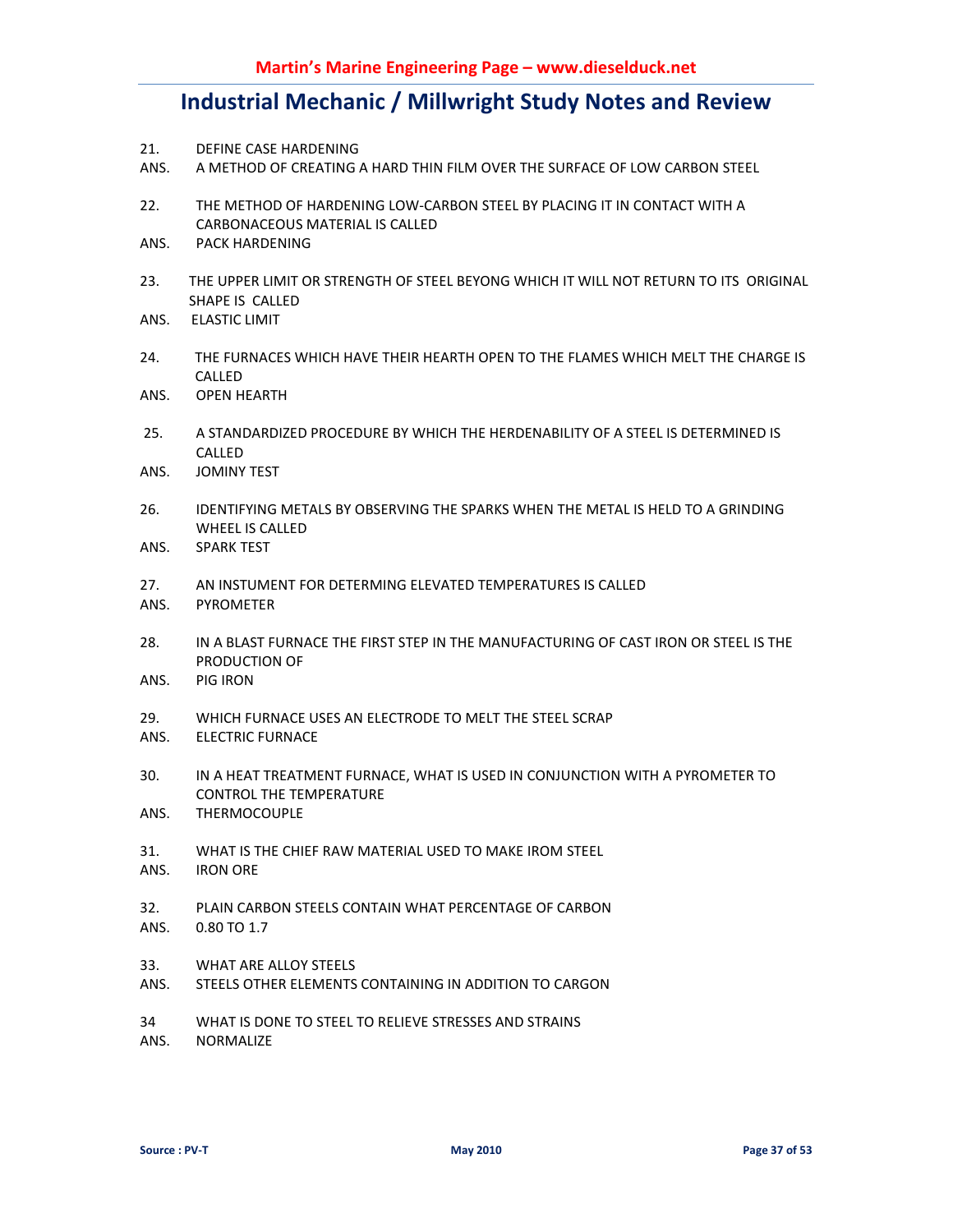21. DEFINE CASE HARDENING

ANS. A METHOD OF CREATING A HARD THIN FILM OVER THE SURFACE OF LOW CARBON STEEL

22. THE METHOD OF HARDENING LOW-CARBON STEEL BY PLACING IT IN CONTACT WITH A CARBONACEOUS MATERIAL IS CALLED

ANS. PACK HARDENING

23. THE UPPER LIMIT OR STRENGTH OF STEEL BEYONG WHICH IT WILL NOT RETURN TO ITS ORIGINAL SHAPE IS CALLED

ANS. ELASTIC LIMIT

24. THE FURNACES WHICH HAVE THEIR HEARTH OPEN TO THE FLAMES WHICH MELT THE CHARGE IS CALLED

ANS. OPEN HEARTH

25. A STANDARDIZED PROCEDURE BY WHICH THE HERDENABILITY OF A STEEL IS DETERMINED IS CALLED

ANS. JOMINY TEST

26. IDENTIFYING METALS BY OBSERVING THE SPARKS WHEN THE METAL IS HELD TO A GRINDING WHEEL IS CALLED

ANS. SPARK TEST

27. AN INSTUMENT FOR DETERMING ELEVATED TEMPERATURES IS CALLED

ANS. PYROMETER

28. IN A BLAST FURNACE THE FIRST STEP IN THE MANUFACTURING OF CAST IRON OR STEEL IS THE PRODUCTION OF

ANS. PIG IRON

29. WHICH FURNACE USES AN ELECTRODE TO MELT THE STEEL SCRAP

ANS. ELECTRIC FURNACE

30. IN A HEAT TREATMENT FURNACE, WHAT IS USED IN CONJUNCTION WITH A PYROMETER TO CONTROL THE TEMPERATURE

ANS. THERMOCOUPLE

31. WHAT IS THE CHIEF RAW MATERIAL USED TO MAKE IROM STEEL

ANS. IRON ORE

32. PLAIN CARBON STEELS CONTAIN WHAT PERCENTAGE OF CARBON

ANS. 0.80 TO 1.7

33. WHAT ARE ALLOY STEELS

ANS. STEELS OTHER ELEMENTS CONTAINING IN ADDITION TO CARGON

34 WHAT IS DONE TO STEEL TO RELIEVE STRESSES AND STRAINS

ANS. NORMALIZE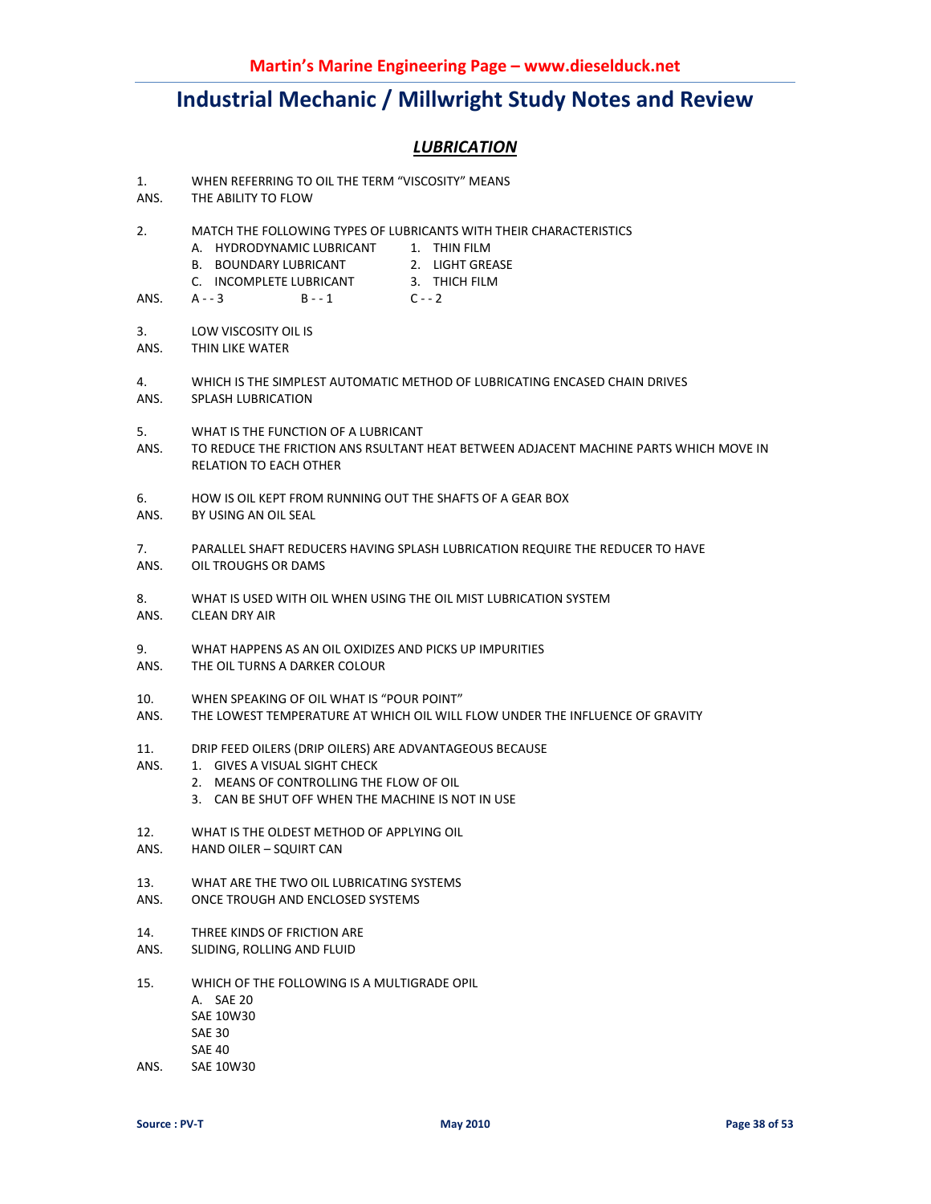# Industrial Mechanic / Millwright Study Notes and Review

## *LUBRICATION*

1. WHEN REFERRING TO OIL THE TERM "VISCOSITY" MEANS

ANS. THE ABILITY TO FLOW

2. MATCH THE FOLLOWING TYPES OF LUBRICANTS WITH THEIR CHARACTERISTICS

| | |
|---|---|
| A. HYDRODYNAMIC LUBRICANT | 1. THIN FILM |
| B. BOUNDARY LUBRICANT | 2. LIGHT GREASE |
| C. INCOMPLETE LUBRICANT | 3. THICH FILM |

ANS. A - - 3 B - - 1 C - - 2

3. LOW VISCOSITY OIL IS

ANS. THIN LIKE WATER

4. WHICH IS THE SIMPLEST AUTOMATIC METHOD OF LUBRICATING ENCASED CHAIN DRIVES

ANS. SPLASH LUBRICATION

5. WHAT IS THE FUNCTION OF A LUBRICANT

ANS. TO REDUCE THE FRICTION ANS RSULTANT HEAT BETWEEN ADJACENT MACHINE PARTS WHICH MOVE IN RELATION TO EACH OTHER

6. HOW IS OIL KEPT FROM RUNNING OUT THE SHAFTS OF A GEAR BOX

ANS. BY USING AN OIL SEAL

7. PARALLEL SHAFT REDUCERS HAVING SPLASH LUBRICATION REQUIRE THE REDUCER TO HAVE

ANS. OIL TROUGHS OR DAMS

8. WHAT IS USED WITH OIL WHEN USING THE OIL MIST LUBRICATION SYSTEM

ANS. CLEAN DRY AIR

9. WHAT HAPPENS AS AN OIL OXIDIZES AND PICKS UP IMPURITIES

ANS. THE OIL TURNS A DARKER COLOUR

10. WHEN SPEAKING OF OIL WHAT IS "POUR POINT"

ANS. THE LOWEST TEMPERATURE AT WHICH OIL WILL FLOW UNDER THE INFLUENCE OF GRAVITY

11. DRIP FEED OILERS (DRIP OILERS) ARE ADVANTAGEOUS BECAUSE

ANS.
1. GIVES A VISUAL SIGHT CHECK
2. MEANS OF CONTROLLING THE FLOW OF OIL
3. CAN BE SHUT OFF WHEN THE MACHINE IS NOT IN USE

12. WHAT IS THE OLDEST METHOD OF APPLYING OIL

ANS. HAND OILER – SQUIRT CAN

13. WHAT ARE THE TWO OIL LUBRICATING SYSTEMS

ANS. ONCE TROUGH AND ENCLOSED SYSTEMS

14. THREE KINDS OF FRICTION ARE

ANS. SLIDING, ROLLING AND FLUID

15. WHICH OF THE FOLLOWING IS A MULTIGRADE OPIL

A. SAE 20
SAE 10W30
SAE 30
SAE 40

ANS. SAE 10W30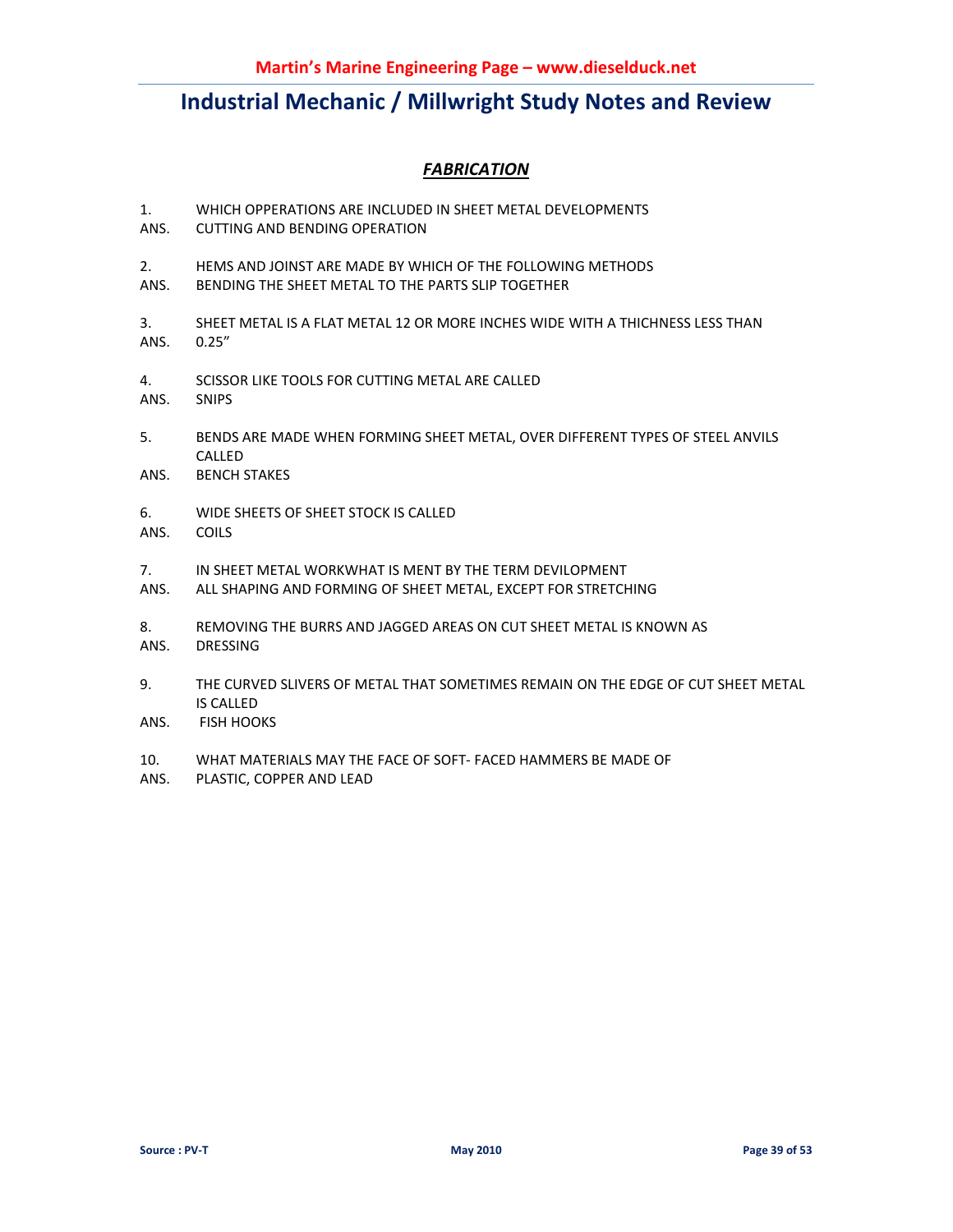# Industrial Mechanic / Millwright Study Notes and Review

## *FABRICATION*

1. WHICH OPPERATIONS ARE INCLUDED IN SHEET METAL DEVELOPMENTS
ANS. CUTTING AND BENDING OPERATION

2. HEMS AND JOINST ARE MADE BY WHICH OF THE FOLLOWING METHODS
ANS. BENDING THE SHEET METAL TO THE PARTS SLIP TOGETHER

3. SHEET METAL IS A FLAT METAL 12 OR MORE INCHES WIDE WITH A THICHNESS LESS THAN
ANS. 0.25"

4. SCISSOR LIKE TOOLS FOR CUTTING METAL ARE CALLED
ANS. SNIPS

5. BENDS ARE MADE WHEN FORMING SHEET METAL, OVER DIFFERENT TYPES OF STEEL ANVILS CALLED
ANS. BENCH STAKES

6. WIDE SHEETS OF SHEET STOCK IS CALLED
ANS. COILS

7. IN SHEET METAL WORKWHAT IS MENT BY THE TERM DEVILOPMENT
ANS. ALL SHAPING AND FORMING OF SHEET METAL, EXCEPT FOR STRETCHING

8. REMOVING THE BURRS AND JAGGED AREAS ON CUT SHEET METAL IS KNOWN AS
ANS. DRESSING

9. THE CURVED SLIVERS OF METAL THAT SOMETIMES REMAIN ON THE EDGE OF CUT SHEET METAL IS CALLED
ANS. FISH HOOKS

10. WHAT MATERIALS MAY THE FACE OF SOFT- FACED HAMMERS BE MADE OF
ANS. PLASTIC, COPPER AND LEAD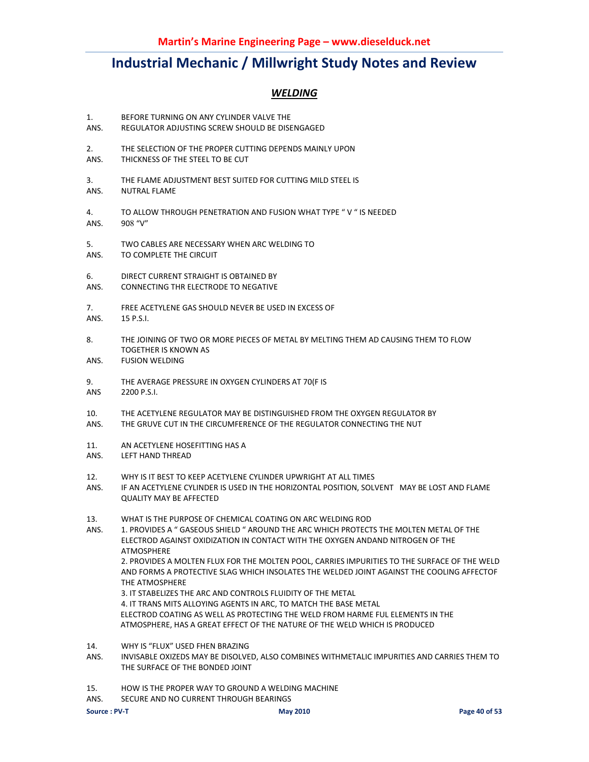# Industrial Mechanic / Millwright Study Notes and Review

## *WELDING*

1. BEFORE TURNING ON ANY CYLINDER VALVE THE
ANS. REGULATOR ADJUSTING SCREW SHOULD BE DISENGAGED

2. THE SELECTION OF THE PROPER CUTTING DEPENDS MAINLY UPON
ANS. THICKNESS OF THE STEEL TO BE CUT

3. THE FLAME ADJUSTMENT BEST SUITED FOR CUTTING MILD STEEL IS
ANS. NUTRAL FLAME

4. TO ALLOW THROUGH PENETRATION AND FUSION WHAT TYPE " V " IS NEEDED
ANS. 908 "V"

5. TWO CABLES ARE NECESSARY WHEN ARC WELDING TO
ANS. TO COMPLETE THE CIRCUIT

6. DIRECT CURRENT STRAIGHT IS OBTAINED BY
ANS. CONNECTING THR ELECTRODE TO NEGATIVE

7. FREE ACETYLENE GAS SHOULD NEVER BE USED IN EXCESS OF
ANS. 15 P.S.I.

8. THE JOINING OF TWO OR MORE PIECES OF METAL BY MELTING THEM AD CAUSING THEM TO FLOW TOGETHER IS KNOWN AS
ANS. FUSION WELDING

9. THE AVERAGE PRESSURE IN OXYGEN CYLINDERS AT 70(F IS
ANS 2200 P.S.I.

10. THE ACETYLENE REGULATOR MAY BE DISTINGUISHED FROM THE OXYGEN REGULATOR BY
ANS. THE GRUVE CUT IN THE CIRCUMFERENCE OF THE REGULATOR CONNECTING THE NUT

11. AN ACETYLENE HOSEFITTING HAS A
ANS. LEFT HAND THREAD

12. WHY IS IT BEST TO KEEP ACETYLENE CYLINDER UPWRIGHT AT ALL TIMES
ANS. IF AN ACETYLENE CYLINDER IS USED IN THE HORIZONTAL POSITION, SOLVENT MAY BE LOST AND FLAME QUALITY MAY BE AFFECTED

13. WHAT IS THE PURPOSE OF CHEMICAL COATING ON ARC WELDING ROD
ANS. 1. PROVIDES A " GASEOUS SHIELD " AROUND THE ARC WHICH PROTECTS THE MOLTEN METAL OF THE ELECTROD AGAINST OXIDIZATION IN CONTACT WITH THE OXYGEN ANDAND NITROGEN OF THE ATMOSPHERE
2. PROVIDES A MOLTEN FLUX FOR THE MOLTEN POOL, CARRIES IMPURITIES TO THE SURFACE OF THE WELD AND FORMS A PROTECTIVE SLAG WHICH INSOLATES THE WELDED JOINT AGAINST THE COOLING AFFECTOF THE ATMOSPHERE
3. IT STABELIZES THE ARC AND CONTROLS FLUIDITY OF THE METAL
4. IT TRANS MITS ALLOYING AGENTS IN ARC, TO MATCH THE BASE METAL
ELECTROD COATING AS WELL AS PROTECTING THE WELD FROM HARME FUL ELEMENTS IN THE ATMOSPHERE, HAS A GREAT EFFECT OF THE NATURE OF THE WELD WHICH IS PRODUCED

14. WHY IS "FLUX" USED FHEN BRAZING
ANS. INVISABLE OXIZEDS MAY BE DISOLVED, ALSO COMBINES WITHMETALIC IMPURITIES AND CARRIES THEM TO THE SURFACE OF THE BONDED JOINT

15. HOW IS THE PROPER WAY TO GROUND A WELDING MACHINE
ANS. SECURE AND NO CURRENT THROUGH BEARINGS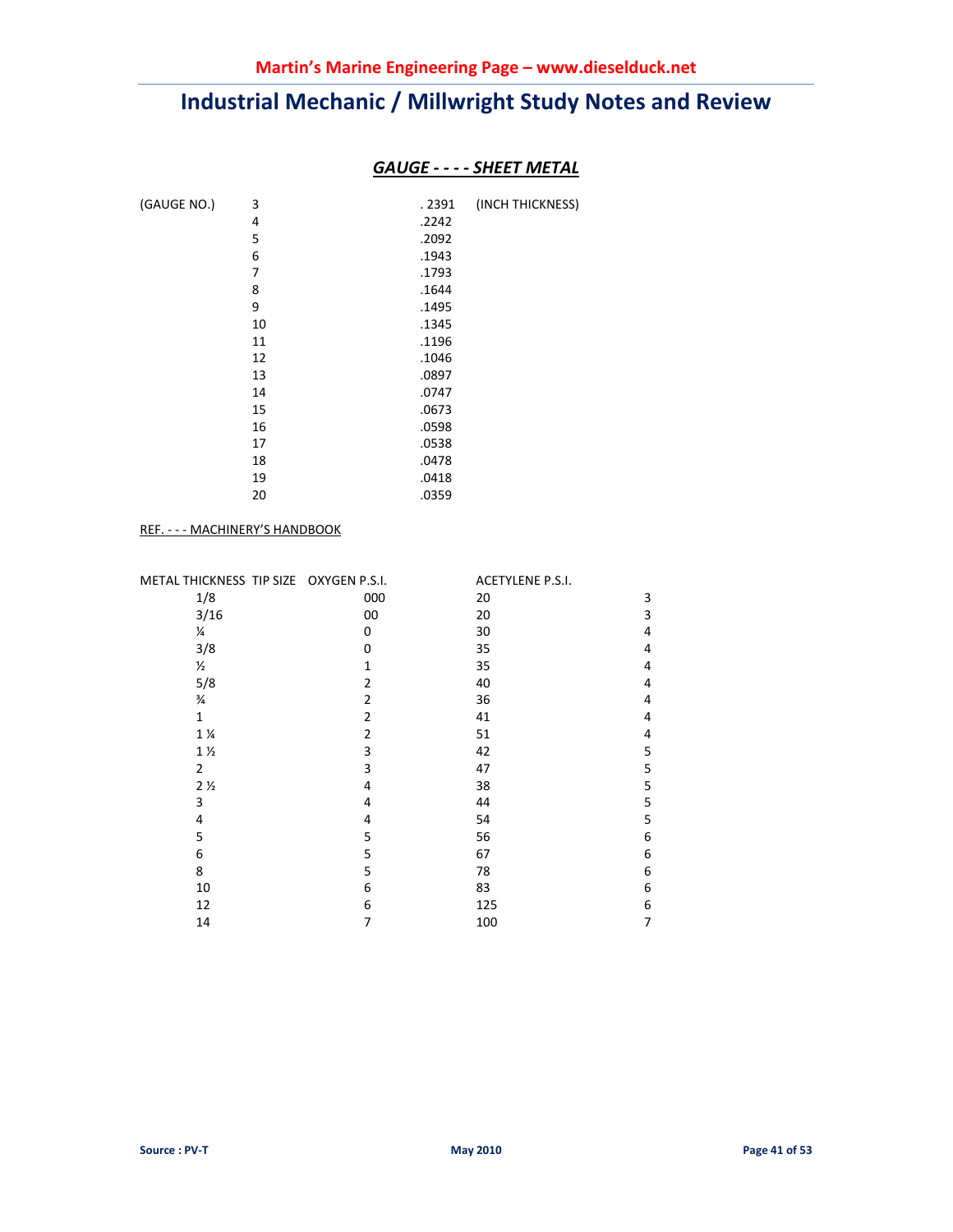## *GAUGE - - - - SHEET METAL*

| (GAUGE NO.) | | (INCH THICKNESS) |
|---|---|---|
| | 3 | . 2391 |
| | 4 | .2242 |
| | 5 | .2092 |
| | 6 | .1943 |
| | 7 | .1793 |
| | 8 | .1644 |
| | 9 | .1495 |
| | 10 | .1345 |
| | 11 | .1196 |
| | 12 | .1046 |
| | 13 | .0897 |
| | 14 | .0747 |
| | 15 | .0673 |
| | 16 | .0598 |
| | 17 | .0538 |
| | 18 | .0478 |
| | 19 | .0418 |
| | 20 | .0359 |

REF. - - - MACHINERY'S HANDBOOK

| METAL THICKNESS | TIP SIZE | OXYGEN P.S.I. | ACETYLENE P.S.I. |
|---|---|---|---|
| 1/8 | 000 | 20 | 3 |
| 3/16 | 00 | 20 | 3 |
| ¼ | 0 | 30 | 4 |
| 3/8 | 0 | 35 | 4 |
| ½ | 1 | 35 | 4 |
| 5/8 | 2 | 40 | 4 |
| ¾ | 2 | 36 | 4 |
| 1 | 2 | 41 | 4 |
| 1 ¼ | 2 | 51 | 4 |
| 1 ½ | 3 | 42 | 5 |
| 2 | 3 | 47 | 5 |
| 2 ½ | 4 | 38 | 5 |
| 3 | 4 | 44 | 5 |
| 4 | 4 | 54 | 5 |
| 5 | 5 | 56 | 6 |
| 6 | 5 | 67 | 6 |
| 8 | 5 | 78 | 6 |
| 10 | 6 | 83 | 6 |
| 12 | 6 | 125 | 6 |
| 14 | 7 | 100 | 7 |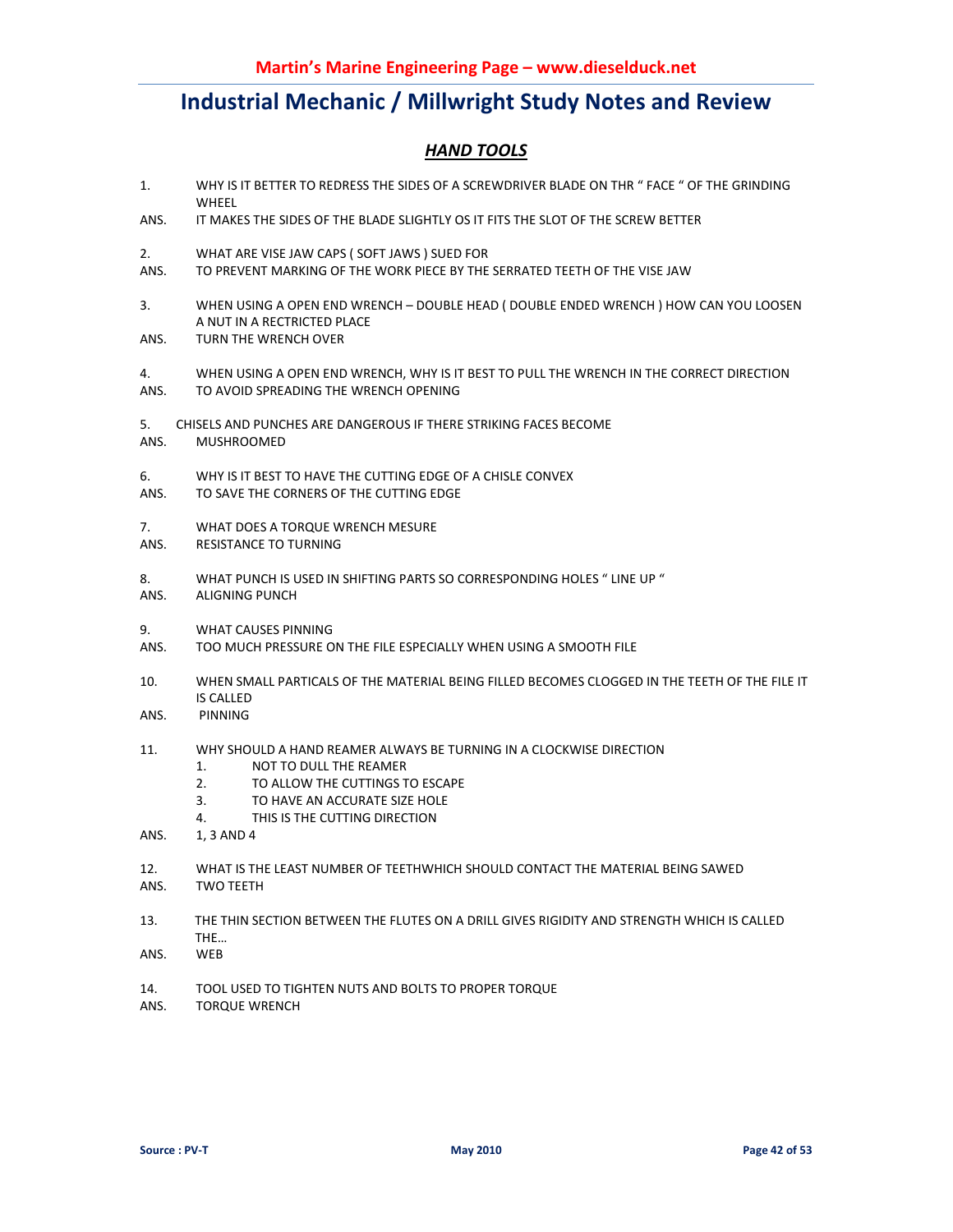# Industrial Mechanic / Millwright Study Notes and Review

## *HAND TOOLS*

1. WHY IS IT BETTER TO REDRESS THE SIDES OF A SCREWDRIVER BLADE ON THR " FACE " OF THE GRINDING WHEEL

ANS. IT MAKES THE SIDES OF THE BLADE SLIGHTLY OS IT FITS THE SLOT OF THE SCREW BETTER

2. WHAT ARE VISE JAW CAPS ( SOFT JAWS ) SUED FOR

ANS. TO PREVENT MARKING OF THE WORK PIECE BY THE SERRATED TEETH OF THE VISE JAW

3. WHEN USING A OPEN END WRENCH – DOUBLE HEAD ( DOUBLE ENDED WRENCH ) HOW CAN YOU LOOSEN A NUT IN A RECTRICTED PLACE

ANS. TURN THE WRENCH OVER

4. WHEN USING A OPEN END WRENCH, WHY IS IT BEST TO PULL THE WRENCH IN THE CORRECT DIRECTION

ANS. TO AVOID SPREADING THE WRENCH OPENING

5. CHISELS AND PUNCHES ARE DANGEROUS IF THERE STRIKING FACES BECOME

ANS. MUSHROOMED

6. WHY IS IT BEST TO HAVE THE CUTTING EDGE OF A CHISLE CONVEX

ANS. TO SAVE THE CORNERS OF THE CUTTING EDGE

7. WHAT DOES A TORQUE WRENCH MESURE

ANS. RESISTANCE TO TURNING

8. WHAT PUNCH IS USED IN SHIFTING PARTS SO CORRESPONDING HOLES " LINE UP "

ANS. ALIGNING PUNCH

9. WHAT CAUSES PINNING

ANS. TOO MUCH PRESSURE ON THE FILE ESPECIALLY WHEN USING A SMOOTH FILE

10. WHEN SMALL PARTICALS OF THE MATERIAL BEING FILLED BECOMES CLOGGED IN THE TEETH OF THE FILE IT IS CALLED

ANS. PINNING

11. WHY SHOULD A HAND REAMER ALWAYS BE TURNING IN A CLOCKWISE DIRECTION
    1. NOT TO DULL THE REAMER
    2. TO ALLOW THE CUTTINGS TO ESCAPE
    3. TO HAVE AN ACCURATE SIZE HOLE
    4. THIS IS THE CUTTING DIRECTION

ANS. 1, 3 AND 4

12. WHAT IS THE LEAST NUMBER OF TEETHWHICH SHOULD CONTACT THE MATERIAL BEING SAWED

ANS. TWO TEETH

13. THE THIN SECTION BETWEEN THE FLUTES ON A DRILL GIVES RIGIDITY AND STRENGTH WHICH IS CALLED THE…

ANS. WEB

14. TOOL USED TO TIGHTEN NUTS AND BOLTS TO PROPER TORQUE

ANS. TORQUE WRENCH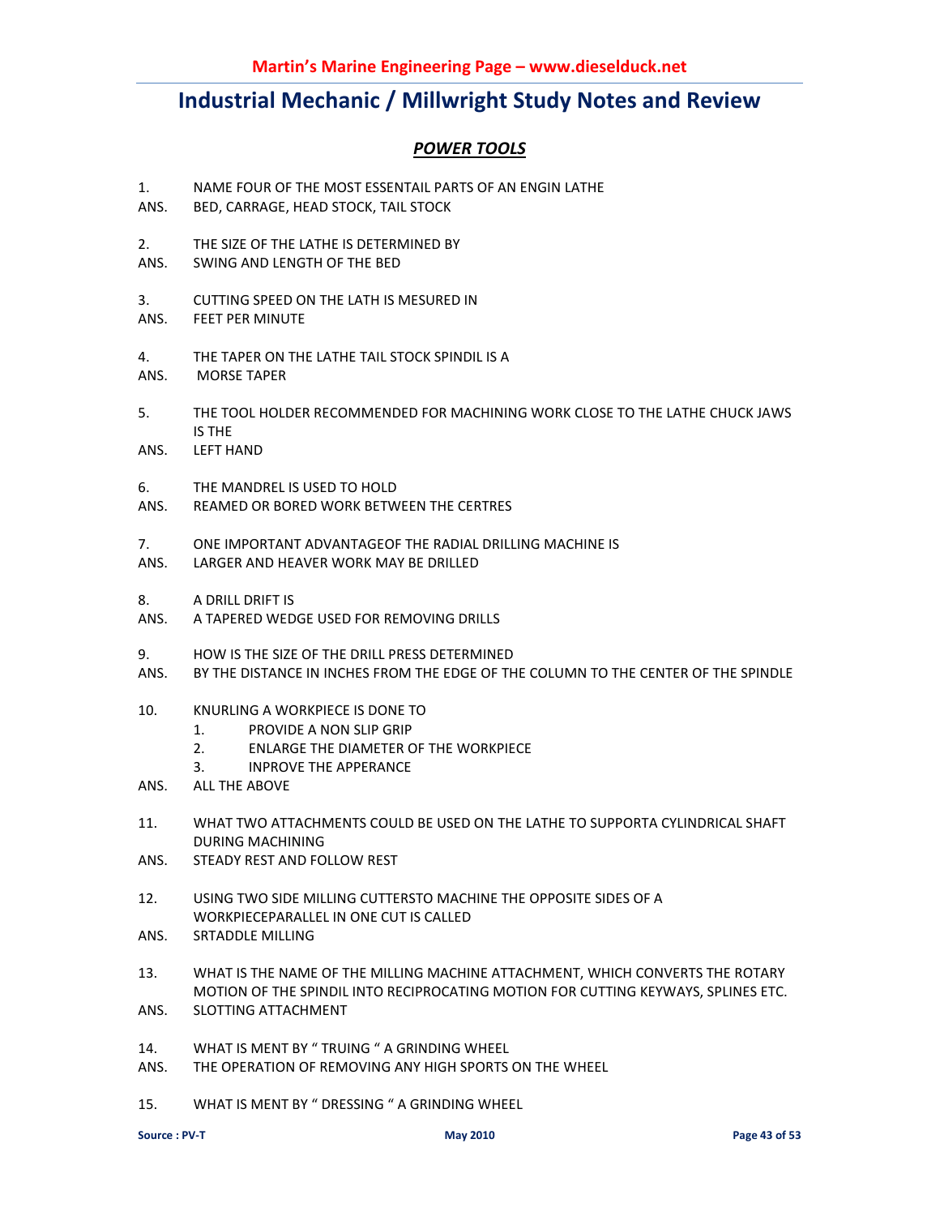# Industrial Mechanic / Millwright Study Notes and Review

## *POWER TOOLS*

1. NAME FOUR OF THE MOST ESSENTAIL PARTS OF AN ENGIN LATHE

ANS. BED, CARRAGE, HEAD STOCK, TAIL STOCK

2. THE SIZE OF THE LATHE IS DETERMINED BY

ANS. SWING AND LENGTH OF THE BED

3. CUTTING SPEED ON THE LATH IS MESURED IN

ANS. FEET PER MINUTE

4. THE TAPER ON THE LATHE TAIL STOCK SPINDIL IS A

ANS. MORSE TAPER

5. THE TOOL HOLDER RECOMMENDED FOR MACHINING WORK CLOSE TO THE LATHE CHUCK JAWS IS THE

ANS. LEFT HAND

6. THE MANDREL IS USED TO HOLD

ANS. REAMED OR BORED WORK BETWEEN THE CERTRES

7. ONE IMPORTANT ADVANTAGEOF THE RADIAL DRILLING MACHINE IS

ANS. LARGER AND HEAVER WORK MAY BE DRILLED

8. A DRILL DRIFT IS

ANS. A TAPERED WEDGE USED FOR REMOVING DRILLS

9. HOW IS THE SIZE OF THE DRILL PRESS DETERMINED

ANS. BY THE DISTANCE IN INCHES FROM THE EDGE OF THE COLUMN TO THE CENTER OF THE SPINDLE

10. KNURLING A WORKPIECE IS DONE TO

   1. PROVIDE A NON SLIP GRIP
   2. ENLARGE THE DIAMETER OF THE WORKPIECE
   3. INPROVE THE APPERANCE

ANS. ALL THE ABOVE

11. WHAT TWO ATTACHMENTS COULD BE USED ON THE LATHE TO SUPPORTA CYLINDRICAL SHAFT DURING MACHINING

ANS. STEADY REST AND FOLLOW REST

12. USING TWO SIDE MILLING CUTTERSTO MACHINE THE OPPOSITE SIDES OF A WORKPIECEPARALLEL IN ONE CUT IS CALLED

ANS. SRTADDLE MILLING

13. WHAT IS THE NAME OF THE MILLING MACHINE ATTACHMENT, WHICH CONVERTS THE ROTARY MOTION OF THE SPINDIL INTO RECIPROCATING MOTION FOR CUTTING KEYWAYS, SPLINES ETC.

ANS. SLOTTING ATTACHMENT

14. WHAT IS MENT BY " TRUING " A GRINDING WHEEL

ANS. THE OPERATION OF REMOVING ANY HIGH SPORTS ON THE WHEEL

15. WHAT IS MENT BY " DRESSING " A GRINDING WHEEL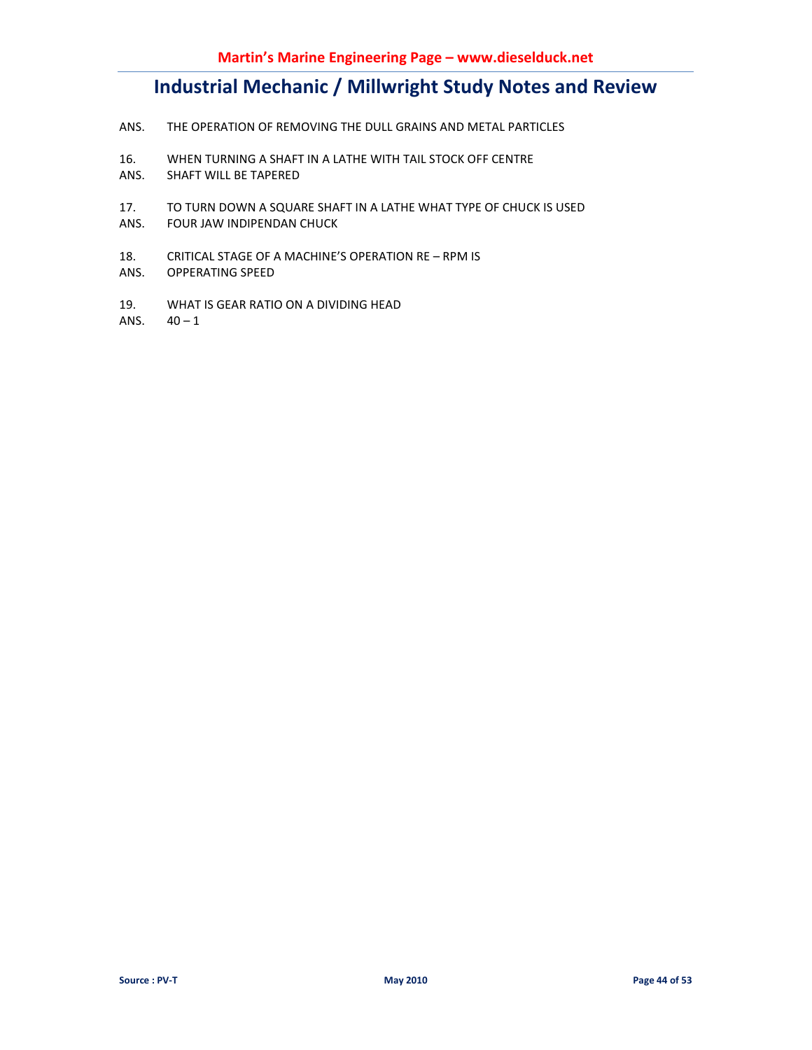ANS. THE OPERATION OF REMOVING THE DULL GRAINS AND METAL PARTICLES

16. WHEN TURNING A SHAFT IN A LATHE WITH TAIL STOCK OFF CENTRE
ANS. SHAFT WILL BE TAPERED

17. TO TURN DOWN A SQUARE SHAFT IN A LATHE WHAT TYPE OF CHUCK IS USED
ANS. FOUR JAW INDIPENDAN CHUCK

18. CRITICAL STAGE OF A MACHINE'S OPERATION RE – RPM IS
ANS. OPPERATING SPEED

19. WHAT IS GEAR RATIO ON A DIVIDING HEAD
ANS. 40 – 1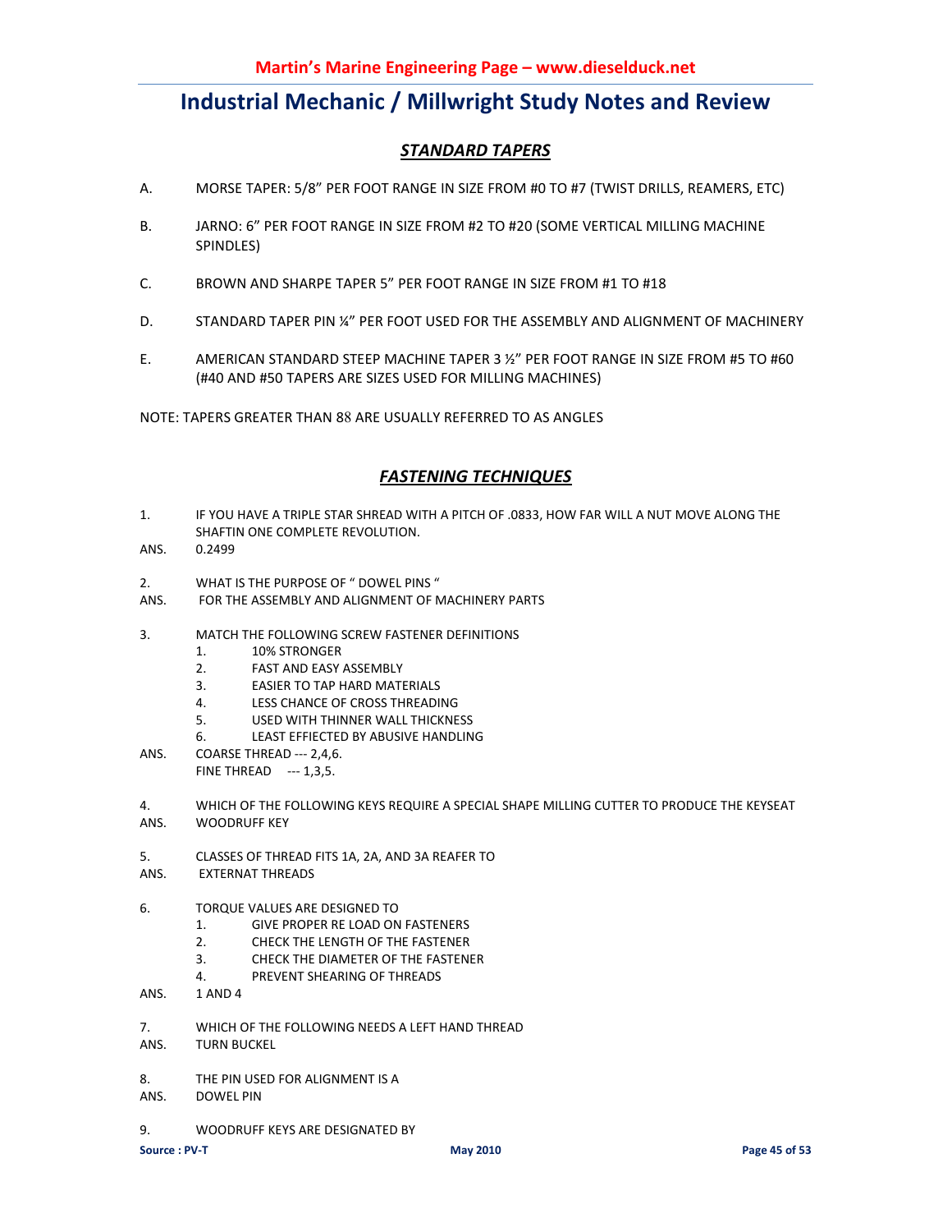# Industrial Mechanic / Millwright Study Notes and Review

## *STANDARD TAPERS*

A. MORSE TAPER: 5/8" PER FOOT RANGE IN SIZE FROM #0 TO #7 (TWIST DRILLS, REAMERS, ETC)

B. JARNO: 6" PER FOOT RANGE IN SIZE FROM #2 TO #20 (SOME VERTICAL MILLING MACHINE SPINDLES)

C. BROWN AND SHARPE TAPER 5" PER FOOT RANGE IN SIZE FROM #1 TO #18

D. STANDARD TAPER PIN ¼" PER FOOT USED FOR THE ASSEMBLY AND ALIGNMENT OF MACHINERY

E. AMERICAN STANDARD STEEP MACHINE TAPER 3 ½" PER FOOT RANGE IN SIZE FROM #5 TO #60 (#40 AND #50 TAPERS ARE SIZES USED FOR MILLING MACHINES)

NOTE: TAPERS GREATER THAN 88 ARE USUALLY REFERRED TO AS ANGLES

## *FASTENING TECHNIQUES*

1. IF YOU HAVE A TRIPLE STAR SHREAD WITH A PITCH OF .0833, HOW FAR WILL A NUT MOVE ALONG THE SHAFTIN ONE COMPLETE REVOLUTION.

ANS. 0.2499

2. WHAT IS THE PURPOSE OF " DOWEL PINS "

ANS. FOR THE ASSEMBLY AND ALIGNMENT OF MACHINERY PARTS

3. MATCH THE FOLLOWING SCREW FASTENER DEFINITIONS
   1. 10% STRONGER
   2. FAST AND EASY ASSEMBLY
   3. EASIER TO TAP HARD MATERIALS
   4. LESS CHANCE OF CROSS THREADING
   5. USED WITH THINNER WALL THICKNESS
   6. LEAST EFFIECTED BY ABUSIVE HANDLING

ANS. COARSE THREAD --- 2,4,6.
FINE THREAD --- 1,3,5.

4. WHICH OF THE FOLLOWING KEYS REQUIRE A SPECIAL SHAPE MILLING CUTTER TO PRODUCE THE KEYSEAT

ANS. WOODRUFF KEY

5. CLASSES OF THREAD FITS 1A, 2A, AND 3A REAFER TO

ANS. EXTERNAT THREADS

6. TORQUE VALUES ARE DESIGNED TO
   1. GIVE PROPER RE LOAD ON FASTENERS
   2. CHECK THE LENGTH OF THE FASTENER
   3. CHECK THE DIAMETER OF THE FASTENER
   4. PREVENT SHEARING OF THREADS

ANS. 1 AND 4

7. WHICH OF THE FOLLOWING NEEDS A LEFT HAND THREAD

ANS. TURN BUCKEL

8. THE PIN USED FOR ALIGNMENT IS A

ANS. DOWEL PIN

9. WOODRUFF KEYS ARE DESIGNATED BY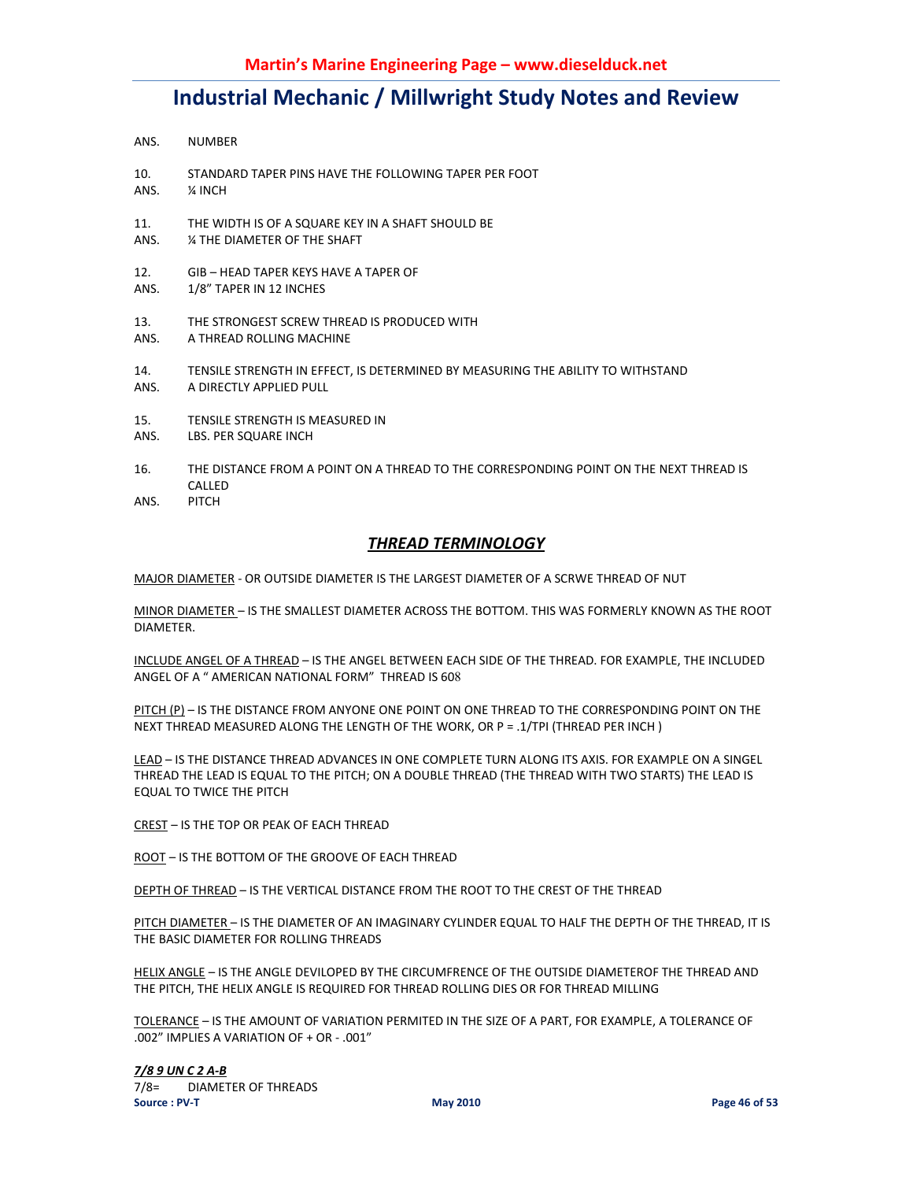ANS. NUMBER

10. STANDARD TAPER PINS HAVE THE FOLLOWING TAPER PER FOOT
ANS. ¼ INCH

11. THE WIDTH IS OF A SQUARE KEY IN A SHAFT SHOULD BE
ANS. ¼ THE DIAMETER OF THE SHAFT

12. GIB – HEAD TAPER KEYS HAVE A TAPER OF
ANS. 1/8" TAPER IN 12 INCHES

13. THE STRONGEST SCREW THREAD IS PRODUCED WITH
ANS. A THREAD ROLLING MACHINE

14. TENSILE STRENGTH IN EFFECT, IS DETERMINED BY MEASURING THE ABILITY TO WITHSTAND
ANS. A DIRECTLY APPLIED PULL

15. TENSILE STRENGTH IS MEASURED IN
ANS. LBS. PER SQUARE INCH

16. THE DISTANCE FROM A POINT ON A THREAD TO THE CORRESPONDING POINT ON THE NEXT THREAD IS CALLED
ANS. PITCH

## *THREAD TERMINOLOGY*

MAJOR DIAMETER - OR OUTSIDE DIAMETER IS THE LARGEST DIAMETER OF A SCRWE THREAD OF NUT

MINOR DIAMETER – IS THE SMALLEST DIAMETER ACROSS THE BOTTOM. THIS WAS FORMERLY KNOWN AS THE ROOT DIAMETER.

INCLUDE ANGEL OF A THREAD – IS THE ANGEL BETWEEN EACH SIDE OF THE THREAD. FOR EXAMPLE, THE INCLUDED ANGEL OF A " AMERICAN NATIONAL FORM" THREAD IS 608

PITCH (P) – IS THE DISTANCE FROM ANYONE ONE POINT ON ONE THREAD TO THE CORRESPONDING POINT ON THE NEXT THREAD MEASURED ALONG THE LENGTH OF THE WORK, OR P = .1/TPI (THREAD PER INCH )

LEAD – IS THE DISTANCE THREAD ADVANCES IN ONE COMPLETE TURN ALONG ITS AXIS. FOR EXAMPLE ON A SINGEL THREAD THE LEAD IS EQUAL TO THE PITCH; ON A DOUBLE THREAD (THE THREAD WITH TWO STARTS) THE LEAD IS EQUAL TO TWICE THE PITCH

CREST – IS THE TOP OR PEAK OF EACH THREAD

ROOT – IS THE BOTTOM OF THE GROOVE OF EACH THREAD

DEPTH OF THREAD – IS THE VERTICAL DISTANCE FROM THE ROOT TO THE CREST OF THE THREAD

PITCH DIAMETER – IS THE DIAMETER OF AN IMAGINARY CYLINDER EQUAL TO HALF THE DEPTH OF THE THREAD, IT IS THE BASIC DIAMETER FOR ROLLING THREADS

HELIX ANGLE – IS THE ANGLE DEVILOPED BY THE CIRCUMFRENCE OF THE OUTSIDE DIAMETEROF THE THREAD AND THE PITCH, THE HELIX ANGLE IS REQUIRED FOR THREAD ROLLING DIES OR FOR THREAD MILLING

TOLERANCE – IS THE AMOUNT OF VARIATION PERMITED IN THE SIZE OF A PART, FOR EXAMPLE, A TOLERANCE OF .002" IMPLIES A VARIATION OF + OR - .001"

***7/8 9 UN C 2 A-B***

7/8= DIAMETER OF THREADS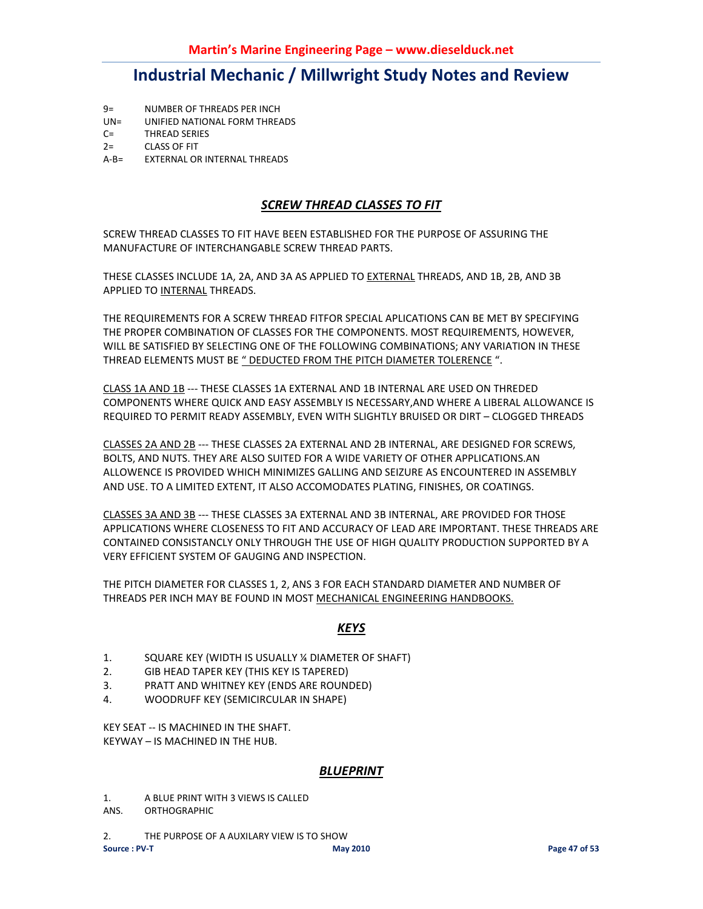9= NUMBER OF THREADS PER INCH
UN= UNIFIED NATIONAL FORM THREADS
C= THREAD SERIES
2= CLASS OF FIT
A-B= EXTERNAL OR INTERNAL THREADS

## *SCREW THREAD CLASSES TO FIT*

SCREW THREAD CLASSES TO FIT HAVE BEEN ESTABLISHED FOR THE PURPOSE OF ASSURING THE MANUFACTURE OF INTERCHANGABLE SCREW THREAD PARTS.

THESE CLASSES INCLUDE 1A, 2A, AND 3A AS APPLIED TO EXTERNAL THREADS, AND 1B, 2B, AND 3B APPLIED TO INTERNAL THREADS.

THE REQUIREMENTS FOR A SCREW THREAD FITFOR SPECIAL APLICATIONS CAN BE MET BY SPECIFYING THE PROPER COMBINATION OF CLASSES FOR THE COMPONENTS. MOST REQUIREMENTS, HOWEVER, WILL BE SATISFIED BY SELECTING ONE OF THE FOLLOWING COMBINATIONS; ANY VARIATION IN THESE THREAD ELEMENTS MUST BE " DEDUCTED FROM THE PITCH DIAMETER TOLERENCE ".

CLASS 1A AND 1B --- THESE CLASSES 1A EXTERNAL AND 1B INTERNAL ARE USED ON THREDED COMPONENTS WHERE QUICK AND EASY ASSEMBLY IS NECESSARY,AND WHERE A LIBERAL ALLOWANCE IS REQUIRED TO PERMIT READY ASSEMBLY, EVEN WITH SLIGHTLY BRUISED OR DIRT – CLOGGED THREADS

CLASSES 2A AND 2B --- THESE CLASSES 2A EXTERNAL AND 2B INTERNAL, ARE DESIGNED FOR SCREWS, BOLTS, AND NUTS. THEY ARE ALSO SUITED FOR A WIDE VARIETY OF OTHER APPLICATIONS.AN ALLOWENCE IS PROVIDED WHICH MINIMIZES GALLING AND SEIZURE AS ENCOUNTERED IN ASSEMBLY AND USE. TO A LIMITED EXTENT, IT ALSO ACCOMODATES PLATING, FINISHES, OR COATINGS.

CLASSES 3A AND 3B --- THESE CLASSES 3A EXTERNAL AND 3B INTERNAL, ARE PROVIDED FOR THOSE APPLICATIONS WHERE CLOSENESS TO FIT AND ACCURACY OF LEAD ARE IMPORTANT. THESE THREADS ARE CONTAINED CONSISTANCLY ONLY THROUGH THE USE OF HIGH QUALITY PRODUCTION SUPPORTED BY A VERY EFFICIENT SYSTEM OF GAUGING AND INSPECTION.

THE PITCH DIAMETER FOR CLASSES 1, 2, ANS 3 FOR EACH STANDARD DIAMETER AND NUMBER OF THREADS PER INCH MAY BE FOUND IN MOST MECHANICAL ENGINEERING HANDBOOKS.

## *KEYS*

1. SQUARE KEY (WIDTH IS USUALLY ¼ DIAMETER OF SHAFT)
2. GIB HEAD TAPER KEY (THIS KEY IS TAPERED)
3. PRATT AND WHITNEY KEY (ENDS ARE ROUNDED)
4. WOODRUFF KEY (SEMICIRCULAR IN SHAPE)

KEY SEAT -- IS MACHINED IN THE SHAFT.
KEYWAY – IS MACHINED IN THE HUB.

## *BLUEPRINT*

1. A BLUE PRINT WITH 3 VIEWS IS CALLED

ANS. ORTHOGRAPHIC

2. THE PURPOSE OF A AUXILARY VIEW IS TO SHOW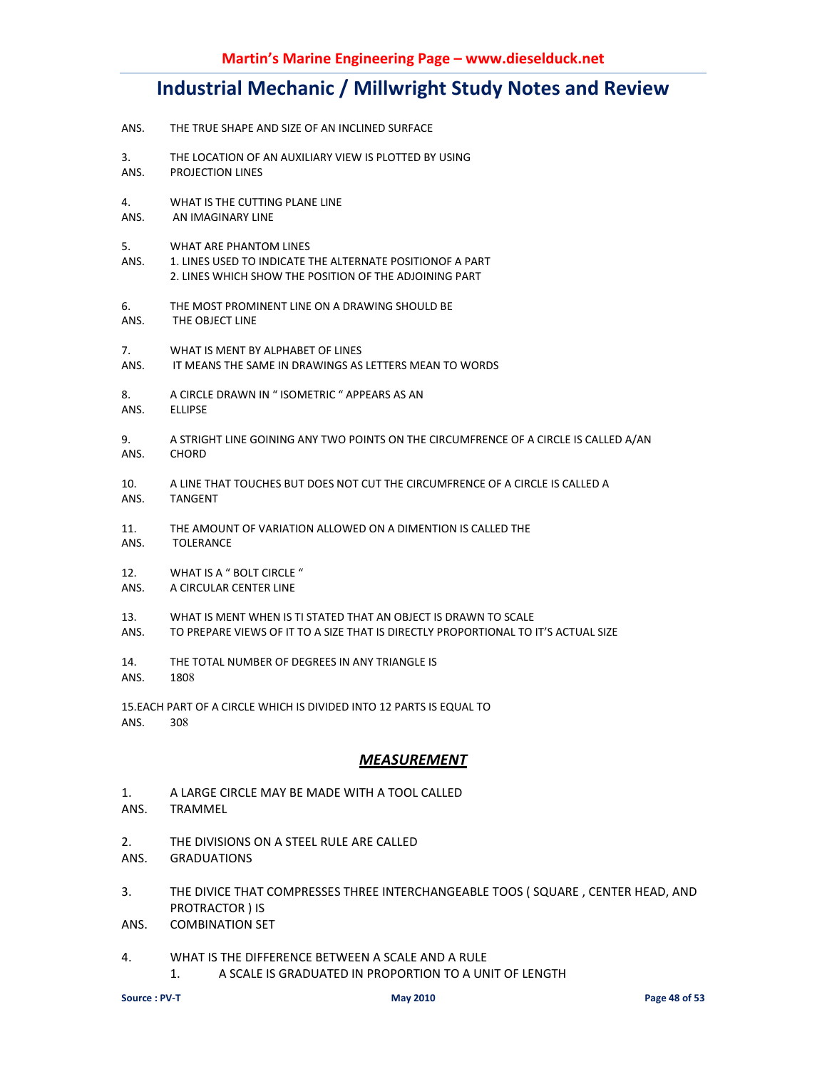ANS. THE TRUE SHAPE AND SIZE OF AN INCLINED SURFACE

3. THE LOCATION OF AN AUXILIARY VIEW IS PLOTTED BY USING
ANS. PROJECTION LINES

4. WHAT IS THE CUTTING PLANE LINE
ANS. AN IMAGINARY LINE

5. WHAT ARE PHANTOM LINES
ANS. 1. LINES USED TO INDICATE THE ALTERNATE POSITIONOF A PART
2. LINES WHICH SHOW THE POSITION OF THE ADJOINING PART

6. THE MOST PROMINENT LINE ON A DRAWING SHOULD BE
ANS. THE OBJECT LINE

7. WHAT IS MENT BY ALPHABET OF LINES
ANS. IT MEANS THE SAME IN DRAWINGS AS LETTERS MEAN TO WORDS

8. A CIRCLE DRAWN IN " ISOMETRIC " APPEARS AS AN
ANS. ELLIPSE

9. A STRIGHT LINE GOINING ANY TWO POINTS ON THE CIRCUMFRENCE OF A CIRCLE IS CALLED A/AN
ANS. CHORD

10. A LINE THAT TOUCHES BUT DOES NOT CUT THE CIRCUMFRENCE OF A CIRCLE IS CALLED A
ANS. TANGENT

11. THE AMOUNT OF VARIATION ALLOWED ON A DIMENTION IS CALLED THE
ANS. TOLERANCE

12. WHAT IS A " BOLT CIRCLE "
ANS. A CIRCULAR CENTER LINE

13. WHAT IS MENT WHEN IS TI STATED THAT AN OBJECT IS DRAWN TO SCALE
ANS. TO PREPARE VIEWS OF IT TO A SIZE THAT IS DIRECTLY PROPORTIONAL TO IT'S ACTUAL SIZE

14. THE TOTAL NUMBER OF DEGREES IN ANY TRIANGLE IS
ANS. 1808

15.EACH PART OF A CIRCLE WHICH IS DIVIDED INTO 12 PARTS IS EQUAL TO
ANS. 308

## *MEASUREMENT*

1. A LARGE CIRCLE MAY BE MADE WITH A TOOL CALLED
ANS. TRAMMEL

2. THE DIVISIONS ON A STEEL RULE ARE CALLED
ANS. GRADUATIONS

3. THE DIVICE THAT COMPRESSES THREE INTERCHANGEABLE TOOS ( SQUARE , CENTER HEAD, AND PROTRACTOR ) IS
ANS. COMBINATION SET

4. WHAT IS THE DIFFERENCE BETWEEN A SCALE AND A RULE
1. A SCALE IS GRADUATED IN PROPORTION TO A UNIT OF LENGTH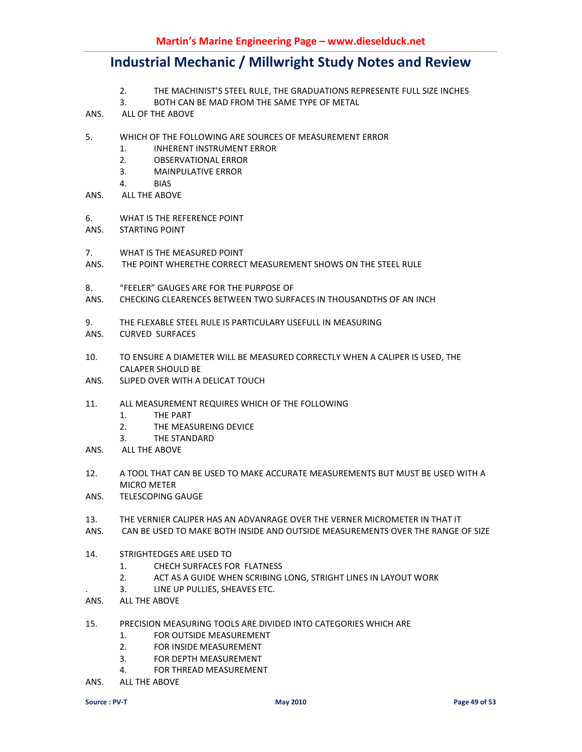2. THE MACHINIST'S STEEL RULE, THE GRADUATIONS REPRESENTE FULL SIZE INCHES
3. BOTH CAN BE MAD FROM THE SAME TYPE OF METAL

ANS. ALL OF THE ABOVE

5. WHICH OF THE FOLLOWING ARE SOURCES OF MEASUREMENT ERROR
   1. INHERENT INSTRUMENT ERROR
   2. OBSERVATIONAL ERROR
   3. MAINPULATIVE ERROR
   4. BIAS

ANS. ALL THE ABOVE

6. WHAT IS THE REFERENCE POINT

ANS. STARTING POINT

7. WHAT IS THE MEASURED POINT

ANS. THE POINT WHERETHE CORRECT MEASUREMENT SHOWS ON THE STEEL RULE

8. "FEELER" GAUGES ARE FOR THE PURPOSE OF

ANS. CHECKING CLEARENCES BETWEEN TWO SURFACES IN THOUSANDTHS OF AN INCH

9. THE FLEXABLE STEEL RULE IS PARTICULARY USEFULL IN MEASURING

ANS. CURVED SURFACES

10. TO ENSURE A DIAMETER WILL BE MEASURED CORRECTLY WHEN A CALIPER IS USED, THE CALAPER SHOULD BE

ANS. SLIPED OVER WITH A DELICAT TOUCH

11. ALL MEASUREMENT REQUIRES WHICH OF THE FOLLOWING
    1. THE PART
    2. THE MEASUREING DEVICE
    3. THE STANDARD

ANS. ALL THE ABOVE

12. A TOOL THAT CAN BE USED TO MAKE ACCURATE MEASUREMENTS BUT MUST BE USED WITH A MICRO METER

ANS. TELESCOPING GAUGE

13. THE VERNIER CALIPER HAS AN ADVANRAGE OVER THE VERNER MICROMETER IN THAT IT

ANS. CAN BE USED TO MAKE BOTH INSIDE AND OUTSIDE MEASUREMENTS OVER THE RANGE OF SIZE

14. STRIGHTEDGES ARE USED TO
    1. CHECH SURFACES FOR FLATNESS
    2. ACT AS A GUIDE WHEN SCRIBING LONG, STRIGHT LINES IN LAYOUT WORK
    3. LINE UP PULLIES, SHEAVES ETC.

ANS. ALL THE ABOVE

15. PRECISION MEASURING TOOLS ARE DIVIDED INTO CATEGORIES WHICH ARE
    1. FOR OUTSIDE MEASUREMENT
    2. FOR INSIDE MEASUREMENT
    3. FOR DEPTH MEASUREMENT
    4. FOR THREAD MEASUREMENT

ANS. ALL THE ABOVE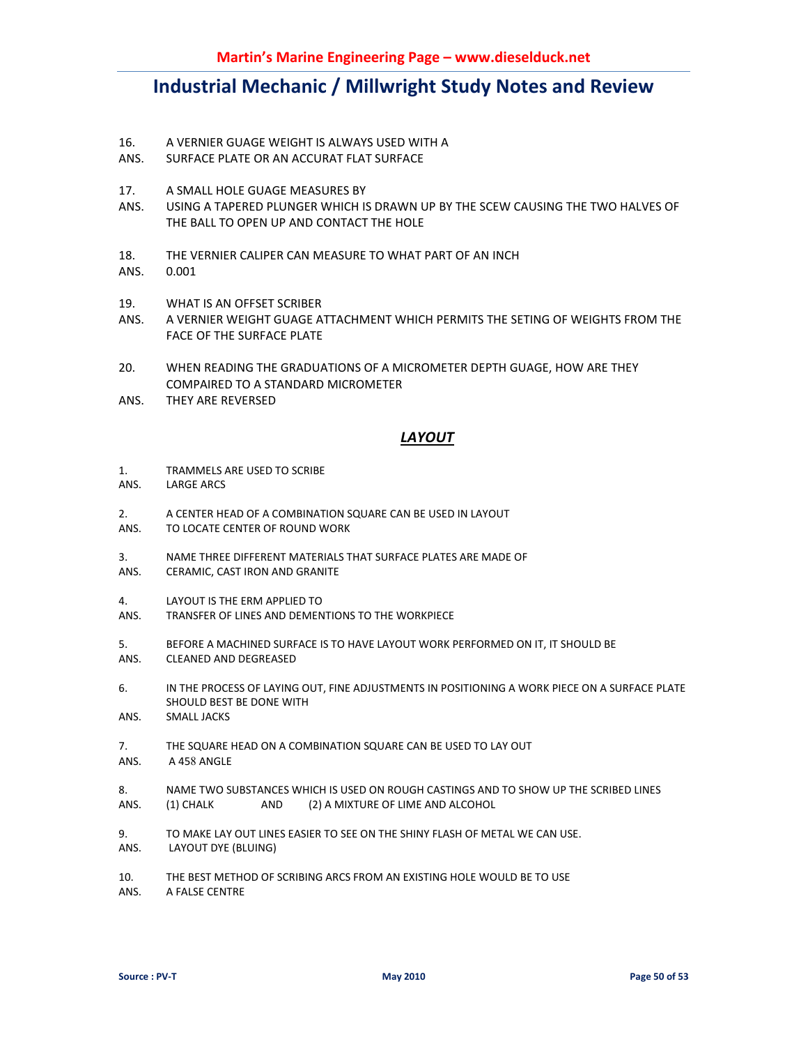16. A VERNIER GUAGE WEIGHT IS ALWAYS USED WITH A

ANS. SURFACE PLATE OR AN ACCURAT FLAT SURFACE

17. A SMALL HOLE GUAGE MEASURES BY

ANS. USING A TAPERED PLUNGER WHICH IS DRAWN UP BY THE SCEW CAUSING THE TWO HALVES OF THE BALL TO OPEN UP AND CONTACT THE HOLE

18. THE VERNIER CALIPER CAN MEASURE TO WHAT PART OF AN INCH

ANS. 0.001

19. WHAT IS AN OFFSET SCRIBER

ANS. A VERNIER WEIGHT GUAGE ATTACHMENT WHICH PERMITS THE SETING OF WEIGHTS FROM THE FACE OF THE SURFACE PLATE

20. WHEN READING THE GRADUATIONS OF A MICROMETER DEPTH GUAGE, HOW ARE THEY COMPAIRED TO A STANDARD MICROMETER

ANS. THEY ARE REVERSED

## ***LAYOUT***

1. TRAMMELS ARE USED TO SCRIBE

ANS. LARGE ARCS

2. A CENTER HEAD OF A COMBINATION SQUARE CAN BE USED IN LAYOUT

ANS. TO LOCATE CENTER OF ROUND WORK

3. NAME THREE DIFFERENT MATERIALS THAT SURFACE PLATES ARE MADE OF

ANS. CERAMIC, CAST IRON AND GRANITE

4. LAYOUT IS THE ERM APPLIED TO

ANS. TRANSFER OF LINES AND DEMENTIONS TO THE WORKPIECE

5. BEFORE A MACHINED SURFACE IS TO HAVE LAYOUT WORK PERFORMED ON IT, IT SHOULD BE

ANS. CLEANED AND DEGREASED

6. IN THE PROCESS OF LAYING OUT, FINE ADJUSTMENTS IN POSITIONING A WORK PIECE ON A SURFACE PLATE SHOULD BEST BE DONE WITH

ANS. SMALL JACKS

7. THE SQUARE HEAD ON A COMBINATION SQUARE CAN BE USED TO LAY OUT

ANS. A 458 ANGLE

8. NAME TWO SUBSTANCES WHICH IS USED ON ROUGH CASTINGS AND TO SHOW UP THE SCRIBED LINES

ANS. (1) CHALK AND (2) A MIXTURE OF LIME AND ALCOHOL

9. TO MAKE LAY OUT LINES EASIER TO SEE ON THE SHINY FLASH OF METAL WE CAN USE.

ANS. LAYOUT DYE (BLUING)

10. THE BEST METHOD OF SCRIBING ARCS FROM AN EXISTING HOLE WOULD BE TO USE

ANS. A FALSE CENTRE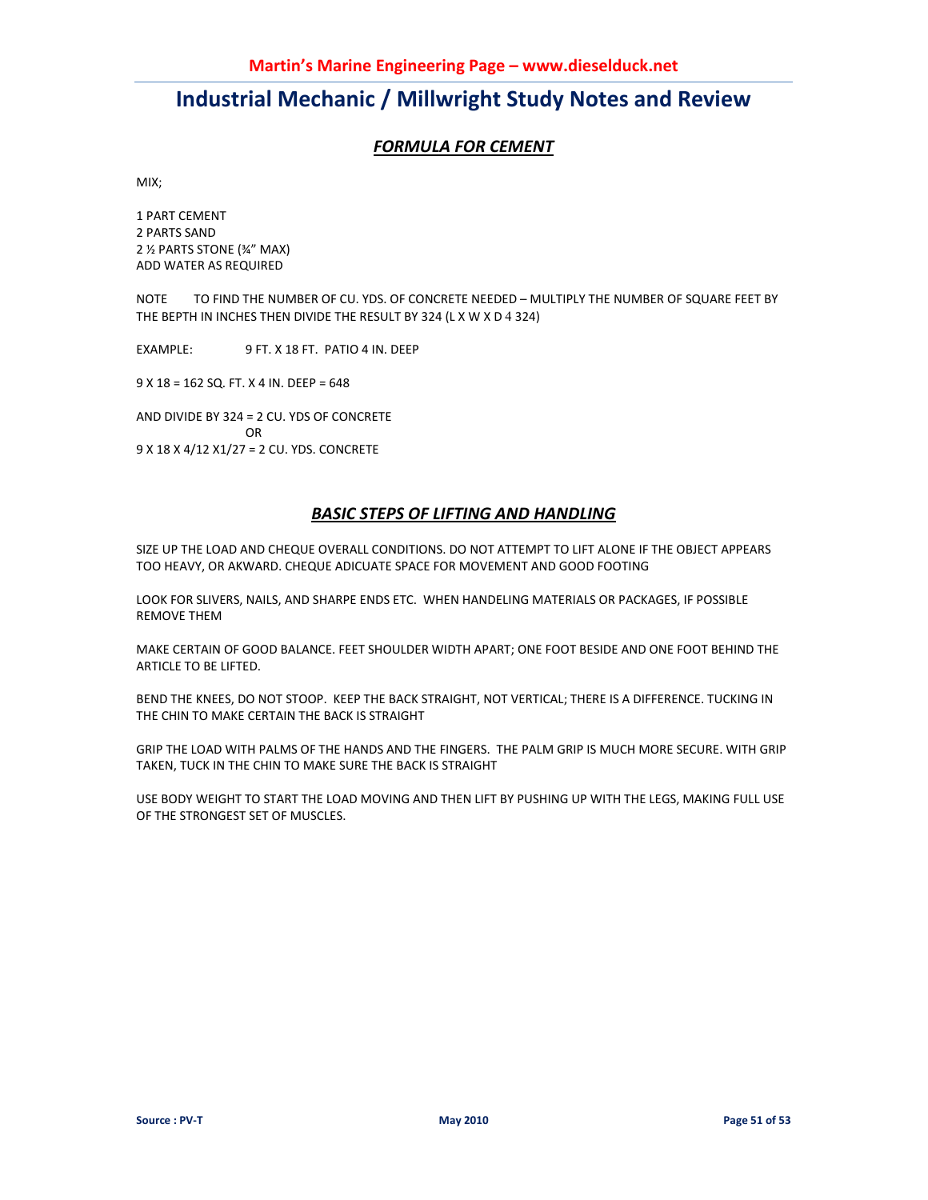# Industrial Mechanic / Millwright Study Notes and Review

## *FORMULA FOR CEMENT*

MIX;

1 PART CEMENT
2 PARTS SAND
2 ½ PARTS STONE (¾" MAX)
ADD WATER AS REQUIRED

NOTE TO FIND THE NUMBER OF CU. YDS. OF CONCRETE NEEDED – MULTIPLY THE NUMBER OF SQUARE FEET BY THE BEPTH IN INCHES THEN DIVIDE THE RESULT BY 324 (L X W X D 4 324)

EXAMPLE: 9 FT. X 18 FT. PATIO 4 IN. DEEP

9 X 18 = 162 SQ. FT. X 4 IN. DEEP = 648

AND DIVIDE BY 324 = 2 CU. YDS OF CONCRETE
OR
9 X 18 X 4/12 X1/27 = 2 CU. YDS. CONCRETE

## *BASIC STEPS OF LIFTING AND HANDLING*

SIZE UP THE LOAD AND CHEQUE OVERALL CONDITIONS. DO NOT ATTEMPT TO LIFT ALONE IF THE OBJECT APPEARS TOO HEAVY, OR AKWARD. CHEQUE ADICUATE SPACE FOR MOVEMENT AND GOOD FOOTING

LOOK FOR SLIVERS, NAILS, AND SHARPE ENDS ETC. WHEN HANDELING MATERIALS OR PACKAGES, IF POSSIBLE REMOVE THEM

MAKE CERTAIN OF GOOD BALANCE. FEET SHOULDER WIDTH APART; ONE FOOT BESIDE AND ONE FOOT BEHIND THE ARTICLE TO BE LIFTED.

BEND THE KNEES, DO NOT STOOP. KEEP THE BACK STRAIGHT, NOT VERTICAL; THERE IS A DIFFERENCE. TUCKING IN THE CHIN TO MAKE CERTAIN THE BACK IS STRAIGHT

GRIP THE LOAD WITH PALMS OF THE HANDS AND THE FINGERS. THE PALM GRIP IS MUCH MORE SECURE. WITH GRIP TAKEN, TUCK IN THE CHIN TO MAKE SURE THE BACK IS STRAIGHT

USE BODY WEIGHT TO START THE LOAD MOVING AND THEN LIFT BY PUSHING UP WITH THE LEGS, MAKING FULL USE OF THE STRONGEST SET OF MUSCLES.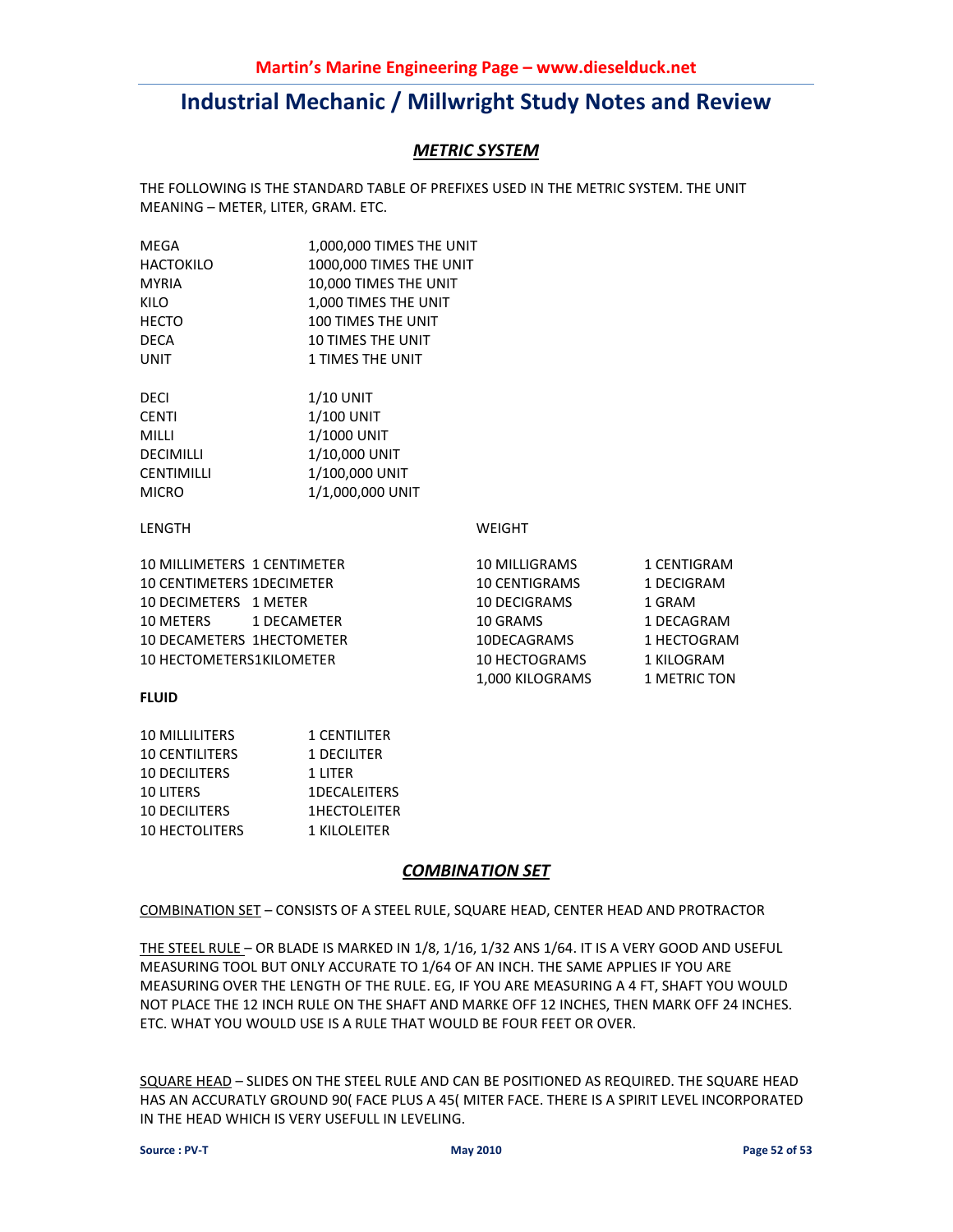## Industrial Mechanic / Millwright Study Notes and Review

### *METRIC SYSTEM*

THE FOLLOWING IS THE STANDARD TABLE OF PREFIXES USED IN THE METRIC SYSTEM. THE UNIT MEANING – METER, LITER, GRAM. ETC.

| | |
|---|---|
| MEGA | 1,000,000 TIMES THE UNIT |
| HACTOKILO | 1000,000 TIMES THE UNIT |
| MYRIA | 10,000 TIMES THE UNIT |
| KILO | 1,000 TIMES THE UNIT |
| HECTO | 100 TIMES THE UNIT |
| DECA | 10 TIMES THE UNIT |
| UNIT | 1 TIMES THE UNIT |

| | |
|---|---|
| DECI | 1/10 UNIT |
| CENTI | 1/100 UNIT |
| MILLI | 1/1000 UNIT |
| DECIMILLI | 1/10,000 UNIT |
| CENTIMILLI | 1/100,000 UNIT |
| MICRO | 1/1,000,000 UNIT |

LENGTH

| | |
|---|---|
| 10 MILLIMETERS | 1 CENTIMETER |
| 10 CENTIMETERS | 1DECIMETER |
| 10 DECIMETERS | 1 METER |
| 10 METERS | 1 DECAMETER |
| 10 DECAMETERS | 1HECTOMETER |
| 10 HECTOMETERS | 1KILOMETER |

WEIGHT

| | |
|---|---|
| 10 MILLIGRAMS | 1 CENTIGRAM |
| 10 CENTIGRAMS | 1 DECIGRAM |
| 10 DECIGRAMS | 1 GRAM |
| 10 GRAMS | 1 DECAGRAM |
| 10DECAGRAMS | 1 HECTOGRAM |
| 10 HECTOGRAMS | 1 KILOGRAM |
| 1,000 KILOGRAMS | 1 METRIC TON |

**FLUID**

| | |
|---|---|
| 10 MILLILITERS | 1 CENTILITER |
| 10 CENTILITERS | 1 DECILITER |
| 10 DECILITERS | 1 LITER |
| 10 LITERS | 1DECALEITERS |
| 10 DECILITERS | 1HECTOLEITER |
| 10 HECTOLITERS | 1 KILOLEITER |

### *COMBINATION SET*

COMBINATION SET – CONSISTS OF A STEEL RULE, SQUARE HEAD, CENTER HEAD AND PROTRACTOR

THE STEEL RULE – OR BLADE IS MARKED IN 1/8, 1/16, 1/32 ANS 1/64. IT IS A VERY GOOD AND USEFUL MEASURING TOOL BUT ONLY ACCURATE TO 1/64 OF AN INCH. THE SAME APPLIES IF YOU ARE MEASURING OVER THE LENGTH OF THE RULE. EG, IF YOU ARE MEASURING A 4 FT, SHAFT YOU WOULD NOT PLACE THE 12 INCH RULE ON THE SHAFT AND MARKE OFF 12 INCHES, THEN MARK OFF 24 INCHES. ETC. WHAT YOU WOULD USE IS A RULE THAT WOULD BE FOUR FEET OR OVER.

SQUARE HEAD – SLIDES ON THE STEEL RULE AND CAN BE POSITIONED AS REQUIRED. THE SQUARE HEAD HAS AN ACCURATLY GROUND 90( FACE PLUS A 45( MITER FACE. THERE IS A SPIRIT LEVEL INCORPORATED IN THE HEAD WHICH IS VERY USEFULL IN LEVELING.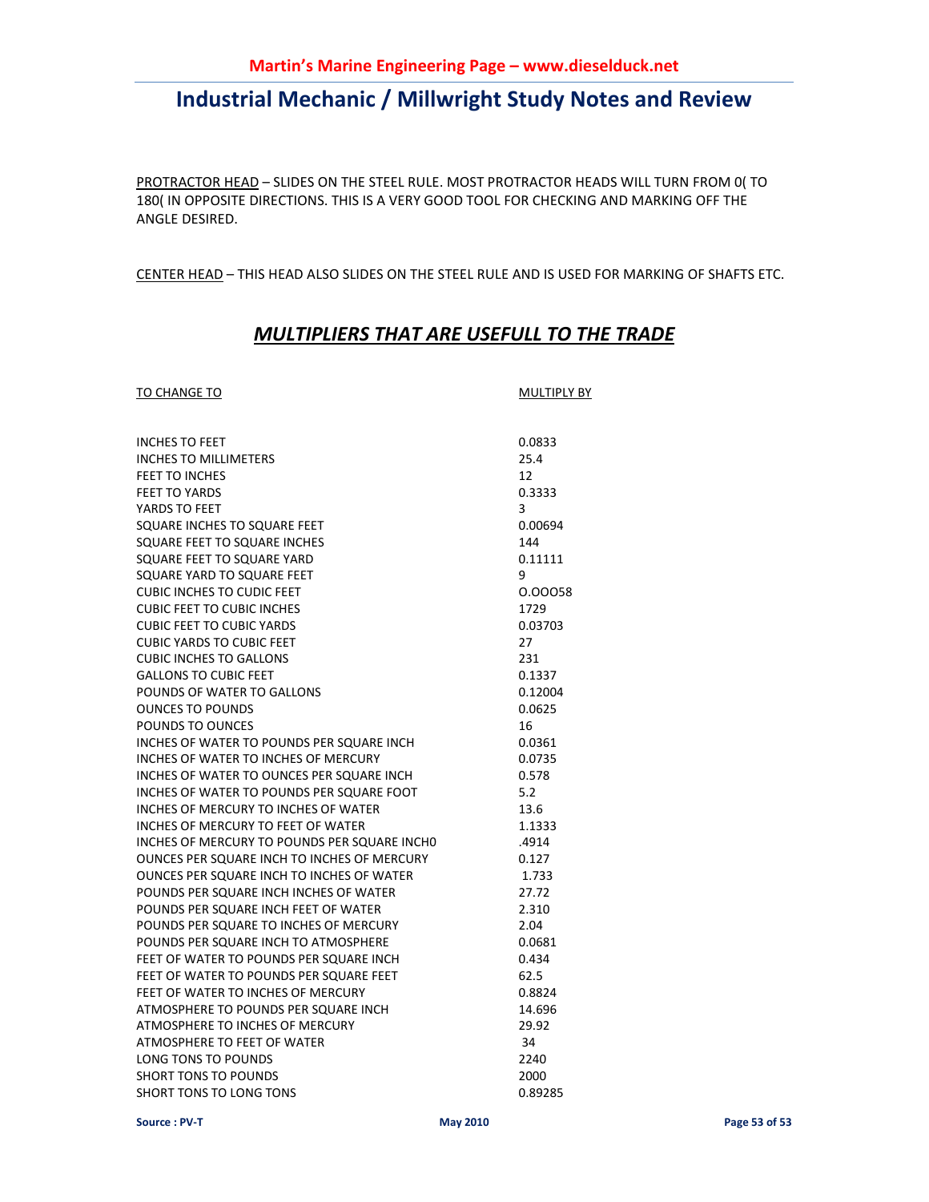PROTRACTOR HEAD – SLIDES ON THE STEEL RULE. MOST PROTRACTOR HEADS WILL TURN FROM 0( TO 180( IN OPPOSITE DIRECTIONS. THIS IS A VERY GOOD TOOL FOR CHECKING AND MARKING OFF THE ANGLE DESIRED.

CENTER HEAD – THIS HEAD ALSO SLIDES ON THE STEEL RULE AND IS USED FOR MARKING OF SHAFTS ETC.

## *MULTIPLIERS THAT ARE USEFULL TO THE TRADE*

| TO CHANGE TO | MULTIPLY BY |
|---|---|
| INCHES TO FEET | 0.0833 |
| INCHES TO MILLIMETERS | 25.4 |
| FEET TO INCHES | 12 |
| FEET TO YARDS | 0.3333 |
| YARDS TO FEET | 3 |
| SQUARE INCHES TO SQUARE FEET | 0.00694 |
| SQUARE FEET TO SQUARE INCHES | 144 |
| SQUARE FEET TO SQUARE YARD | 0.11111 |
| SQUARE YARD TO SQUARE FEET | 9 |
| CUBIC INCHES TO CUDIC FEET | O.OOO58 |
| CUBIC FEET TO CUBIC INCHES | 1729 |
| CUBIC FEET TO CUBIC YARDS | 0.03703 |
| CUBIC YARDS TO CUBIC FEET | 27 |
| CUBIC INCHES TO GALLONS | 231 |
| GALLONS TO CUBIC FEET | 0.1337 |
| POUNDS OF WATER TO GALLONS | 0.12004 |
| OUNCES TO POUNDS | 0.0625 |
| POUNDS TO OUNCES | 16 |
| INCHES OF WATER TO POUNDS PER SQUARE INCH | 0.0361 |
| INCHES OF WATER TO INCHES OF MERCURY | 0.0735 |
| INCHES OF WATER TO OUNCES PER SQUARE INCH | 0.578 |
| INCHES OF WATER TO POUNDS PER SQUARE FOOT | 5.2 |
| INCHES OF MERCURY TO INCHES OF WATER | 13.6 |
| INCHES OF MERCURY TO FEET OF WATER | 1.1333 |
| INCHES OF MERCURY TO POUNDS PER SQUARE INCH0 | .4914 |
| OUNCES PER SQUARE INCH TO INCHES OF MERCURY | 0.127 |
| OUNCES PER SQUARE INCH TO INCHES OF WATER | 1.733 |
| POUNDS PER SQUARE INCH INCHES OF WATER | 27.72 |
| POUNDS PER SQUARE INCH FEET OF WATER | 2.310 |
| POUNDS PER SQUARE TO INCHES OF MERCURY | 2.04 |
| POUNDS PER SQUARE INCH TO ATMOSPHERE | 0.0681 |
| FEET OF WATER TO POUNDS PER SQUARE INCH | 0.434 |
| FEET OF WATER TO POUNDS PER SQUARE FEET | 62.5 |
| FEET OF WATER TO INCHES OF MERCURY | 0.8824 |
| ATMOSPHERE TO POUNDS PER SQUARE INCH | 14.696 |
| ATMOSPHERE TO INCHES OF MERCURY | 29.92 |
| ATMOSPHERE TO FEET OF WATER | 34 |
| LONG TONS TO POUNDS | 2240 |
| SHORT TONS TO POUNDS | 2000 |
| SHORT TONS TO LONG TONS | 0.89285 |